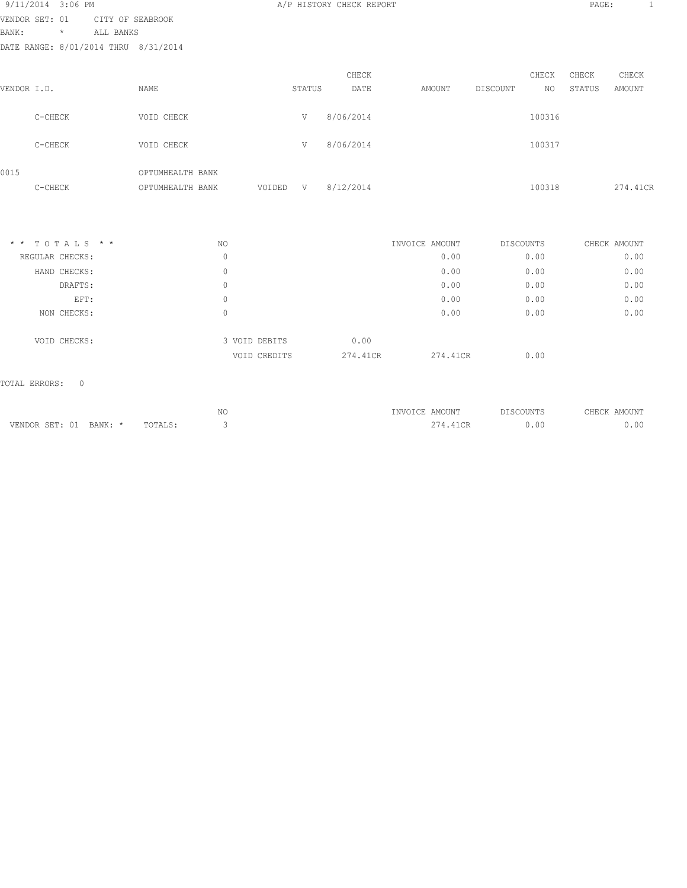9/11/2014 3:06 PM A/P HISTORY CHECK REPORT PAGE: 1

VENDOR SET: 01 CITY OF SEABROOK
BANK: * ALL BANKS
DATE RANGE: 8/01/2014 THRU 8/31/2014

| VENDOR I.D. | NAME | STATUS | | CHECK DATE | AMOUNT | DISCOUNT | CHECK NO | CHECK STATUS | CHECK AMOUNT |
|---|---|---|---|---|---|---|---|---|---|
| C-CHECK | VOID CHECK | | V | 8/06/2014 | | | 100316 | | |
| C-CHECK | VOID CHECK | | V | 8/06/2014 | | | 100317 | | |
| 0015 | OPTUMHEALTH BANK | | | | | | | | |
| C-CHECK | OPTUMHEALTH BANK | VOIDED | V | 8/12/2014 | | | 100318 | | 274.41CR |

| * * T O T A L S * * | NO | | | INVOICE AMOUNT | DISCOUNTS | CHECK AMOUNT |
|---|---|---|---|---|---|---|
| REGULAR CHECKS: | 0 | | | 0.00 | 0.00 | 0.00 |
| HAND CHECKS: | 0 | | | 0.00 | 0.00 | 0.00 |
| DRAFTS: | 0 | | | 0.00 | 0.00 | 0.00 |
| EFT: | 0 | | | 0.00 | 0.00 | 0.00 |
| NON CHECKS: | 0 | | | 0.00 | 0.00 | 0.00 |
| VOID CHECKS: | 3 | VOID DEBITS | 0.00 | | | |
| | | VOID CREDITS | 274.41CR | 274.41CR | 0.00 | |

TOTAL ERRORS: 0

| | | NO | INVOICE AMOUNT | DISCOUNTS | CHECK AMOUNT |
|---|---|---|---|---|---|
| VENDOR SET: 01 BANK: * | TOTALS: | 3 | 274.41CR | 0.00 | 0.00 |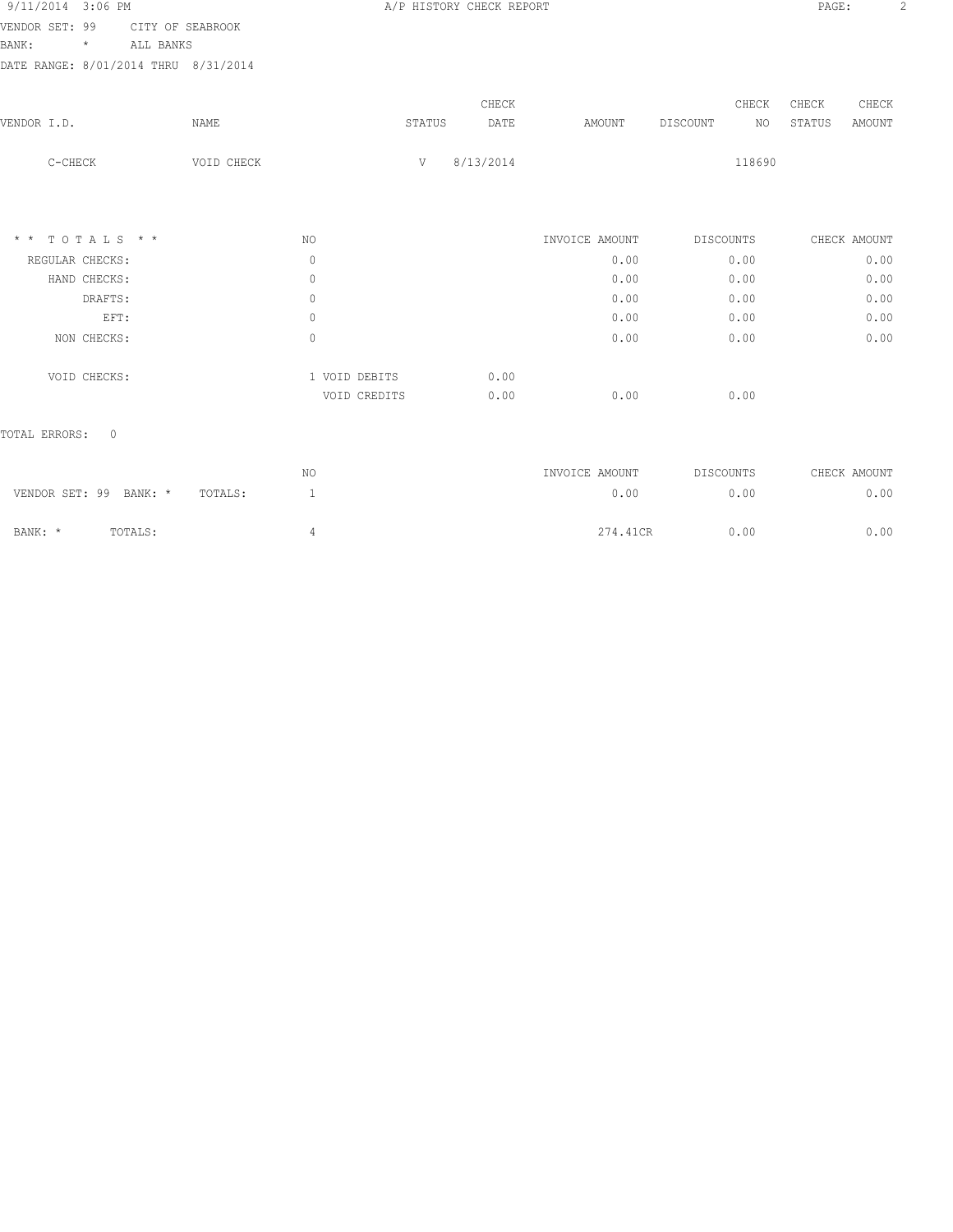VENDOR SET: 99 CITY OF SEABROOK
BANK: * ALL BANKS
DATE RANGE: 8/01/2014 THRU 8/31/2014

| VENDOR I.D. | NAME | STATUS | CHECK DATE | AMOUNT | DISCOUNT | CHECK NO | CHECK STATUS | CHECK AMOUNT |
|---|---|---|---|---|---|---|---|---|
| C-CHECK | VOID CHECK | V | 8/13/2014 | | | 118690 | | |

| * * T O T A L S * * | NO | | | INVOICE AMOUNT | DISCOUNTS | CHECK AMOUNT |
|---|---|---|---|---|---|---|
| REGULAR CHECKS: | 0 | | | 0.00 | 0.00 | 0.00 |
| HAND CHECKS: | 0 | | | 0.00 | 0.00 | 0.00 |
| DRAFTS: | 0 | | | 0.00 | 0.00 | 0.00 |
| EFT: | 0 | | | 0.00 | 0.00 | 0.00 |
| NON CHECKS: | 0 | | | 0.00 | 0.00 | 0.00 |
| VOID CHECKS: | 1 | VOID DEBITS | 0.00 | | | |
| | | VOID CREDITS | 0.00 | 0.00 | 0.00 | |

TOTAL ERRORS: 0

| | NO | INVOICE AMOUNT | DISCOUNTS | CHECK AMOUNT |
|---|---|---|---|---|
| VENDOR SET: 99 BANK: * TOTALS: | 1 | 0.00 | 0.00 | 0.00 |
| BANK: * TOTALS: | 4 | 274.41CR | 0.00 | 0.00 |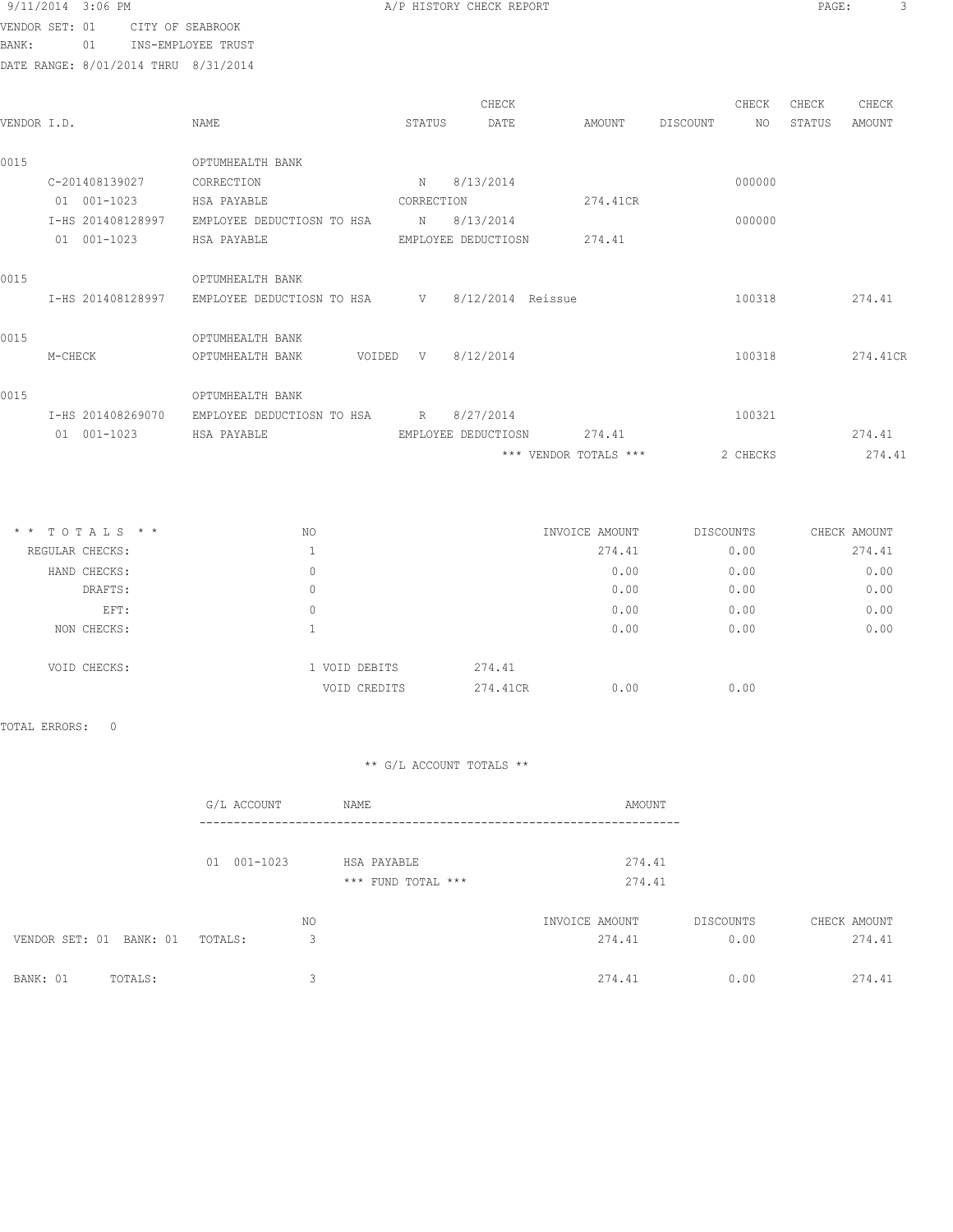9/11/2014 3:06 PM A/P HISTORY CHECK REPORT

VENDOR SET: 01 CITY OF SEABROOK
BANK: 01 INS-EMPLOYEE TRUST
DATE RANGE: 8/01/2014 THRU 8/31/2014

| VENDOR I.D. | NAME | STATUS | CHECK DATE | AMOUNT | DISCOUNT | CHECK NO | CHECK STATUS | CHECK AMOUNT |
|---|---|---|---|---|---|---|---|---|
| 0015 | OPTUMHEALTH BANK | | | | | | | |
| C-201408139027 | CORRECTION | N | 8/13/2014 | | | 000000 | | |
| 01 001-1023 | HSA PAYABLE | CORRECTION | | 274.41CR | | | | |
| I-HS 201408128997 | EMPLOYEE DEDUCTIOSN TO HSA | N | 8/13/2014 | | | 000000 | | |
| 01 001-1023 | HSA PAYABLE | EMPLOYEE DEDUCTIOSN | | 274.41 | | | | |
| 0015 | OPTUMHEALTH BANK | | | | | | | |
| I-HS 201408128997 | EMPLOYEE DEDUCTIOSN TO HSA | V | 8/12/2014 Reissue | | | 100318 | | 274.41 |
| 0015 | OPTUMHEALTH BANK | | | | | | | |
| M-CHECK | OPTUMHEALTH BANK VOIDED | V | 8/12/2014 | | | 100318 | | 274.41CR |
| 0015 | OPTUMHEALTH BANK | | | | | | | |
| I-HS 201408269070 | EMPLOYEE DEDUCTIOSN TO HSA | R | 8/27/2014 | | | 100321 | | |
| 01 001-1023 | HSA PAYABLE | EMPLOYEE DEDUCTIOSN | | 274.41 | | | | 274.41 |
| | | | | *** VENDOR TOTALS *** | | 2 CHECKS | | 274.41 |

| * * T O T A L S * * | NO | | | INVOICE AMOUNT | DISCOUNTS | CHECK AMOUNT |
|---|---|---|---|---|---|---|
| REGULAR CHECKS: | 1 | | | 274.41 | 0.00 | 274.41 |
| HAND CHECKS: | 0 | | | 0.00 | 0.00 | 0.00 |
| DRAFTS: | 0 | | | 0.00 | 0.00 | 0.00 |
| EFT: | 0 | | | 0.00 | 0.00 | 0.00 |
| NON CHECKS: | 1 | | | 0.00 | 0.00 | 0.00 |
| VOID CHECKS: | 1 | VOID DEBITS | 274.41 | | | |
| | | VOID CREDITS | 274.41CR | 0.00 | 0.00 | |

TOTAL ERRORS: 0

** G/L ACCOUNT TOTALS **

| G/L ACCOUNT | NAME | AMOUNT |
|---|---|---|
| 01 001-1023 | HSA PAYABLE | 274.41 |
| | *** FUND TOTAL *** | 274.41 |

| | NO | INVOICE AMOUNT | DISCOUNTS | CHECK AMOUNT |
|---|---|---|---|---|
| VENDOR SET: 01 BANK: 01 TOTALS: | 3 | 274.41 | 0.00 | 274.41 |
| BANK: 01 TOTALS: | 3 | 274.41 | 0.00 | 274.41 |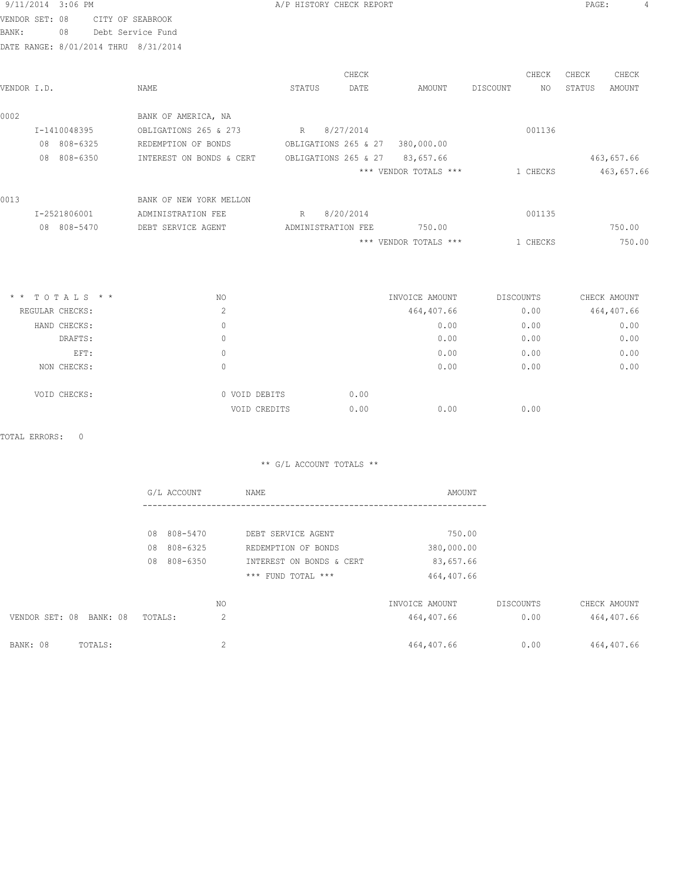A/P HISTORY CHECK REPORT

VENDOR SET: 08 CITY OF SEABROOK
BANK: 08 Debt Service Fund
DATE RANGE: 8/01/2014 THRU 8/31/2014

| VENDOR I.D. | NAME | STATUS | CHECK DATE | AMOUNT | DISCOUNT | CHECK NO | CHECK STATUS | CHECK AMOUNT |
|---|---|---|---|---|---|---|---|---|
| 0002 | BANK OF AMERICA, NA | | | | | | | |
| I-1410048395 | OBLIGATIONS 265 & 273 | R | 8/27/2014 | | | 001136 | | |
| 08 808-6325 | REDEMPTION OF BONDS | OBLIGATIONS 265 & 27 | | 380,000.00 | | | | |
| 08 808-6350 | INTEREST ON BONDS & CERT | OBLIGATIONS 265 & 27 | | 83,657.66 | | | | 463,657.66 |
| | | | | *** VENDOR TOTALS *** | | 1 CHECKS | | 463,657.66 |
| 0013 | BANK OF NEW YORK MELLON | | | | | | | |
| I-2521806001 | ADMINISTRATION FEE | R | 8/20/2014 | | | 001135 | | |
| 08 808-5470 | DEBT SERVICE AGENT | ADMINISTRATION FEE | | 750.00 | | | | 750.00 |
| | | | | *** VENDOR TOTALS *** | | 1 CHECKS | | 750.00 |

| ** TOTALS ** | NO | | INVOICE AMOUNT | DISCOUNTS | CHECK AMOUNT |
|---|---|---|---|---|---|
| REGULAR CHECKS: | 2 | | 464,407.66 | 0.00 | 464,407.66 |
| HAND CHECKS: | 0 | | 0.00 | 0.00 | 0.00 |
| DRAFTS: | 0 | | 0.00 | 0.00 | 0.00 |
| EFT: | 0 | | 0.00 | 0.00 | 0.00 |
| NON CHECKS: | 0 | | 0.00 | 0.00 | 0.00 |
| VOID CHECKS: | 0 VOID DEBITS | 0.00 | | | |
| | VOID CREDITS | 0.00 | 0.00 | 0.00 | |

TOTAL ERRORS: 0

** G/L ACCOUNT TOTALS **

| G/L ACCOUNT | NAME | AMOUNT |
|---|---|---|
| 08 808-5470 | DEBT SERVICE AGENT | 750.00 |
| 08 808-6325 | REDEMPTION OF BONDS | 380,000.00 |
| 08 808-6350 | INTEREST ON BONDS & CERT | 83,657.66 |
| | *** FUND TOTAL *** | 464,407.66 |

| | NO | INVOICE AMOUNT | DISCOUNTS | CHECK AMOUNT |
|---|---|---|---|---|
| VENDOR SET: 08 BANK: 08 TOTALS: | 2 | 464,407.66 | 0.00 | 464,407.66 |
| BANK: 08 TOTALS: | 2 | 464,407.66 | 0.00 | 464,407.66 |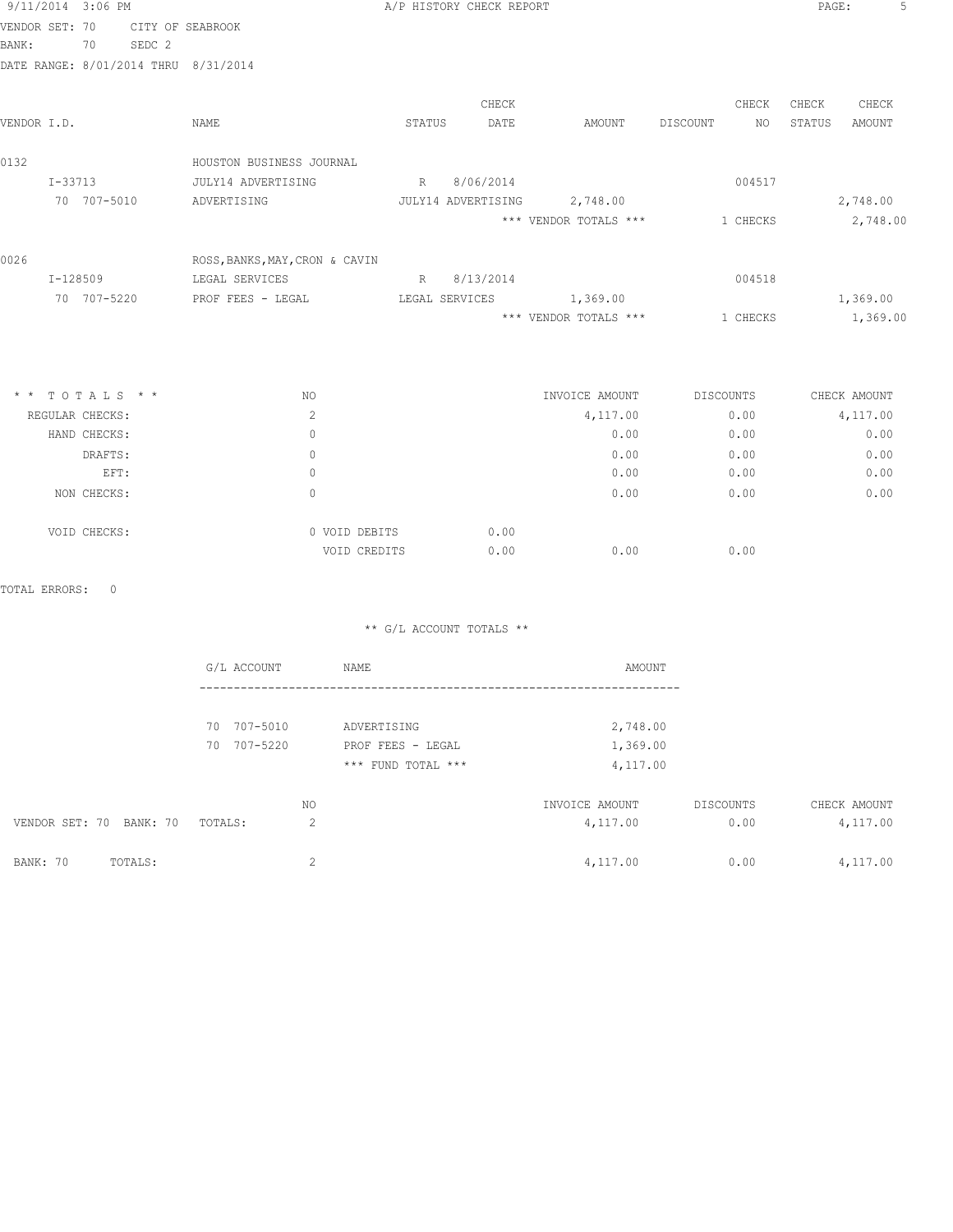9/11/2014 3:06 PM — A/P HISTORY CHECK REPORT

VENDOR SET: 70 CITY OF SEABROOK
BANK: 70 SEDC 2
DATE RANGE: 8/01/2014 THRU 8/31/2014

| VENDOR I.D. | NAME | STATUS | CHECK DATE | AMOUNT | DISCOUNT | CHECK NO | CHECK STATUS | CHECK AMOUNT |
|---|---|---|---|---|---|---|---|---|
| 0132 | HOUSTON BUSINESS JOURNAL | | | | | | | |
| I-33713 | JULY14 ADVERTISING | R | 8/06/2014 | | | 004517 | | |
| 70 707-5010 | ADVERTISING | JULY14 ADVERTISING | | 2,748.00 | | | | 2,748.00 |
| | | | | *** VENDOR TOTALS *** | | 1 CHECKS | | 2,748.00 |
| 0026 | ROSS,BANKS,MAY,CRON & CAVIN | | | | | | | |
| I-128509 | LEGAL SERVICES | R | 8/13/2014 | | | 004518 | | |
| 70 707-5220 | PROF FEES - LEGAL | LEGAL SERVICES | | 1,369.00 | | | | 1,369.00 |
| | | | | *** VENDOR TOTALS *** | | 1 CHECKS | | 1,369.00 |

| * * TOTALS * * | NO | | | INVOICE AMOUNT | DISCOUNTS | CHECK AMOUNT |
|---|---|---|---|---|---|---|
| REGULAR CHECKS: | 2 | | | 4,117.00 | 0.00 | 4,117.00 |
| HAND CHECKS: | 0 | | | 0.00 | 0.00 | 0.00 |
| DRAFTS: | 0 | | | 0.00 | 0.00 | 0.00 |
| EFT: | 0 | | | 0.00 | 0.00 | 0.00 |
| NON CHECKS: | 0 | | | 0.00 | 0.00 | 0.00 |
| VOID CHECKS: | 0 | VOID DEBITS | 0.00 | | | |
| | | VOID CREDITS | 0.00 | 0.00 | 0.00 | |

TOTAL ERRORS: 0

** G/L ACCOUNT TOTALS **

| G/L ACCOUNT | NAME | AMOUNT |
|---|---|---|
| 70 707-5010 | ADVERTISING | 2,748.00 |
| 70 707-5220 | PROF FEES - LEGAL | 1,369.00 |
| | *** FUND TOTAL *** | 4,117.00 |

| | NO | INVOICE AMOUNT | DISCOUNTS | CHECK AMOUNT |
|---|---|---|---|---|
| VENDOR SET: 70 BANK: 70 TOTALS: | 2 | 4,117.00 | 0.00 | 4,117.00 |
| BANK: 70 TOTALS: | 2 | 4,117.00 | 0.00 | 4,117.00 |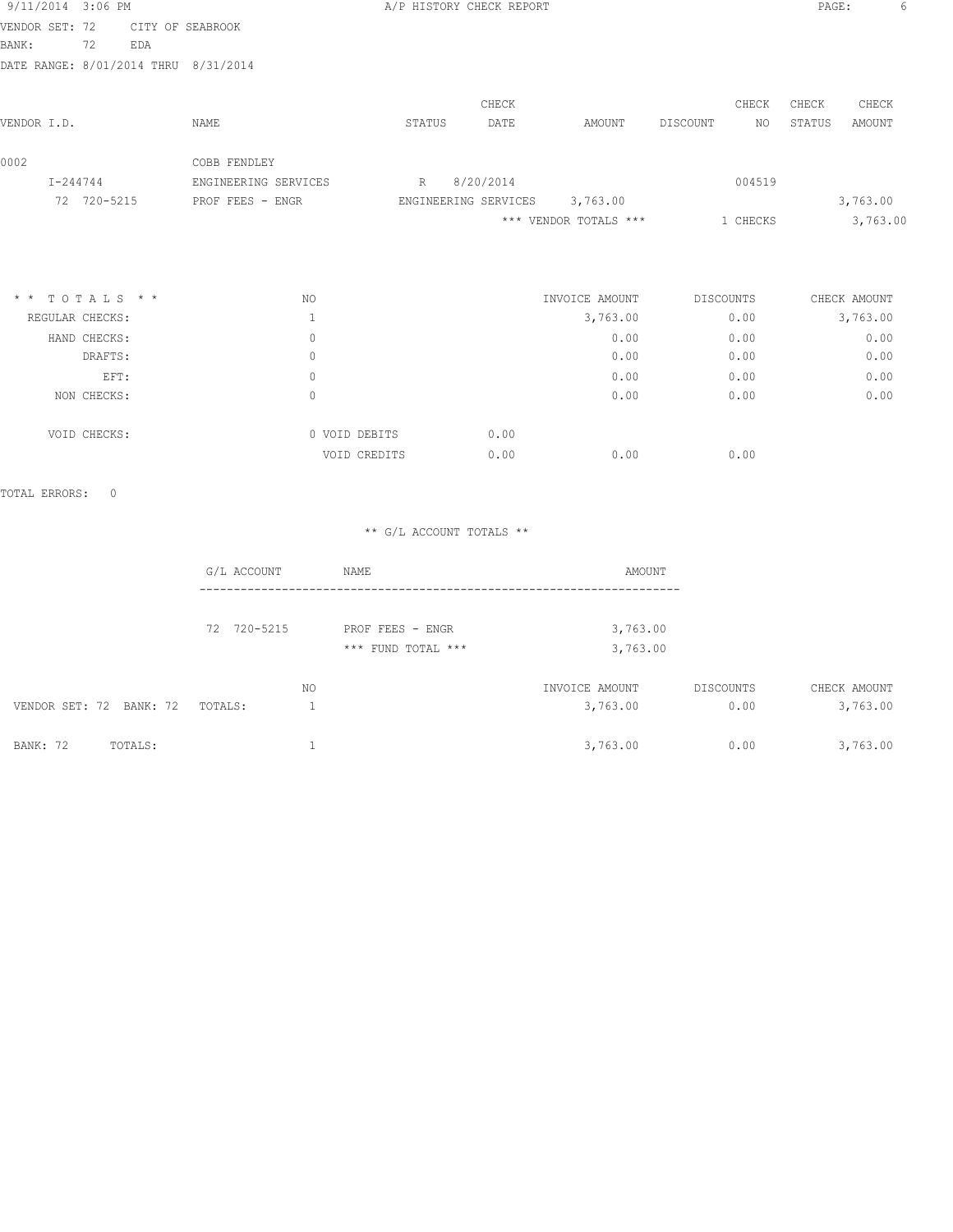A/P HISTORY CHECK REPORT

VENDOR SET: 72 CITY OF SEABROOK
BANK: 72 EDA
DATE RANGE: 8/01/2014 THRU 8/31/2014

| VENDOR I.D. | NAME | STATUS | CHECK DATE | AMOUNT | DISCOUNT | CHECK NO | CHECK STATUS | CHECK AMOUNT |
|---|---|---|---|---|---|---|---|---|
| 0002 | COBB FENDLEY | | | | | | | |
| I-244744 | ENGINEERING SERVICES | R | 8/20/2014 | | | 004519 | | |
| 72 720-5215 | PROF FEES - ENGR | ENGINEERING SERVICES | | 3,763.00 | | | | 3,763.00 |
| | | | | *** VENDOR TOTALS *** | | 1 CHECKS | | 3,763.00 |

| * * T O T A L S * * | NO | | | INVOICE AMOUNT | DISCOUNTS | CHECK AMOUNT |
|---|---|---|---|---|---|---|
| REGULAR CHECKS: | 1 | | | 3,763.00 | 0.00 | 3,763.00 |
| HAND CHECKS: | 0 | | | 0.00 | 0.00 | 0.00 |
| DRAFTS: | 0 | | | 0.00 | 0.00 | 0.00 |
| EFT: | 0 | | | 0.00 | 0.00 | 0.00 |
| NON CHECKS: | 0 | | | 0.00 | 0.00 | 0.00 |
| VOID CHECKS: | 0 | VOID DEBITS | 0.00 | | | |
| | | VOID CREDITS | 0.00 | 0.00 | 0.00 | |

TOTAL ERRORS: 0

** G/L ACCOUNT TOTALS **

| G/L ACCOUNT | NAME | AMOUNT |
|---|---|---|
| 72 720-5215 | PROF FEES - ENGR | 3,763.00 |
| | *** FUND TOTAL *** | 3,763.00 |

| | NO | INVOICE AMOUNT | DISCOUNTS | CHECK AMOUNT |
|---|---|---|---|---|
| VENDOR SET: 72 BANK: 72 TOTALS: | 1 | 3,763.00 | 0.00 | 3,763.00 |
| BANK: 72 TOTALS: | 1 | 3,763.00 | 0.00 | 3,763.00 |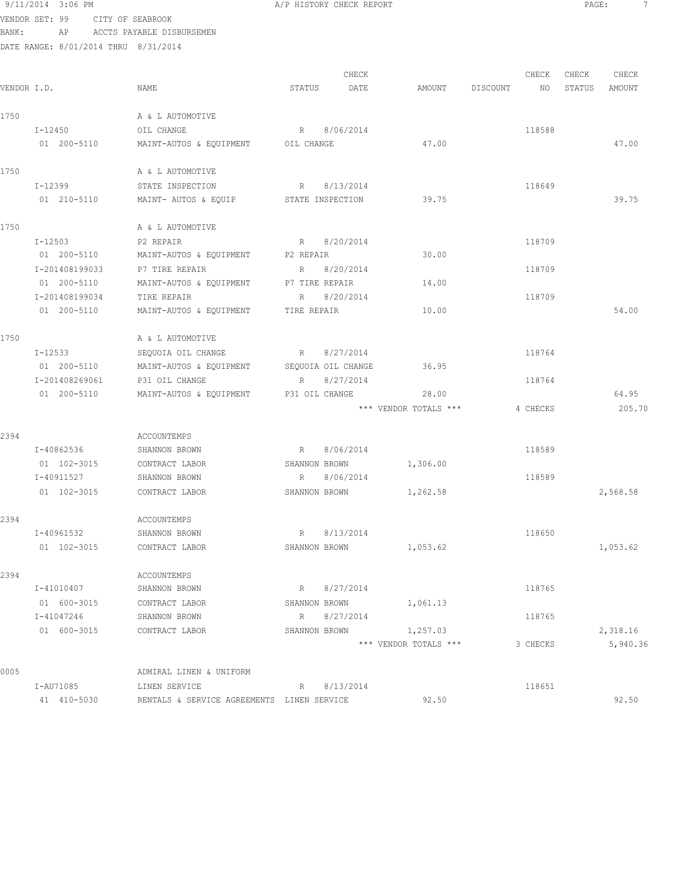9/11/2014 3:06 PM A/P HISTORY CHECK REPORT

VENDOR SET: 99 CITY OF SEABROOK
BANK: AP ACCTS PAYABLE DISBURSEMEN
DATE RANGE: 8/01/2014 THRU 8/31/2014

| VENDOR I.D. | NAME | STATUS | CHECK DATE | AMOUNT | DISCOUNT | CHECK NO | CHECK STATUS | CHECK AMOUNT |
|---|---|---|---|---|---|---|---|---|
| 1750 | A & L AUTOMOTIVE | | | | | | | |
| I-12450 | OIL CHANGE | R | 8/06/2014 | | | 118588 | | |
| 01 200-5110 | MAINT-AUTOS & EQUIPMENT | OIL CHANGE | | 47.00 | | | | 47.00 |
| 1750 | A & L AUTOMOTIVE | | | | | | | |
| I-12399 | STATE INSPECTION | R | 8/13/2014 | | | 118649 | | |
| 01 210-5110 | MAINT- AUTOS & EQUIP | STATE INSPECTION | | 39.75 | | | | 39.75 |
| 1750 | A & L AUTOMOTIVE | | | | | | | |
| I-12503 | P2 REPAIR | R | 8/20/2014 | | | 118709 | | |
| 01 200-5110 | MAINT-AUTOS & EQUIPMENT | P2 REPAIR | | 30.00 | | | | |
| I-201408199033 | P7 TIRE REPAIR | R | 8/20/2014 | | | 118709 | | |
| 01 200-5110 | MAINT-AUTOS & EQUIPMENT | P7 TIRE REPAIR | | 14.00 | | | | |
| I-201408199034 | TIRE REPAIR | R | 8/20/2014 | | | 118709 | | |
| 01 200-5110 | MAINT-AUTOS & EQUIPMENT | TIRE REPAIR | | 10.00 | | | | 54.00 |
| 1750 | A & L AUTOMOTIVE | | | | | | | |
| I-12533 | SEQUOIA OIL CHANGE | R | 8/27/2014 | | | 118764 | | |
| 01 200-5110 | MAINT-AUTOS & EQUIPMENT | SEQUOIA OIL CHANGE | | 36.95 | | | | |
| I-201408269061 | P31 OIL CHANGE | R | 8/27/2014 | | | 118764 | | |
| 01 200-5110 | MAINT-AUTOS & EQUIPMENT | P31 OIL CHANGE | | 28.00 | | | | 64.95 |
| | | | | *** VENDOR TOTALS *** | | 4 CHECKS | | 205.70 |
| 2394 | ACCOUNTEMPS | | | | | | | |
| I-40862536 | SHANNON BROWN | R | 8/06/2014 | | | 118589 | | |
| 01 102-3015 | CONTRACT LABOR | SHANNON BROWN | | 1,306.00 | | | | |
| I-40911527 | SHANNON BROWN | R | 8/06/2014 | | | 118589 | | |
| 01 102-3015 | CONTRACT LABOR | SHANNON BROWN | | 1,262.58 | | | | 2,568.58 |
| 2394 | ACCOUNTEMPS | | | | | | | |
| I-40961532 | SHANNON BROWN | R | 8/13/2014 | | | 118650 | | |
| 01 102-3015 | CONTRACT LABOR | SHANNON BROWN | | 1,053.62 | | | | 1,053.62 |
| 2394 | ACCOUNTEMPS | | | | | | | |
| I-41010407 | SHANNON BROWN | R | 8/27/2014 | | | 118765 | | |
| 01 600-3015 | CONTRACT LABOR | SHANNON BROWN | | 1,061.13 | | | | |
| I-41047246 | SHANNON BROWN | R | 8/27/2014 | | | 118765 | | |
| 01 600-3015 | CONTRACT LABOR | SHANNON BROWN | | 1,257.03 | | | | 2,318.16 |
| | | | | *** VENDOR TOTALS *** | | 3 CHECKS | | 5,940.36 |
| 0005 | ADMIRAL LINEN & UNIFORM | | | | | | | |
| I-AU71085 | LINEN SERVICE | R | 8/13/2014 | | | 118651 | | |
| 41 410-5030 | RENTALS & SERVICE AGREEMENTS | LINEN SERVICE | | 92.50 | | | | 92.50 |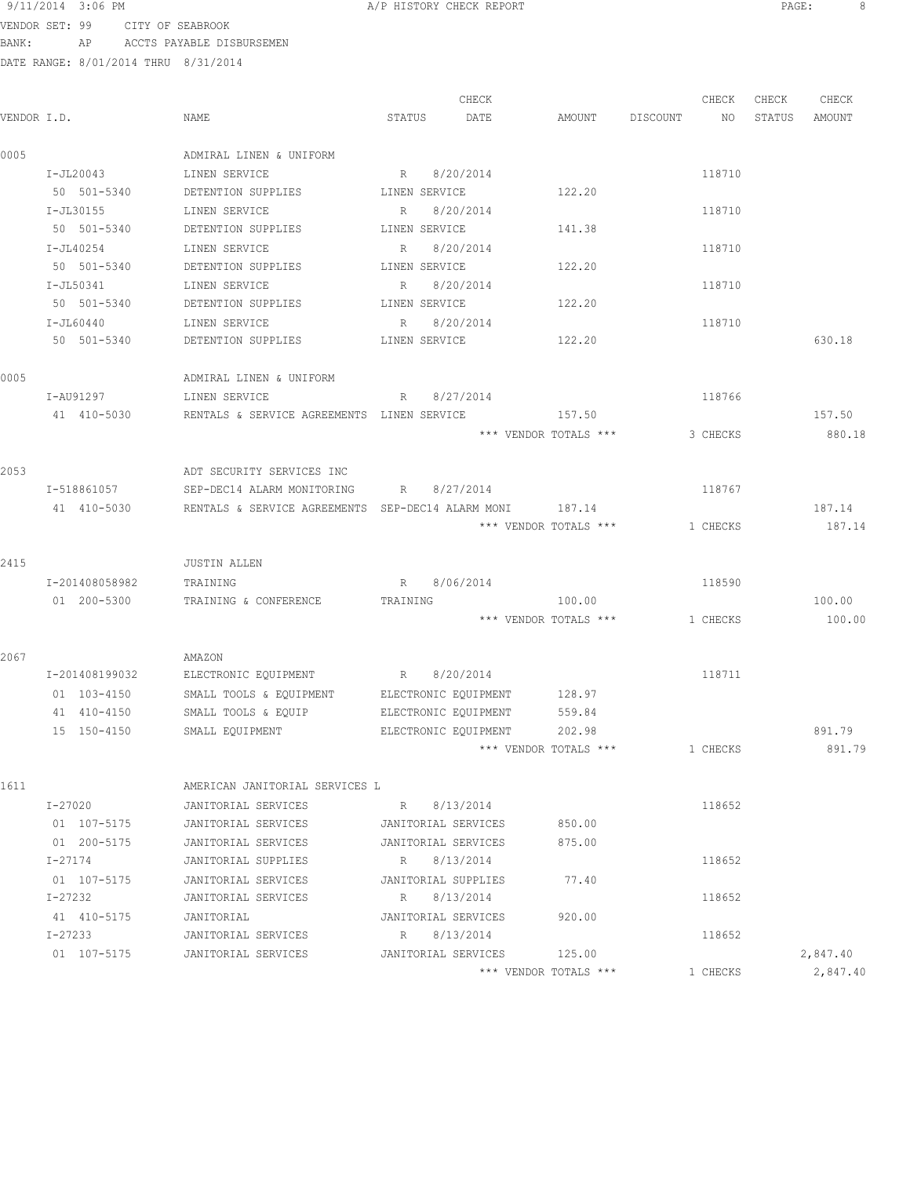VENDOR SET: 99 CITY OF SEABROOK
BANK: AP ACCTS PAYABLE DISBURSEMEN
DATE RANGE: 8/01/2014 THRU 8/31/2014

| VENDOR I.D. | NAME | STATUS | CHECK DATE | AMOUNT | DISCOUNT | CHECK NO | CHECK STATUS | CHECK AMOUNT |
|---|---|---|---|---|---|---|---|---|
| 0005 | ADMIRAL LINEN & UNIFORM | | | | | | | |
| I-JL20043 | LINEN SERVICE | R | 8/20/2014 | | | 118710 | | |
| 50 501-5340 | DETENTION SUPPLIES | LINEN SERVICE | | 122.20 | | | | |
| I-JL30155 | LINEN SERVICE | R | 8/20/2014 | | | 118710 | | |
| 50 501-5340 | DETENTION SUPPLIES | LINEN SERVICE | | 141.38 | | | | |
| I-JL40254 | LINEN SERVICE | R | 8/20/2014 | | | 118710 | | |
| 50 501-5340 | DETENTION SUPPLIES | LINEN SERVICE | | 122.20 | | | | |
| I-JL50341 | LINEN SERVICE | R | 8/20/2014 | | | 118710 | | |
| 50 501-5340 | DETENTION SUPPLIES | LINEN SERVICE | | 122.20 | | | | |
| I-JL60440 | LINEN SERVICE | R | 8/20/2014 | | | 118710 | | |
| 50 501-5340 | DETENTION SUPPLIES | LINEN SERVICE | | 122.20 | | | | 630.18 |
| 0005 | ADMIRAL LINEN & UNIFORM | | | | | | | |
| I-AU91297 | LINEN SERVICE | R | 8/27/2014 | | | 118766 | | |
| 41 410-5030 | RENTALS & SERVICE AGREEMENTS | LINEN SERVICE | | 157.50 | | | | 157.50 |
| | | | | *** VENDOR TOTALS *** | | 3 CHECKS | | 880.18 |
| 2053 | ADT SECURITY SERVICES INC | | | | | | | |
| I-518861057 | SEP-DEC14 ALARM MONITORING | R | 8/27/2014 | | | 118767 | | |
| 41 410-5030 | RENTALS & SERVICE AGREEMENTS | SEP-DEC14 ALARM MONI | | 187.14 | | | | 187.14 |
| | | | | *** VENDOR TOTALS *** | | 1 CHECKS | | 187.14 |
| 2415 | JUSTIN ALLEN | | | | | | | |
| I-201408058982 | TRAINING | R | 8/06/2014 | | | 118590 | | |
| 01 200-5300 | TRAINING & CONFERENCE | TRAINING | | 100.00 | | | | 100.00 |
| | | | | *** VENDOR TOTALS *** | | 1 CHECKS | | 100.00 |
| 2067 | AMAZON | | | | | | | |
| I-201408199032 | ELECTRONIC EQUIPMENT | R | 8/20/2014 | | | 118711 | | |
| 01 103-4150 | SMALL TOOLS & EQUIPMENT | ELECTRONIC EQUIPMENT | | 128.97 | | | | |
| 41 410-4150 | SMALL TOOLS & EQUIP | ELECTRONIC EQUIPMENT | | 559.84 | | | | |
| 15 150-4150 | SMALL EQUIPMENT | ELECTRONIC EQUIPMENT | | 202.98 | | | | 891.79 |
| | | | | *** VENDOR TOTALS *** | | 1 CHECKS | | 891.79 |
| 1611 | AMERICAN JANITORIAL SERVICES L | | | | | | | |
| I-27020 | JANITORIAL SERVICES | R | 8/13/2014 | | | 118652 | | |
| 01 107-5175 | JANITORIAL SERVICES | JANITORIAL SERVICES | | 850.00 | | | | |
| 01 200-5175 | JANITORIAL SERVICES | JANITORIAL SERVICES | | 875.00 | | | | |
| I-27174 | JANITORIAL SUPPLIES | R | 8/13/2014 | | | 118652 | | |
| 01 107-5175 | JANITORIAL SERVICES | JANITORIAL SUPPLIES | | 77.40 | | | | |
| I-27232 | JANITORIAL SERVICES | R | 8/13/2014 | | | 118652 | | |
| 41 410-5175 | JANITORIAL | JANITORIAL SERVICES | | 920.00 | | | | |
| I-27233 | JANITORIAL SERVICES | R | 8/13/2014 | | | 118652 | | |
| 01 107-5175 | JANITORIAL SERVICES | JANITORIAL SERVICES | | 125.00 | | | | 2,847.40 |
| | | | | *** VENDOR TOTALS *** | | 1 CHECKS | | 2,847.40 |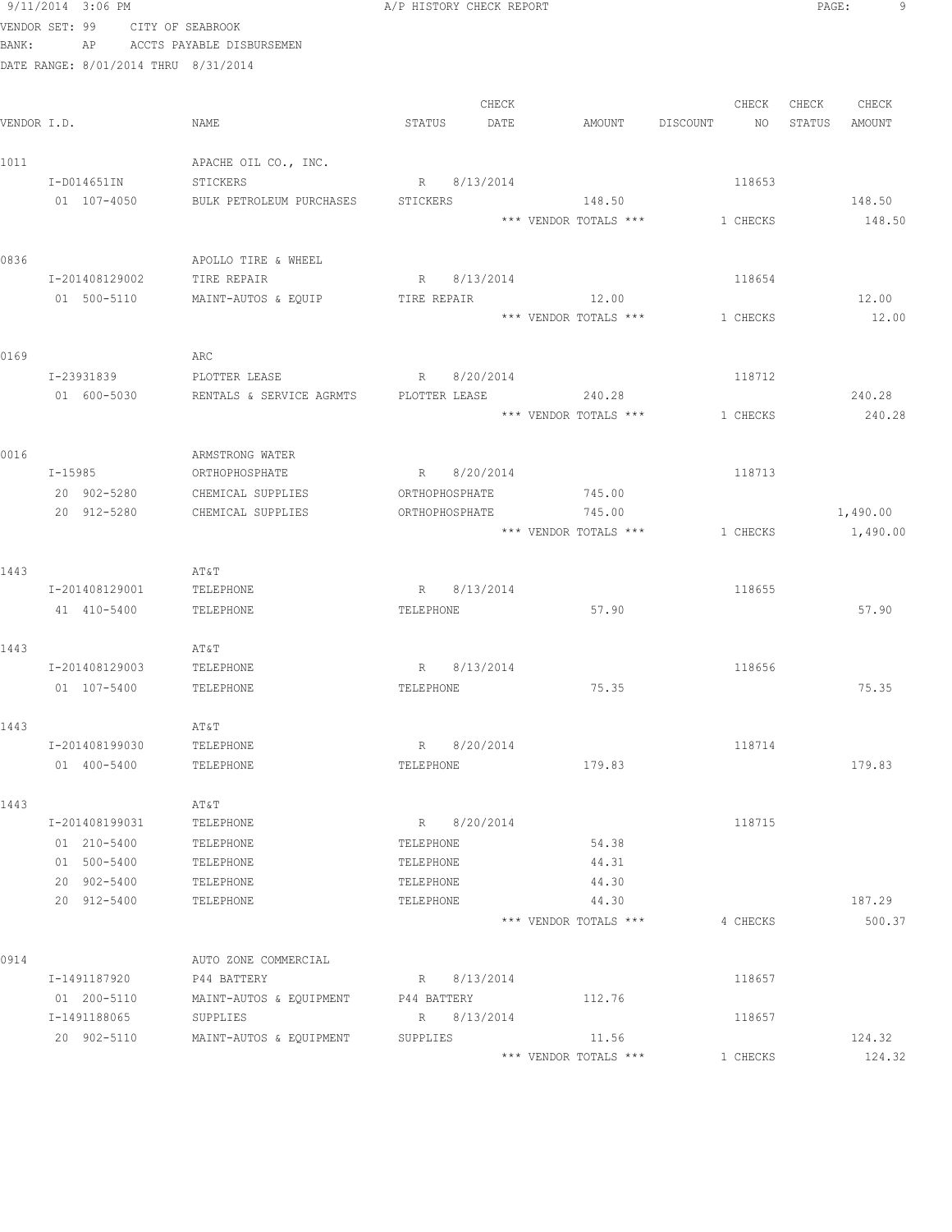9/11/2014 3:06 PM A/P HISTORY CHECK REPORT

VENDOR SET: 99 CITY OF SEABROOK
BANK: AP ACCTS PAYABLE DISBURSEMEN
DATE RANGE: 8/01/2014 THRU 8/31/2014

| VENDOR I.D. | NAME | STATUS | CHECK DATE | AMOUNT | DISCOUNT | CHECK NO | CHECK STATUS | CHECK AMOUNT |
|---|---|---|---|---|---|---|---|---|
| 1011 | APACHE OIL CO., INC. | | | | | | | |
| I-D014651IN | STICKERS | R | 8/13/2014 | | | 118653 | | |
| 01 107-4050 | BULK PETROLEUM PURCHASES | STICKERS | | 148.50 | | | | 148.50 |
| | | | | *** VENDOR TOTALS *** | | 1 CHECKS | | 148.50 |
| 0836 | APOLLO TIRE & WHEEL | | | | | | | |
| I-201408129002 | TIRE REPAIR | R | 8/13/2014 | | | 118654 | | |
| 01 500-5110 | MAINT-AUTOS & EQUIP | TIRE REPAIR | | 12.00 | | | | 12.00 |
| | | | | *** VENDOR TOTALS *** | | 1 CHECKS | | 12.00 |
| 0169 | ARC | | | | | | | |
| I-23931839 | PLOTTER LEASE | R | 8/20/2014 | | | 118712 | | |
| 01 600-5030 | RENTALS & SERVICE AGRMTS | PLOTTER LEASE | | 240.28 | | | | 240.28 |
| | | | | *** VENDOR TOTALS *** | | 1 CHECKS | | 240.28 |
| 0016 | ARMSTRONG WATER | | | | | | | |
| I-15985 | ORTHOPHOSPHATE | R | 8/20/2014 | | | 118713 | | |
| 20 902-5280 | CHEMICAL SUPPLIES | ORTHOPHOSPHATE | | 745.00 | | | | |
| 20 912-5280 | CHEMICAL SUPPLIES | ORTHOPHOSPHATE | | 745.00 | | | | 1,490.00 |
| | | | | *** VENDOR TOTALS *** | | 1 CHECKS | | 1,490.00 |
| 1443 | AT&T | | | | | | | |
| I-201408129001 | TELEPHONE | R | 8/13/2014 | | | 118655 | | |
| 41 410-5400 | TELEPHONE | TELEPHONE | | 57.90 | | | | 57.90 |
| 1443 | AT&T | | | | | | | |
| I-201408129003 | TELEPHONE | R | 8/13/2014 | | | 118656 | | |
| 01 107-5400 | TELEPHONE | TELEPHONE | | 75.35 | | | | 75.35 |
| 1443 | AT&T | | | | | | | |
| I-201408199030 | TELEPHONE | R | 8/20/2014 | | | 118714 | | |
| 01 400-5400 | TELEPHONE | TELEPHONE | | 179.83 | | | | 179.83 |
| 1443 | AT&T | | | | | | | |
| I-201408199031 | TELEPHONE | R | 8/20/2014 | | | 118715 | | |
| 01 210-5400 | TELEPHONE | TELEPHONE | | 54.38 | | | | |
| 01 500-5400 | TELEPHONE | TELEPHONE | | 44.31 | | | | |
| 20 902-5400 | TELEPHONE | TELEPHONE | | 44.30 | | | | |
| 20 912-5400 | TELEPHONE | TELEPHONE | | 44.30 | | | | 187.29 |
| | | | | *** VENDOR TOTALS *** | | 4 CHECKS | | 500.37 |
| 0914 | AUTO ZONE COMMERCIAL | | | | | | | |
| I-1491187920 | P44 BATTERY | R | 8/13/2014 | | | 118657 | | |
| 01 200-5110 | MAINT-AUTOS & EQUIPMENT | P44 BATTERY | | 112.76 | | | | |
| I-1491188065 | SUPPLIES | R | 8/13/2014 | | | 118657 | | |
| 20 902-5110 | MAINT-AUTOS & EQUIPMENT | SUPPLIES | | 11.56 | | | | 124.32 |
| | | | | *** VENDOR TOTALS *** | | 1 CHECKS | | 124.32 |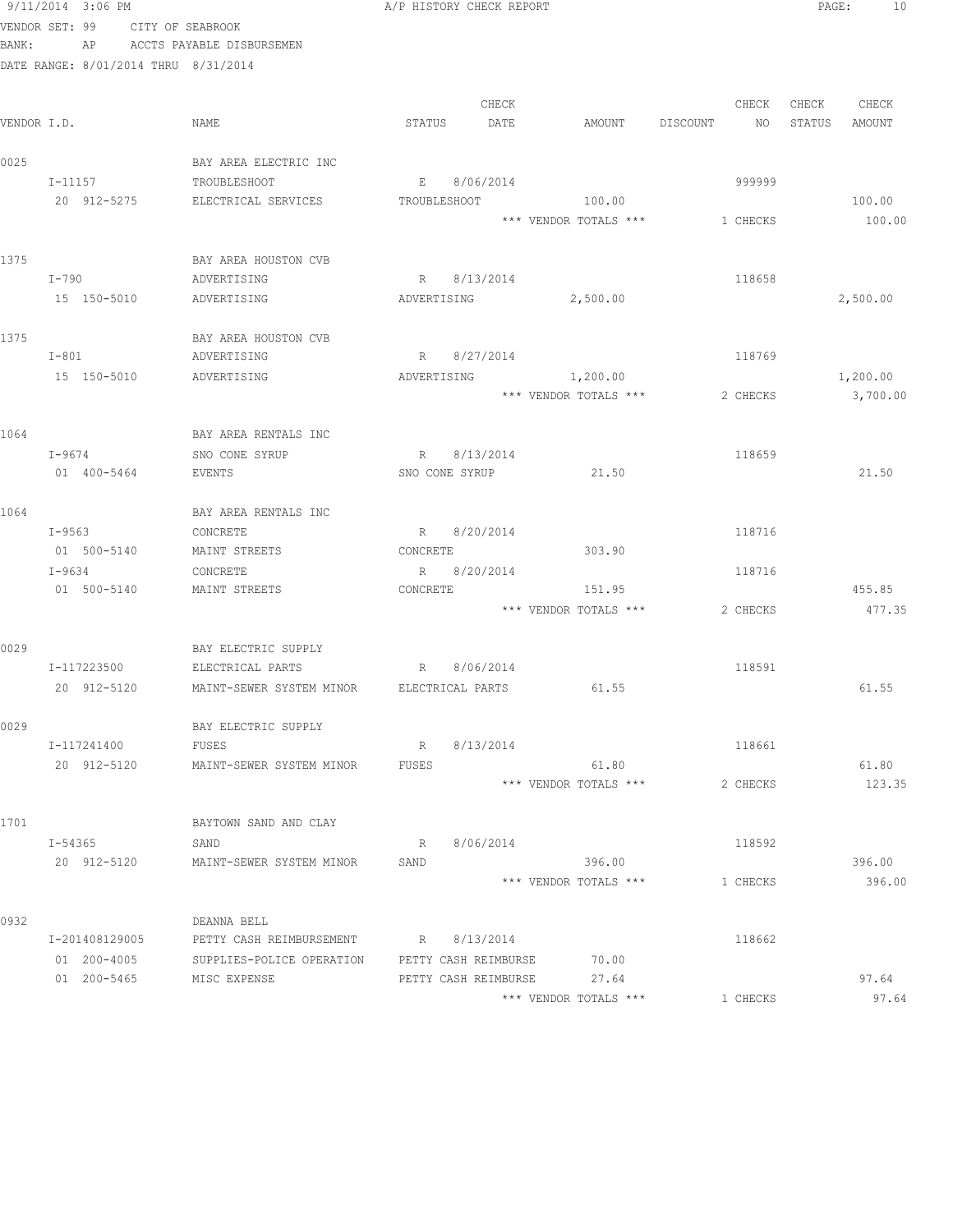VENDOR SET: 99 CITY OF SEABROOK
BANK: AP ACCTS PAYABLE DISBURSEMEN
DATE RANGE: 8/01/2014 THRU 8/31/2014

| VENDOR I.D. | NAME | STATUS | CHECK DATE | AMOUNT | DISCOUNT | CHECK NO | CHECK STATUS | CHECK AMOUNT |
|---|---|---|---|---|---|---|---|---|
| 0025 | BAY AREA ELECTRIC INC | | | | | | | |
| I-11157 | TROUBLESHOOT | E | 8/06/2014 | | | 999999 | | |
| 20 912-5275 | ELECTRICAL SERVICES | TROUBLESHOOT | | 100.00 | | | | 100.00 |
| | | | | *** VENDOR TOTALS *** | | 1 CHECKS | | 100.00 |
| 1375 | BAY AREA HOUSTON CVB | | | | | | | |
| I-790 | ADVERTISING | R | 8/13/2014 | | | 118658 | | |
| 15 150-5010 | ADVERTISING | ADVERTISING | | 2,500.00 | | | | 2,500.00 |
| 1375 | BAY AREA HOUSTON CVB | | | | | | | |
| I-801 | ADVERTISING | R | 8/27/2014 | | | 118769 | | |
| 15 150-5010 | ADVERTISING | ADVERTISING | | 1,200.00 | | | | 1,200.00 |
| | | | | *** VENDOR TOTALS *** | | 2 CHECKS | | 3,700.00 |
| 1064 | BAY AREA RENTALS INC | | | | | | | |
| I-9674 | SNO CONE SYRUP | R | 8/13/2014 | | | 118659 | | |
| 01 400-5464 | EVENTS | SNO CONE SYRUP | | 21.50 | | | | 21.50 |
| 1064 | BAY AREA RENTALS INC | | | | | | | |
| I-9563 | CONCRETE | R | 8/20/2014 | | | 118716 | | |
| 01 500-5140 | MAINT STREETS | CONCRETE | | 303.90 | | | | |
| I-9634 | CONCRETE | R | 8/20/2014 | | | 118716 | | |
| 01 500-5140 | MAINT STREETS | CONCRETE | | 151.95 | | | | 455.85 |
| | | | | *** VENDOR TOTALS *** | | 2 CHECKS | | 477.35 |
| 0029 | BAY ELECTRIC SUPPLY | | | | | | | |
| I-117223500 | ELECTRICAL PARTS | R | 8/06/2014 | | | 118591 | | |
| 20 912-5120 | MAINT-SEWER SYSTEM MINOR | ELECTRICAL PARTS | | 61.55 | | | | 61.55 |
| 0029 | BAY ELECTRIC SUPPLY | | | | | | | |
| I-117241400 | FUSES | R | 8/13/2014 | | | 118661 | | |
| 20 912-5120 | MAINT-SEWER SYSTEM MINOR | FUSES | | 61.80 | | | | 61.80 |
| | | | | *** VENDOR TOTALS *** | | 2 CHECKS | | 123.35 |
| 1701 | BAYTOWN SAND AND CLAY | | | | | | | |
| I-54365 | SAND | R | 8/06/2014 | | | 118592 | | |
| 20 912-5120 | MAINT-SEWER SYSTEM MINOR | SAND | | 396.00 | | | | 396.00 |
| | | | | *** VENDOR TOTALS *** | | 1 CHECKS | | 396.00 |
| 0932 | DEANNA BELL | | | | | | | |
| I-201408129005 | PETTY CASH REIMBURSEMENT | R | 8/13/2014 | | | 118662 | | |
| 01 200-4005 | SUPPLIES-POLICE OPERATION | PETTY CASH REIMBURSE | | 70.00 | | | | |
| 01 200-5465 | MISC EXPENSE | PETTY CASH REIMBURSE | | 27.64 | | | | 97.64 |
| | | | | *** VENDOR TOTALS *** | | 1 CHECKS | | 97.64 |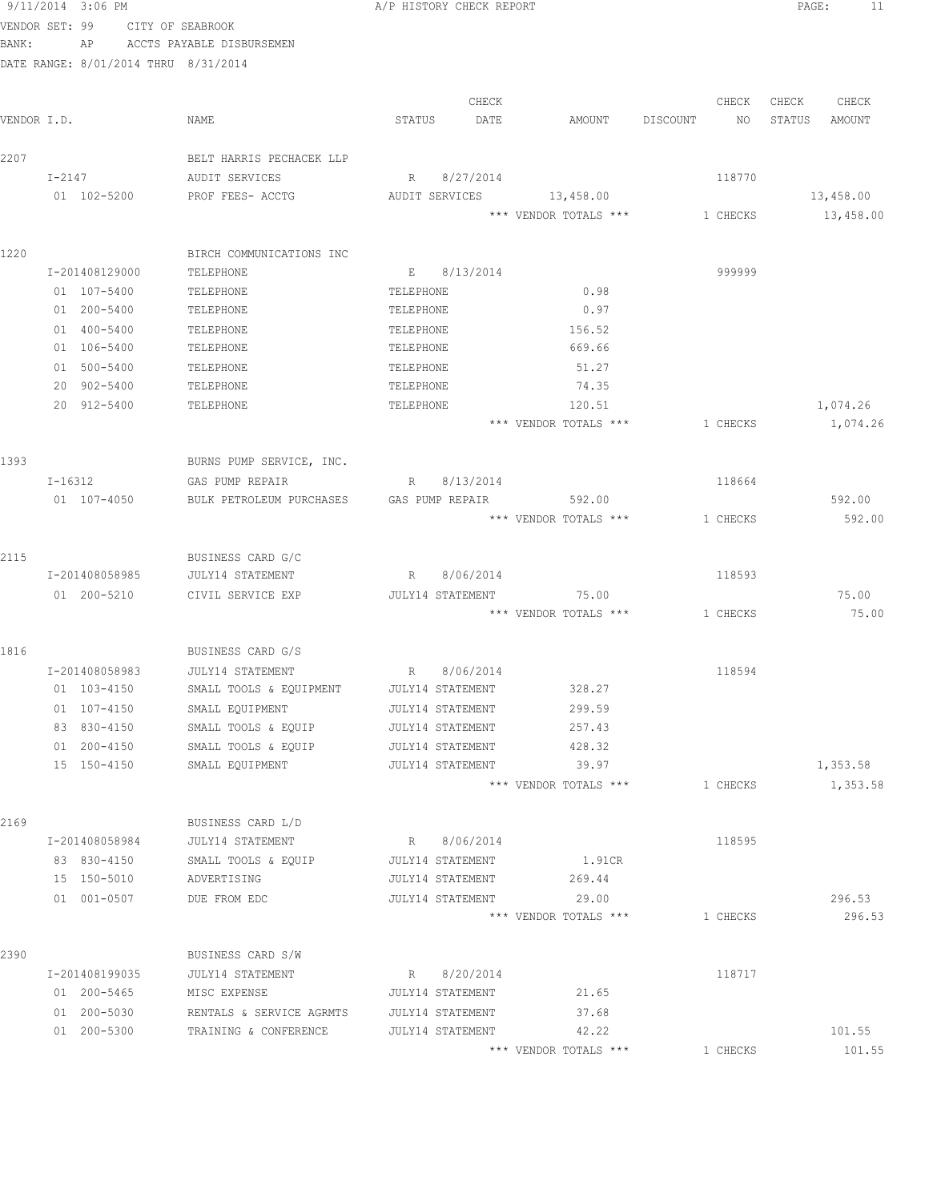9/11/2014 3:06 PM A/P HISTORY CHECK REPORT

VENDOR SET: 99 CITY OF SEABROOK
BANK: AP ACCTS PAYABLE DISBURSEMEN
DATE RANGE: 8/01/2014 THRU 8/31/2014

| VENDOR I.D. | NAME | STATUS | CHECK DATE | AMOUNT | DISCOUNT | CHECK NO | CHECK STATUS | CHECK AMOUNT |
|---|---|---|---|---|---|---|---|---|
| 2207 | BELT HARRIS PECHACEK LLP | | | | | | | |
| I-2147 | AUDIT SERVICES | R | 8/27/2014 | | | 118770 | | |
| 01 102-5200 | PROF FEES- ACCTG | AUDIT SERVICES | | 13,458.00 | | | | 13,458.00 |
| | | | | *** VENDOR TOTALS *** | | 1 CHECKS | | 13,458.00 |
| 1220 | BIRCH COMMUNICATIONS INC | | | | | | | |
| I-201408129000 | TELEPHONE | E | 8/13/2014 | | | 999999 | | |
| 01 107-5400 | TELEPHONE | TELEPHONE | | 0.98 | | | | |
| 01 200-5400 | TELEPHONE | TELEPHONE | | 0.97 | | | | |
| 01 400-5400 | TELEPHONE | TELEPHONE | | 156.52 | | | | |
| 01 106-5400 | TELEPHONE | TELEPHONE | | 669.66 | | | | |
| 01 500-5400 | TELEPHONE | TELEPHONE | | 51.27 | | | | |
| 20 902-5400 | TELEPHONE | TELEPHONE | | 74.35 | | | | |
| 20 912-5400 | TELEPHONE | TELEPHONE | | 120.51 | | | | 1,074.26 |
| | | | | *** VENDOR TOTALS *** | | 1 CHECKS | | 1,074.26 |
| 1393 | BURNS PUMP SERVICE, INC. | | | | | | | |
| I-16312 | GAS PUMP REPAIR | R | 8/13/2014 | | | 118664 | | |
| 01 107-4050 | BULK PETROLEUM PURCHASES | GAS PUMP REPAIR | | 592.00 | | | | 592.00 |
| | | | | *** VENDOR TOTALS *** | | 1 CHECKS | | 592.00 |
| 2115 | BUSINESS CARD G/C | | | | | | | |
| I-201408058985 | JULY14 STATEMENT | R | 8/06/2014 | | | 118593 | | |
| 01 200-5210 | CIVIL SERVICE EXP | JULY14 STATEMENT | | 75.00 | | | | 75.00 |
| | | | | *** VENDOR TOTALS *** | | 1 CHECKS | | 75.00 |
| 1816 | BUSINESS CARD G/S | | | | | | | |
| I-201408058983 | JULY14 STATEMENT | R | 8/06/2014 | | | 118594 | | |
| 01 103-4150 | SMALL TOOLS & EQUIPMENT | JULY14 STATEMENT | | 328.27 | | | | |
| 01 107-4150 | SMALL EQUIPMENT | JULY14 STATEMENT | | 299.59 | | | | |
| 83 830-4150 | SMALL TOOLS & EQUIP | JULY14 STATEMENT | | 257.43 | | | | |
| 01 200-4150 | SMALL TOOLS & EQUIP | JULY14 STATEMENT | | 428.32 | | | | |
| 15 150-4150 | SMALL EQUIPMENT | JULY14 STATEMENT | | 39.97 | | | | 1,353.58 |
| | | | | *** VENDOR TOTALS *** | | 1 CHECKS | | 1,353.58 |
| 2169 | BUSINESS CARD L/D | | | | | | | |
| I-201408058984 | JULY14 STATEMENT | R | 8/06/2014 | | | 118595 | | |
| 83 830-4150 | SMALL TOOLS & EQUIP | JULY14 STATEMENT | | 1.91CR | | | | |
| 15 150-5010 | ADVERTISING | JULY14 STATEMENT | | 269.44 | | | | |
| 01 001-0507 | DUE FROM EDC | JULY14 STATEMENT | | 29.00 | | | | 296.53 |
| | | | | *** VENDOR TOTALS *** | | 1 CHECKS | | 296.53 |
| 2390 | BUSINESS CARD S/W | | | | | | | |
| I-201408199035 | JULY14 STATEMENT | R | 8/20/2014 | | | 118717 | | |
| 01 200-5465 | MISC EXPENSE | JULY14 STATEMENT | | 21.65 | | | | |
| 01 200-5030 | RENTALS & SERVICE AGRMTS | JULY14 STATEMENT | | 37.68 | | | | |
| 01 200-5300 | TRAINING & CONFERENCE | JULY14 STATEMENT | | 42.22 | | | | 101.55 |
| | | | | *** VENDOR TOTALS *** | | 1 CHECKS | | 101.55 |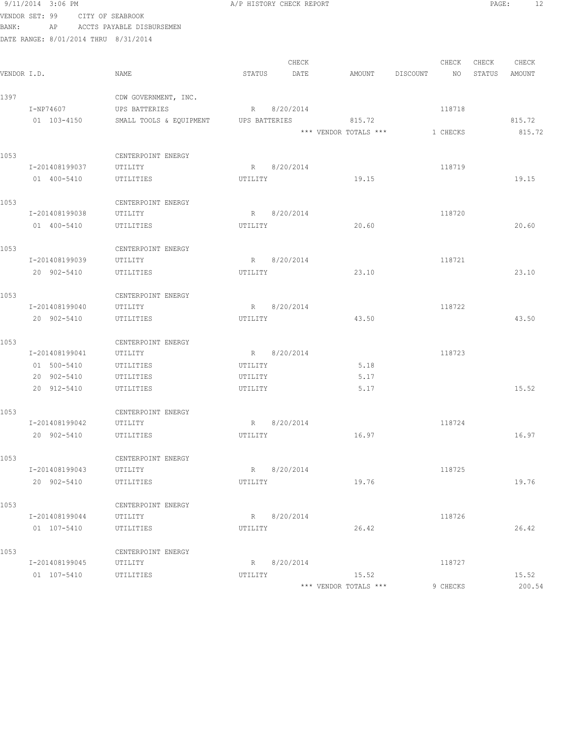9/11/2014 3:06 PM A/P HISTORY CHECK REPORT

VENDOR SET: 99 CITY OF SEABROOK
BANK: AP ACCTS PAYABLE DISBURSEMEN
DATE RANGE: 8/01/2014 THRU 8/31/2014

| VENDOR I.D. | NAME | STATUS | CHECK DATE | AMOUNT | DISCOUNT | CHECK NO | CHECK STATUS | CHECK AMOUNT |
|---|---|---|---|---|---|---|---|---|
| 1397 | CDW GOVERNMENT, INC. | | | | | | | |
| I-NP74607 | UPS BATTERIES | R | 8/20/2014 | | | 118718 | | |
| 01 103-4150 | SMALL TOOLS & EQUIPMENT | UPS BATTERIES | | 815.72 | | | | 815.72 |
| | | | | *** VENDOR TOTALS *** | | 1 CHECKS | | 815.72 |
| 1053 | CENTERPOINT ENERGY | | | | | | | |
| I-201408199037 | UTILITY | R | 8/20/2014 | | | 118719 | | |
| 01 400-5410 | UTILITIES | UTILITY | | 19.15 | | | | 19.15 |
| 1053 | CENTERPOINT ENERGY | | | | | | | |
| I-201408199038 | UTILITY | R | 8/20/2014 | | | 118720 | | |
| 01 400-5410 | UTILITIES | UTILITY | | 20.60 | | | | 20.60 |
| 1053 | CENTERPOINT ENERGY | | | | | | | |
| I-201408199039 | UTILITY | R | 8/20/2014 | | | 118721 | | |
| 20 902-5410 | UTILITIES | UTILITY | | 23.10 | | | | 23.10 |
| 1053 | CENTERPOINT ENERGY | | | | | | | |
| I-201408199040 | UTILITY | R | 8/20/2014 | | | 118722 | | |
| 20 902-5410 | UTILITIES | UTILITY | | 43.50 | | | | 43.50 |
| 1053 | CENTERPOINT ENERGY | | | | | | | |
| I-201408199041 | UTILITY | R | 8/20/2014 | | | 118723 | | |
| 01 500-5410 | UTILITIES | UTILITY | | 5.18 | | | | |
| 20 902-5410 | UTILITIES | UTILITY | | 5.17 | | | | |
| 20 912-5410 | UTILITIES | UTILITY | | 5.17 | | | | 15.52 |
| 1053 | CENTERPOINT ENERGY | | | | | | | |
| I-201408199042 | UTILITY | R | 8/20/2014 | | | 118724 | | |
| 20 902-5410 | UTILITIES | UTILITY | | 16.97 | | | | 16.97 |
| 1053 | CENTERPOINT ENERGY | | | | | | | |
| I-201408199043 | UTILITY | R | 8/20/2014 | | | 118725 | | |
| 20 902-5410 | UTILITIES | UTILITY | | 19.76 | | | | 19.76 |
| 1053 | CENTERPOINT ENERGY | | | | | | | |
| I-201408199044 | UTILITY | R | 8/20/2014 | | | 118726 | | |
| 01 107-5410 | UTILITIES | UTILITY | | 26.42 | | | | 26.42 |
| 1053 | CENTERPOINT ENERGY | | | | | | | |
| I-201408199045 | UTILITY | R | 8/20/2014 | | | 118727 | | |
| 01 107-5410 | UTILITIES | UTILITY | | 15.52 | | | | 15.52 |
| | | | | *** VENDOR TOTALS *** | | 9 CHECKS | | 200.54 |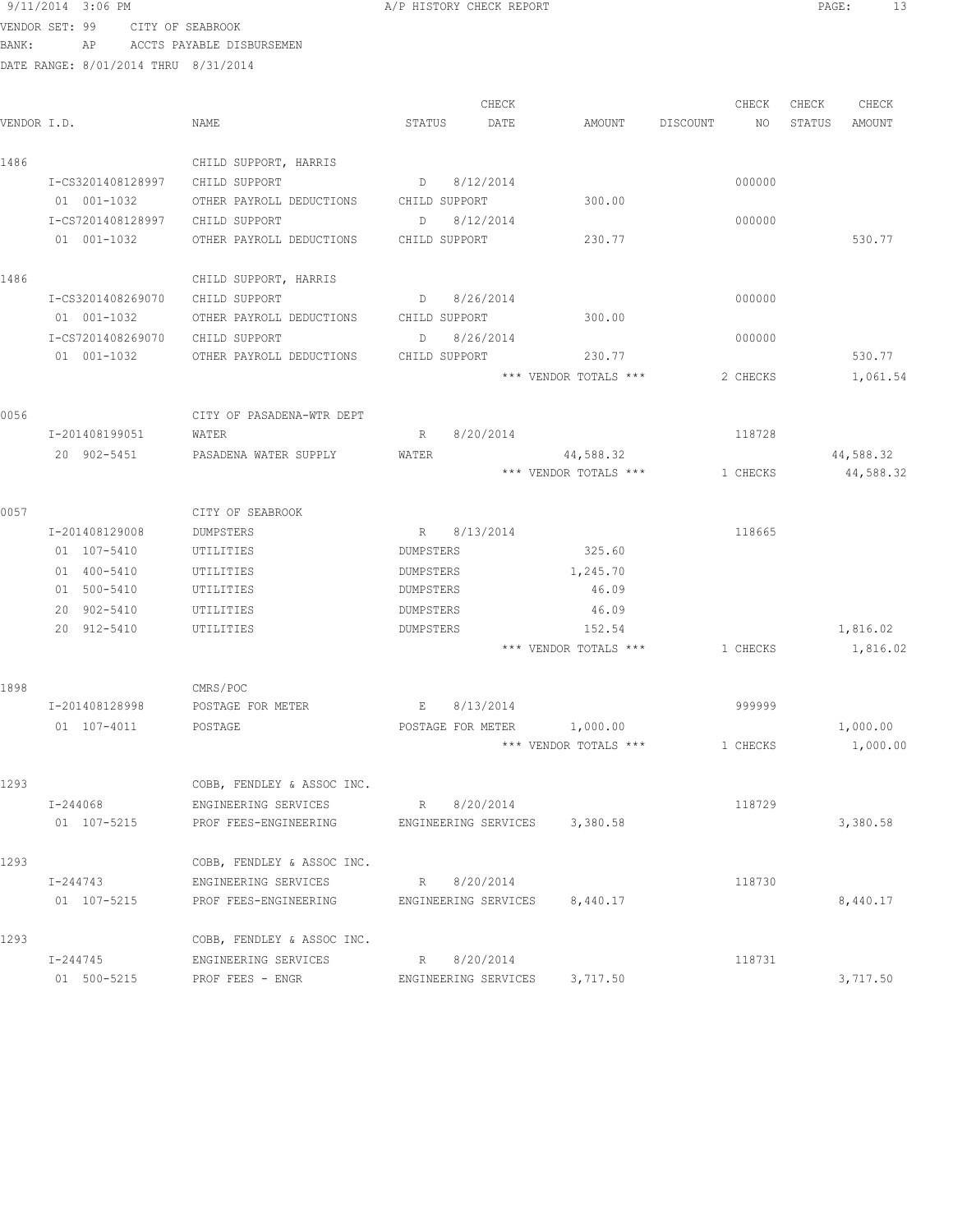9/11/2014 3:06 PM A/P HISTORY CHECK REPORT

VENDOR SET: 99 CITY OF SEABROOK
BANK: AP ACCTS PAYABLE DISBURSEMEN
DATE RANGE: 8/01/2014 THRU 8/31/2014

| VENDOR I.D. | NAME | STATUS | CHECK DATE | AMOUNT | DISCOUNT | CHECK NO | CHECK STATUS | CHECK AMOUNT |
|---|---|---|---|---|---|---|---|---|
| 1486 | CHILD SUPPORT, HARRIS | | | | | | | |
| I-CS3201408128997 | CHILD SUPPORT | D | 8/12/2014 | | | 000000 | | |
| 01 001-1032 | OTHER PAYROLL DEDUCTIONS | CHILD SUPPORT | | 300.00 | | | | |
| I-CS7201408128997 | CHILD SUPPORT | D | 8/12/2014 | | | 000000 | | |
| 01 001-1032 | OTHER PAYROLL DEDUCTIONS | CHILD SUPPORT | | 230.77 | | | | 530.77 |
| 1486 | CHILD SUPPORT, HARRIS | | | | | | | |
| I-CS3201408269070 | CHILD SUPPORT | D | 8/26/2014 | | | 000000 | | |
| 01 001-1032 | OTHER PAYROLL DEDUCTIONS | CHILD SUPPORT | | 300.00 | | | | |
| I-CS7201408269070 | CHILD SUPPORT | D | 8/26/2014 | | | 000000 | | |
| 01 001-1032 | OTHER PAYROLL DEDUCTIONS | CHILD SUPPORT | | 230.77 | | | | 530.77 |
| | | | | *** VENDOR TOTALS *** | | 2 CHECKS | | 1,061.54 |
| 0056 | CITY OF PASADENA-WTR DEPT | | | | | | | |
| I-201408199051 | WATER | R | 8/20/2014 | | | 118728 | | |
| 20 902-5451 | PASADENA WATER SUPPLY | WATER | | 44,588.32 | | | | 44,588.32 |
| | | | | *** VENDOR TOTALS *** | | 1 CHECKS | | 44,588.32 |
| 0057 | CITY OF SEABROOK | | | | | | | |
| I-201408129008 | DUMPSTERS | R | 8/13/2014 | | | 118665 | | |
| 01 107-5410 | UTILITIES | DUMPSTERS | | 325.60 | | | | |
| 01 400-5410 | UTILITIES | DUMPSTERS | | 1,245.70 | | | | |
| 01 500-5410 | UTILITIES | DUMPSTERS | | 46.09 | | | | |
| 20 902-5410 | UTILITIES | DUMPSTERS | | 46.09 | | | | |
| 20 912-5410 | UTILITIES | DUMPSTERS | | 152.54 | | | | 1,816.02 |
| | | | | *** VENDOR TOTALS *** | | 1 CHECKS | | 1,816.02 |
| 1898 | CMRS/POC | | | | | | | |
| I-201408128998 | POSTAGE FOR METER | E | 8/13/2014 | | | 999999 | | |
| 01 107-4011 | POSTAGE | POSTAGE FOR METER | | 1,000.00 | | | | 1,000.00 |
| | | | | *** VENDOR TOTALS *** | | 1 CHECKS | | 1,000.00 |
| 1293 | COBB, FENDLEY & ASSOC INC. | | | | | | | |
| I-244068 | ENGINEERING SERVICES | R | 8/20/2014 | | | 118729 | | |
| 01 107-5215 | PROF FEES-ENGINEERING | ENGINEERING SERVICES | | 3,380.58 | | | | 3,380.58 |
| 1293 | COBB, FENDLEY & ASSOC INC. | | | | | | | |
| I-244743 | ENGINEERING SERVICES | R | 8/20/2014 | | | 118730 | | |
| 01 107-5215 | PROF FEES-ENGINEERING | ENGINEERING SERVICES | | 8,440.17 | | | | 8,440.17 |
| 1293 | COBB, FENDLEY & ASSOC INC. | | | | | | | |
| I-244745 | ENGINEERING SERVICES | R | 8/20/2014 | | | 118731 | | |
| 01 500-5215 | PROF FEES - ENGR | ENGINEERING SERVICES | | 3,717.50 | | | | 3,717.50 |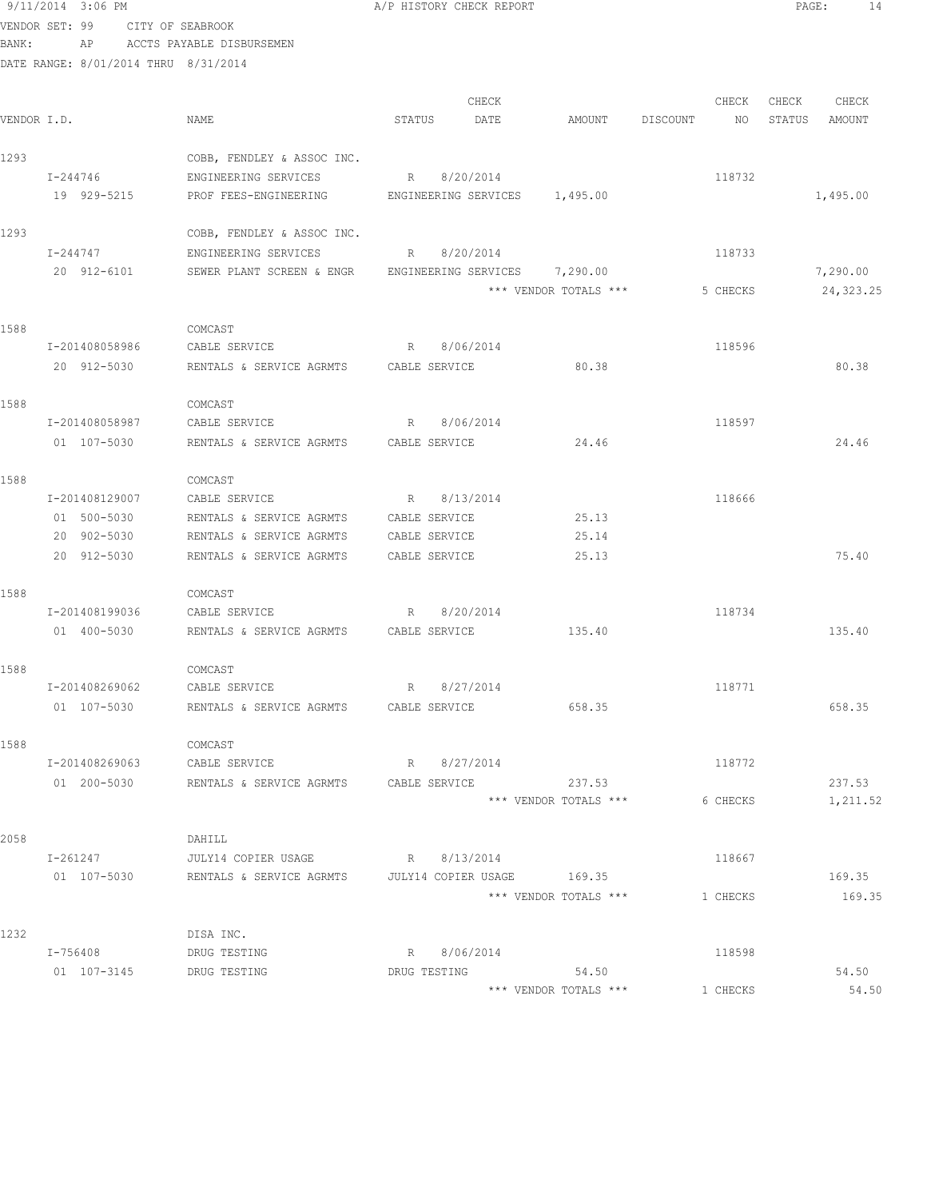9/11/2014 3:06 PM A/P HISTORY CHECK REPORT

VENDOR SET: 99 CITY OF SEABROOK

BANK: AP ACCTS PAYABLE DISBURSEMEN

DATE RANGE: 8/01/2014 THRU 8/31/2014

| VENDOR I.D. | NAME | STATUS | CHECK DATE | AMOUNT | DISCOUNT | CHECK NO | CHECK STATUS | CHECK AMOUNT |
|---|---|---|---|---|---|---|---|---|
| 1293 | COBB, FENDLEY & ASSOC INC. | | | | | | | |
| I-244746 | ENGINEERING SERVICES | R | 8/20/2014 | | | 118732 | | |
| 19 929-5215 | PROF FEES-ENGINEERING | ENGINEERING SERVICES | | 1,495.00 | | | | 1,495.00 |
| 1293 | COBB, FENDLEY & ASSOC INC. | | | | | | | |
| I-244747 | ENGINEERING SERVICES | R | 8/20/2014 | | | 118733 | | |
| 20 912-6101 | SEWER PLANT SCREEN & ENGR | ENGINEERING SERVICES | | 7,290.00 | | | | 7,290.00 |
| | | | | *** VENDOR TOTALS *** | | 5 CHECKS | | 24,323.25 |
| 1588 | COMCAST | | | | | | | |
| I-201408058986 | CABLE SERVICE | R | 8/06/2014 | | | 118596 | | |
| 20 912-5030 | RENTALS & SERVICE AGRMTS | CABLE SERVICE | | 80.38 | | | | 80.38 |
| 1588 | COMCAST | | | | | | | |
| I-201408058987 | CABLE SERVICE | R | 8/06/2014 | | | 118597 | | |
| 01 107-5030 | RENTALS & SERVICE AGRMTS | CABLE SERVICE | | 24.46 | | | | 24.46 |
| 1588 | COMCAST | | | | | | | |
| I-201408129007 | CABLE SERVICE | R | 8/13/2014 | | | 118666 | | |
| 01 500-5030 | RENTALS & SERVICE AGRMTS | CABLE SERVICE | | 25.13 | | | | |
| 20 902-5030 | RENTALS & SERVICE AGRMTS | CABLE SERVICE | | 25.14 | | | | |
| 20 912-5030 | RENTALS & SERVICE AGRMTS | CABLE SERVICE | | 25.13 | | | | 75.40 |
| 1588 | COMCAST | | | | | | | |
| I-201408199036 | CABLE SERVICE | R | 8/20/2014 | | | 118734 | | |
| 01 400-5030 | RENTALS & SERVICE AGRMTS | CABLE SERVICE | | 135.40 | | | | 135.40 |
| 1588 | COMCAST | | | | | | | |
| I-201408269062 | CABLE SERVICE | R | 8/27/2014 | | | 118771 | | |
| 01 107-5030 | RENTALS & SERVICE AGRMTS | CABLE SERVICE | | 658.35 | | | | 658.35 |
| 1588 | COMCAST | | | | | | | |
| I-201408269063 | CABLE SERVICE | R | 8/27/2014 | | | 118772 | | |
| 01 200-5030 | RENTALS & SERVICE AGRMTS | CABLE SERVICE | | 237.53 | | | | 237.53 |
| | | | | *** VENDOR TOTALS *** | | 6 CHECKS | | 1,211.52 |
| 2058 | DAHILL | | | | | | | |
| I-261247 | JULY14 COPIER USAGE | R | 8/13/2014 | | | 118667 | | |
| 01 107-5030 | RENTALS & SERVICE AGRMTS | JULY14 COPIER USAGE | | 169.35 | | | | 169.35 |
| | | | | *** VENDOR TOTALS *** | | 1 CHECKS | | 169.35 |
| 1232 | DISA INC. | | | | | | | |
| I-756408 | DRUG TESTING | R | 8/06/2014 | | | 118598 | | |
| 01 107-3145 | DRUG TESTING | DRUG TESTING | | 54.50 | | | | 54.50 |
| | | | | *** VENDOR TOTALS *** | | 1 CHECKS | | 54.50 |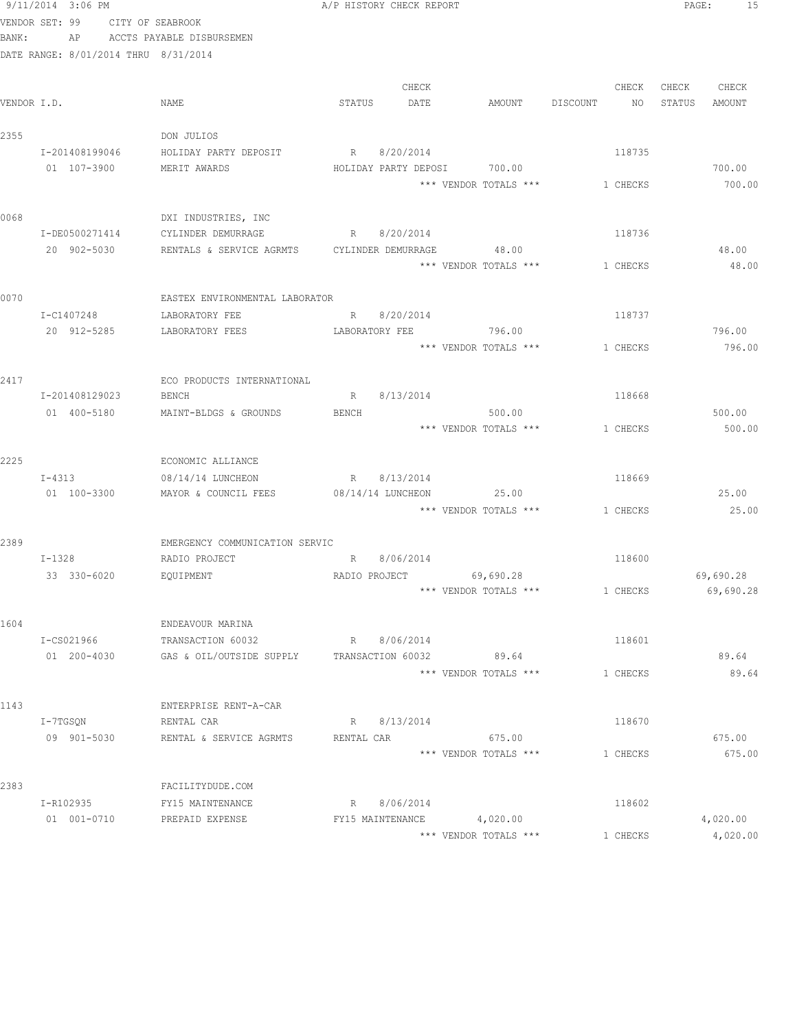9/11/2014 3:06 PM A/P HISTORY CHECK REPORT

VENDOR SET: 99 CITY OF SEABROOK
BANK: AP ACCTS PAYABLE DISBURSEMEN
DATE RANGE: 8/01/2014 THRU 8/31/2014

| VENDOR I.D. | NAME | STATUS | CHECK DATE | AMOUNT | DISCOUNT | CHECK NO | CHECK STATUS | CHECK AMOUNT |
|---|---|---|---|---|---|---|---|---|
| 2355 | DON JULIOS | | | | | | | |
| I-201408199046 | HOLIDAY PARTY DEPOSIT | R | 8/20/2014 | | | 118735 | | |
| 01 107-3900 | MERIT AWARDS | HOLIDAY PARTY DEPOSI | | 700.00 | | | | 700.00 |
| | | | | *** VENDOR TOTALS *** | | 1 CHECKS | | 700.00 |
| 0068 | DXI INDUSTRIES, INC | | | | | | | |
| I-DE0500271414 | CYLINDER DEMURRAGE | R | 8/20/2014 | | | 118736 | | |
| 20 902-5030 | RENTALS & SERVICE AGRMTS | CYLINDER DEMURRAGE | | 48.00 | | | | 48.00 |
| | | | | *** VENDOR TOTALS *** | | 1 CHECKS | | 48.00 |
| 0070 | EASTEX ENVIRONMENTAL LABORATOR | | | | | | | |
| I-C1407248 | LABORATORY FEE | R | 8/20/2014 | | | 118737 | | |
| 20 912-5285 | LABORATORY FEES | LABORATORY FEE | | 796.00 | | | | 796.00 |
| | | | | *** VENDOR TOTALS *** | | 1 CHECKS | | 796.00 |
| 2417 | ECO PRODUCTS INTERNATIONAL | | | | | | | |
| I-201408129023 | BENCH | R | 8/13/2014 | | | 118668 | | |
| 01 400-5180 | MAINT-BLDGS & GROUNDS | BENCH | | 500.00 | | | | 500.00 |
| | | | | *** VENDOR TOTALS *** | | 1 CHECKS | | 500.00 |
| 2225 | ECONOMIC ALLIANCE | | | | | | | |
| I-4313 | 08/14/14 LUNCHEON | R | 8/13/2014 | | | 118669 | | |
| 01 100-3300 | MAYOR & COUNCIL FEES | 08/14/14 LUNCHEON | | 25.00 | | | | 25.00 |
| | | | | *** VENDOR TOTALS *** | | 1 CHECKS | | 25.00 |
| 2389 | EMERGENCY COMMUNICATION SERVIC | | | | | | | |
| I-1328 | RADIO PROJECT | R | 8/06/2014 | | | 118600 | | |
| 33 330-6020 | EQUIPMENT | RADIO PROJECT | | 69,690.28 | | | | 69,690.28 |
| | | | | *** VENDOR TOTALS *** | | 1 CHECKS | | 69,690.28 |
| 1604 | ENDEAVOUR MARINA | | | | | | | |
| I-CS021966 | TRANSACTION 60032 | R | 8/06/2014 | | | 118601 | | |
| 01 200-4030 | GAS & OIL/OUTSIDE SUPPLY | TRANSACTION 60032 | | 89.64 | | | | 89.64 |
| | | | | *** VENDOR TOTALS *** | | 1 CHECKS | | 89.64 |
| 1143 | ENTERPRISE RENT-A-CAR | | | | | | | |
| I-7TGSQN | RENTAL CAR | R | 8/13/2014 | | | 118670 | | |
| 09 901-5030 | RENTAL & SERVICE AGRMTS | RENTAL CAR | | 675.00 | | | | 675.00 |
| | | | | *** VENDOR TOTALS *** | | 1 CHECKS | | 675.00 |
| 2383 | FACILITYDUDE.COM | | | | | | | |
| I-R102935 | FY15 MAINTENANCE | R | 8/06/2014 | | | 118602 | | |
| 01 001-0710 | PREPAID EXPENSE | FY15 MAINTENANCE | | 4,020.00 | | | | 4,020.00 |
| | | | | *** VENDOR TOTALS *** | | 1 CHECKS | | 4,020.00 |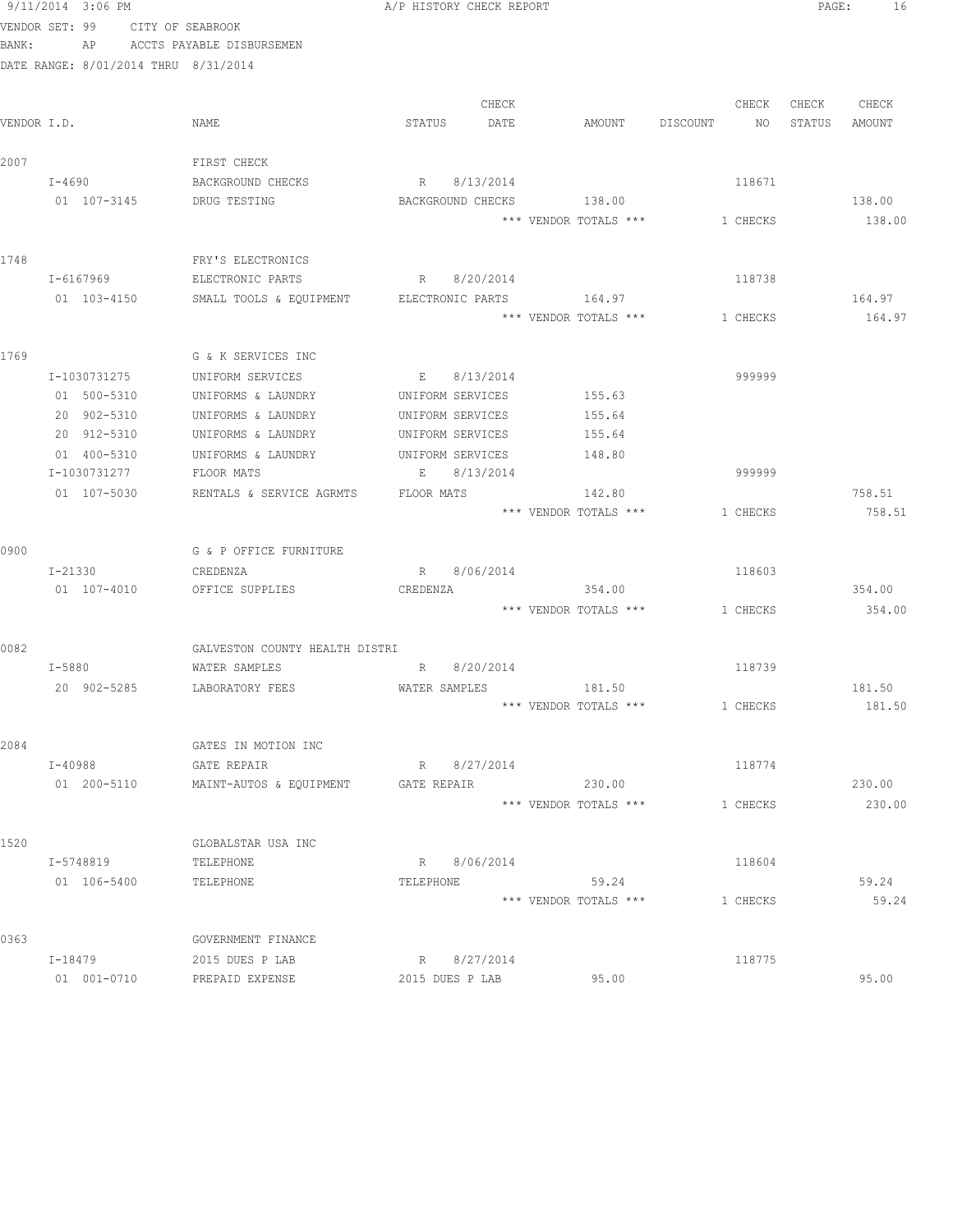9/11/2014 3:06 PM A/P HISTORY CHECK REPORT

VENDOR SET: 99 CITY OF SEABROOK
BANK: AP ACCTS PAYABLE DISBURSEMEN
DATE RANGE: 8/01/2014 THRU 8/31/2014

| VENDOR I.D. | NAME | STATUS | CHECK DATE | AMOUNT | DISCOUNT | CHECK NO | CHECK STATUS | CHECK AMOUNT |
|---|---|---|---|---|---|---|---|---|
| 2007 | FIRST CHECK | | | | | | | |
| I-4690 | BACKGROUND CHECKS | R | 8/13/2014 | | | 118671 | | |
| 01 107-3145 | DRUG TESTING | BACKGROUND CHECKS | | 138.00 | | | | 138.00 |
| | | | | *** VENDOR TOTALS *** | | 1 CHECKS | | 138.00 |
| 1748 | FRY'S ELECTRONICS | | | | | | | |
| I-6167969 | ELECTRONIC PARTS | R | 8/20/2014 | | | 118738 | | |
| 01 103-4150 | SMALL TOOLS & EQUIPMENT | ELECTRONIC PARTS | | 164.97 | | | | 164.97 |
| | | | | *** VENDOR TOTALS *** | | 1 CHECKS | | 164.97 |
| 1769 | G & K SERVICES INC | | | | | | | |
| I-1030731275 | UNIFORM SERVICES | E | 8/13/2014 | | | 999999 | | |
| 01 500-5310 | UNIFORMS & LAUNDRY | UNIFORM SERVICES | | 155.63 | | | | |
| 20 902-5310 | UNIFORMS & LAUNDRY | UNIFORM SERVICES | | 155.64 | | | | |
| 20 912-5310 | UNIFORMS & LAUNDRY | UNIFORM SERVICES | | 155.64 | | | | |
| 01 400-5310 | UNIFORMS & LAUNDRY | UNIFORM SERVICES | | 148.80 | | | | |
| I-1030731277 | FLOOR MATS | E | 8/13/2014 | | | 999999 | | |
| 01 107-5030 | RENTALS & SERVICE AGRMTS | FLOOR MATS | | 142.80 | | | | 758.51 |
| | | | | *** VENDOR TOTALS *** | | 1 CHECKS | | 758.51 |
| 0900 | G & P OFFICE FURNITURE | | | | | | | |
| I-21330 | CREDENZA | R | 8/06/2014 | | | 118603 | | |
| 01 107-4010 | OFFICE SUPPLIES | CREDENZA | | 354.00 | | | | 354.00 |
| | | | | *** VENDOR TOTALS *** | | 1 CHECKS | | 354.00 |
| 0082 | GALVESTON COUNTY HEALTH DISTRI | | | | | | | |
| I-5880 | WATER SAMPLES | R | 8/20/2014 | | | 118739 | | |
| 20 902-5285 | LABORATORY FEES | WATER SAMPLES | | 181.50 | | | | 181.50 |
| | | | | *** VENDOR TOTALS *** | | 1 CHECKS | | 181.50 |
| 2084 | GATES IN MOTION INC | | | | | | | |
| I-40988 | GATE REPAIR | R | 8/27/2014 | | | 118774 | | |
| 01 200-5110 | MAINT-AUTOS & EQUIPMENT | GATE REPAIR | | 230.00 | | | | 230.00 |
| | | | | *** VENDOR TOTALS *** | | 1 CHECKS | | 230.00 |
| 1520 | GLOBALSTAR USA INC | | | | | | | |
| I-5748819 | TELEPHONE | R | 8/06/2014 | | | 118604 | | |
| 01 106-5400 | TELEPHONE | TELEPHONE | | 59.24 | | | | 59.24 |
| | | | | *** VENDOR TOTALS *** | | 1 CHECKS | | 59.24 |
| 0363 | GOVERNMENT FINANCE | | | | | | | |
| I-18479 | 2015 DUES P LAB | R | 8/27/2014 | | | 118775 | | |
| 01 001-0710 | PREPAID EXPENSE | 2015 DUES P LAB | | 95.00 | | | | 95.00 |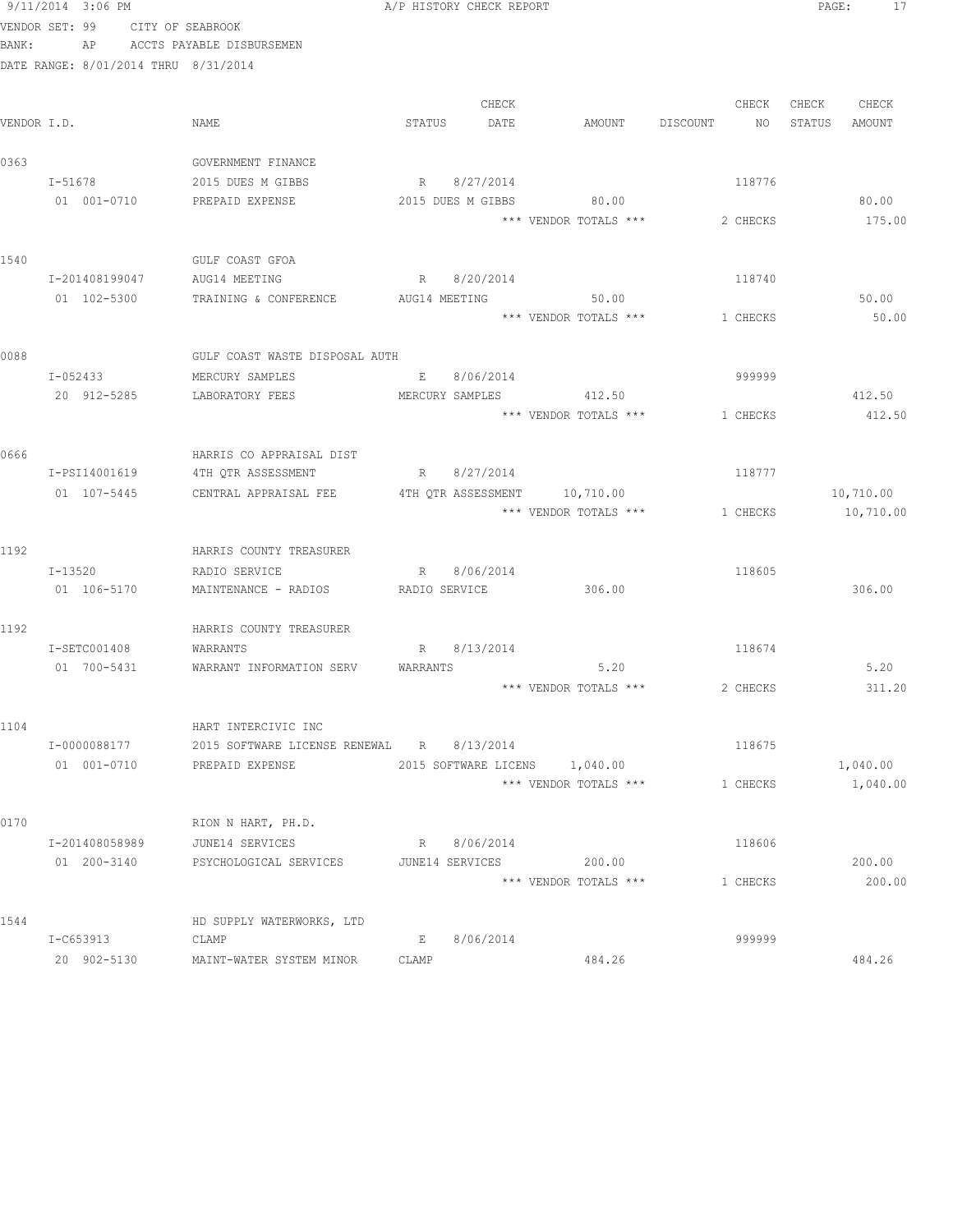9/11/2014 3:06 PM A/P HISTORY CHECK REPORT

VENDOR SET: 99 CITY OF SEABROOK
BANK: AP ACCTS PAYABLE DISBURSEMEN
DATE RANGE: 8/01/2014 THRU 8/31/2014

| VENDOR I.D. | NAME | STATUS | CHECK DATE | AMOUNT | DISCOUNT | CHECK NO | CHECK STATUS | CHECK AMOUNT |
|---|---|---|---|---|---|---|---|---|
| 0363 | GOVERNMENT FINANCE | | | | | | | |
| I-51678 | 2015 DUES M GIBBS | R | 8/27/2014 | | | 118776 | | |
| 01 001-0710 | PREPAID EXPENSE | 2015 DUES M GIBBS | | 80.00 | | | | 80.00 |
| | | | | *** VENDOR TOTALS *** | | 2 CHECKS | | 175.00 |
| 1540 | GULF COAST GFOA | | | | | | | |
| I-201408199047 | AUG14 MEETING | R | 8/20/2014 | | | 118740 | | |
| 01 102-5300 | TRAINING & CONFERENCE | AUG14 MEETING | | 50.00 | | | | 50.00 |
| | | | | *** VENDOR TOTALS *** | | 1 CHECKS | | 50.00 |
| 0088 | GULF COAST WASTE DISPOSAL AUTH | | | | | | | |
| I-052433 | MERCURY SAMPLES | E | 8/06/2014 | | | 999999 | | |
| 20 912-5285 | LABORATORY FEES | MERCURY SAMPLES | | 412.50 | | | | 412.50 |
| | | | | *** VENDOR TOTALS *** | | 1 CHECKS | | 412.50 |
| 0666 | HARRIS CO APPRAISAL DIST | | | | | | | |
| I-PSI14001619 | 4TH QTR ASSESSMENT | R | 8/27/2014 | | | 118777 | | |
| 01 107-5445 | CENTRAL APPRAISAL FEE | 4TH QTR ASSESSMENT | | 10,710.00 | | | | 10,710.00 |
| | | | | *** VENDOR TOTALS *** | | 1 CHECKS | | 10,710.00 |
| 1192 | HARRIS COUNTY TREASURER | | | | | | | |
| I-13520 | RADIO SERVICE | R | 8/06/2014 | | | 118605 | | |
| 01 106-5170 | MAINTENANCE - RADIOS | RADIO SERVICE | | 306.00 | | | | 306.00 |
| 1192 | HARRIS COUNTY TREASURER | | | | | | | |
| I-SETC001408 | WARRANTS | R | 8/13/2014 | | | 118674 | | |
| 01 700-5431 | WARRANT INFORMATION SERV | WARRANTS | | 5.20 | | | | 5.20 |
| | | | | *** VENDOR TOTALS *** | | 2 CHECKS | | 311.20 |
| 1104 | HART INTERCIVIC INC | | | | | | | |
| I-0000088177 | 2015 SOFTWARE LICENSE RENEWAL | R | 8/13/2014 | | | 118675 | | |
| 01 001-0710 | PREPAID EXPENSE | 2015 SOFTWARE LICENS | | 1,040.00 | | | | 1,040.00 |
| | | | | *** VENDOR TOTALS *** | | 1 CHECKS | | 1,040.00 |
| 0170 | RION N HART, PH.D. | | | | | | | |
| I-201408058989 | JUNE14 SERVICES | R | 8/06/2014 | | | 118606 | | |
| 01 200-3140 | PSYCHOLOGICAL SERVICES | JUNE14 SERVICES | | 200.00 | | | | 200.00 |
| | | | | *** VENDOR TOTALS *** | | 1 CHECKS | | 200.00 |
| 1544 | HD SUPPLY WATERWORKS, LTD | | | | | | | |
| I-C653913 | CLAMP | E | 8/06/2014 | | | 999999 | | |
| 20 902-5130 | MAINT-WATER SYSTEM MINOR | CLAMP | | 484.26 | | | | 484.26 |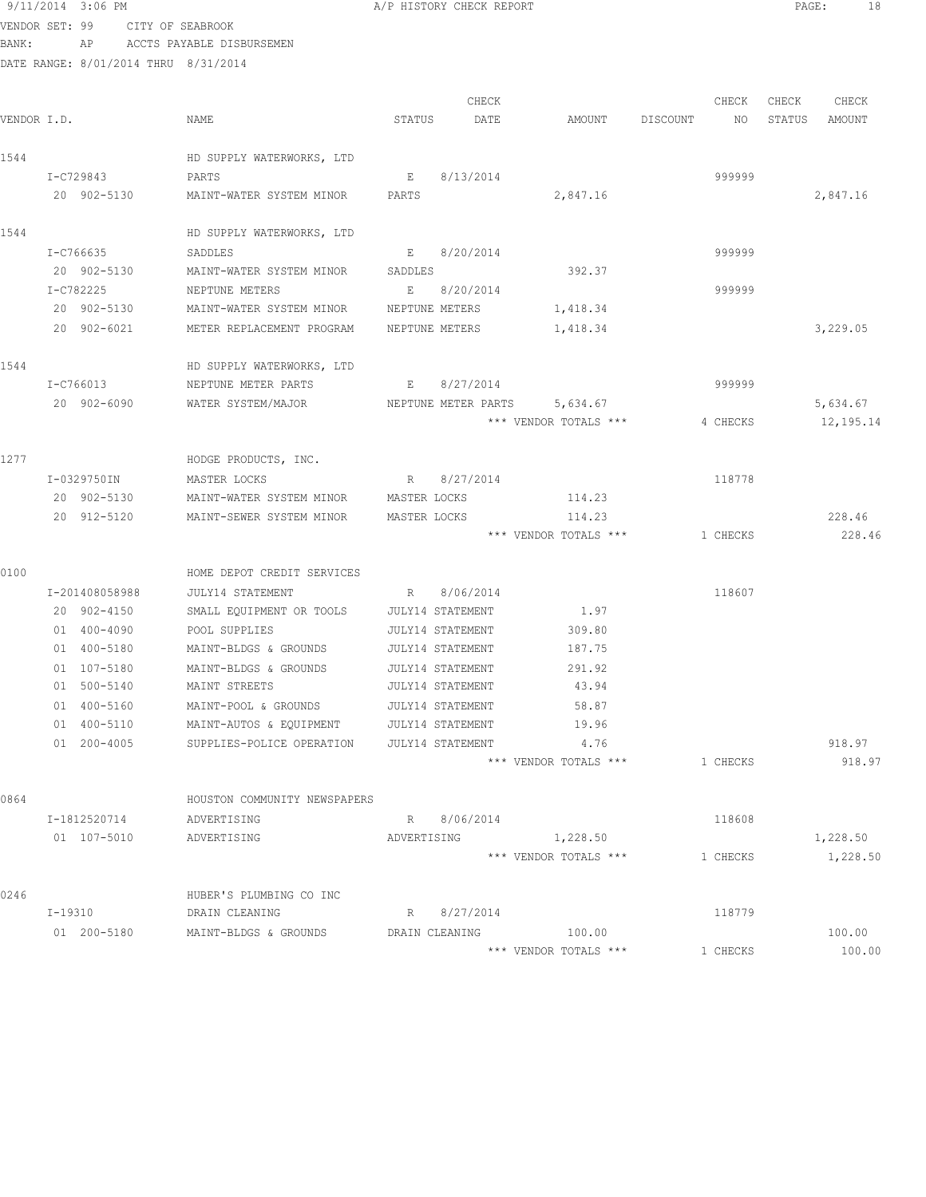VENDOR SET: 99 CITY OF SEABROOK
BANK: AP ACCTS PAYABLE DISBURSEMEN
DATE RANGE: 8/01/2014 THRU 8/31/2014

| VENDOR I.D. | NAME | STATUS | CHECK DATE | AMOUNT | DISCOUNT | CHECK NO | CHECK STATUS | CHECK AMOUNT |
|---|---|---|---|---|---|---|---|---|
| 1544 | HD SUPPLY WATERWORKS, LTD | | | | | | | |
| I-C729843 | PARTS | E | 8/13/2014 | | | 999999 | | |
| 20 902-5130 | MAINT-WATER SYSTEM MINOR | PARTS | | 2,847.16 | | | | 2,847.16 |
| 1544 | HD SUPPLY WATERWORKS, LTD | | | | | | | |
| I-C766635 | SADDLES | E | 8/20/2014 | | | 999999 | | |
| 20 902-5130 | MAINT-WATER SYSTEM MINOR | SADDLES | | 392.37 | | | | |
| I-C782225 | NEPTUNE METERS | E | 8/20/2014 | | | 999999 | | |
| 20 902-5130 | MAINT-WATER SYSTEM MINOR | NEPTUNE METERS | | 1,418.34 | | | | |
| 20 902-6021 | METER REPLACEMENT PROGRAM | NEPTUNE METERS | | 1,418.34 | | | | 3,229.05 |
| 1544 | HD SUPPLY WATERWORKS, LTD | | | | | | | |
| I-C766013 | NEPTUNE METER PARTS | E | 8/27/2014 | | | 999999 | | |
| 20 902-6090 | WATER SYSTEM/MAJOR | NEPTUNE METER PARTS | | 5,634.67 | | | | 5,634.67 |
| | | | | *** VENDOR TOTALS *** | | 4 CHECKS | | 12,195.14 |
| 1277 | HODGE PRODUCTS, INC. | | | | | | | |
| I-0329750IN | MASTER LOCKS | R | 8/27/2014 | | | 118778 | | |
| 20 902-5130 | MAINT-WATER SYSTEM MINOR | MASTER LOCKS | | 114.23 | | | | |
| 20 912-5120 | MAINT-SEWER SYSTEM MINOR | MASTER LOCKS | | 114.23 | | | | 228.46 |
| | | | | *** VENDOR TOTALS *** | | 1 CHECKS | | 228.46 |
| 0100 | HOME DEPOT CREDIT SERVICES | | | | | | | |
| I-201408058988 | JULY14 STATEMENT | R | 8/06/2014 | | | 118607 | | |
| 20 902-4150 | SMALL EQUIPMENT OR TOOLS | JULY14 STATEMENT | | 1.97 | | | | |
| 01 400-4090 | POOL SUPPLIES | JULY14 STATEMENT | | 309.80 | | | | |
| 01 400-5180 | MAINT-BLDGS & GROUNDS | JULY14 STATEMENT | | 187.75 | | | | |
| 01 107-5180 | MAINT-BLDGS & GROUNDS | JULY14 STATEMENT | | 291.92 | | | | |
| 01 500-5140 | MAINT STREETS | JULY14 STATEMENT | | 43.94 | | | | |
| 01 400-5160 | MAINT-POOL & GROUNDS | JULY14 STATEMENT | | 58.87 | | | | |
| 01 400-5110 | MAINT-AUTOS & EQUIPMENT | JULY14 STATEMENT | | 19.96 | | | | |
| 01 200-4005 | SUPPLIES-POLICE OPERATION | JULY14 STATEMENT | | 4.76 | | | | 918.97 |
| | | | | *** VENDOR TOTALS *** | | 1 CHECKS | | 918.97 |
| 0864 | HOUSTON COMMUNITY NEWSPAPERS | | | | | | | |
| I-1812520714 | ADVERTISING | R | 8/06/2014 | | | 118608 | | |
| 01 107-5010 | ADVERTISING | ADVERTISING | | 1,228.50 | | | | 1,228.50 |
| | | | | *** VENDOR TOTALS *** | | 1 CHECKS | | 1,228.50 |
| 0246 | HUBER'S PLUMBING CO INC | | | | | | | |
| I-19310 | DRAIN CLEANING | R | 8/27/2014 | | | 118779 | | |
| 01 200-5180 | MAINT-BLDGS & GROUNDS | DRAIN CLEANING | | 100.00 | | | | 100.00 |
| | | | | *** VENDOR TOTALS *** | | 1 CHECKS | | 100.00 |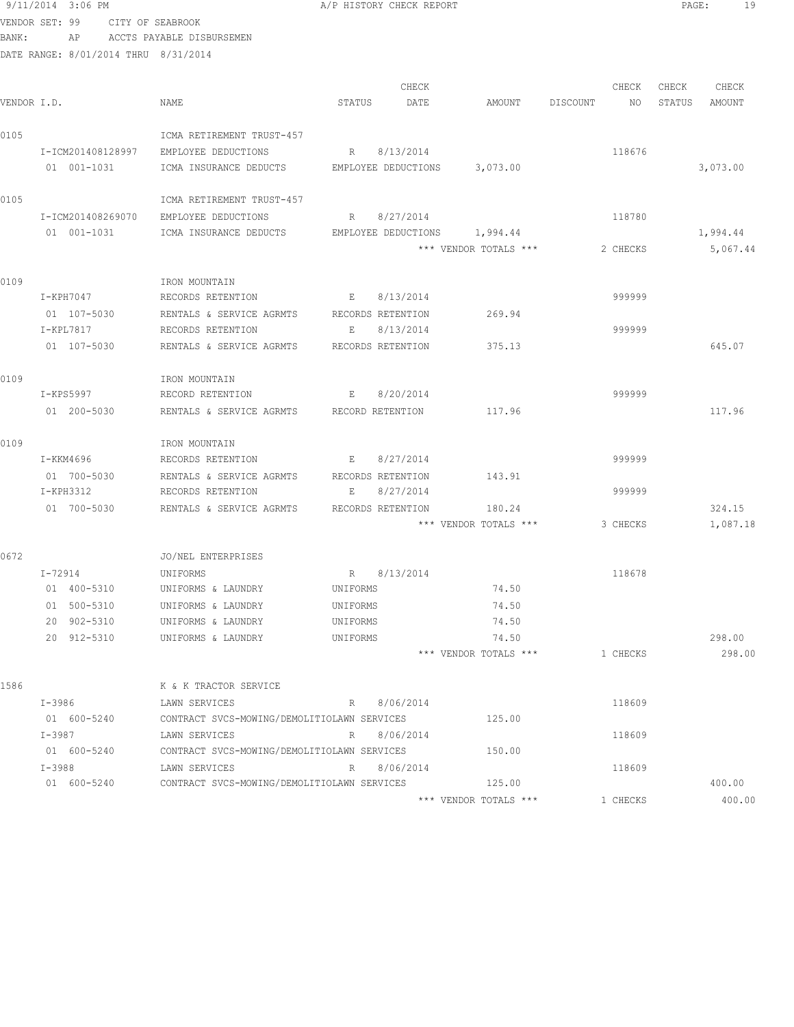9/11/2014 3:06 PM A/P HISTORY CHECK REPORT

VENDOR SET: 99 CITY OF SEABROOK
BANK: AP ACCTS PAYABLE DISBURSEMEN
DATE RANGE: 8/01/2014 THRU 8/31/2014

| VENDOR I.D. | NAME | STATUS | CHECK DATE | AMOUNT | DISCOUNT | CHECK NO | CHECK STATUS | CHECK AMOUNT |
|---|---|---|---|---|---|---|---|---|
| 0105 | ICMA RETIREMENT TRUST-457 | | | | | | | |
| I-ICM201408128997 | EMPLOYEE DEDUCTIONS | R | 8/13/2014 | | | 118676 | | |
| 01 001-1031 | ICMA INSURANCE DEDUCTS | EMPLOYEE DEDUCTIONS | | 3,073.00 | | | | 3,073.00 |
| 0105 | ICMA RETIREMENT TRUST-457 | | | | | | | |
| I-ICM201408269070 | EMPLOYEE DEDUCTIONS | R | 8/27/2014 | | | 118780 | | |
| 01 001-1031 | ICMA INSURANCE DEDUCTS | EMPLOYEE DEDUCTIONS | | 1,994.44 | | | | 1,994.44 |
| | | | | *** VENDOR TOTALS *** | | 2 CHECKS | | 5,067.44 |
| 0109 | IRON MOUNTAIN | | | | | | | |
| I-KPH7047 | RECORDS RETENTION | E | 8/13/2014 | | | 999999 | | |
| 01 107-5030 | RENTALS & SERVICE AGRMTS | RECORDS RETENTION | | 269.94 | | | | |
| I-KPL7817 | RECORDS RETENTION | E | 8/13/2014 | | | 999999 | | |
| 01 107-5030 | RENTALS & SERVICE AGRMTS | RECORDS RETENTION | | 375.13 | | | | 645.07 |
| 0109 | IRON MOUNTAIN | | | | | | | |
| I-KPS5997 | RECORD RETENTION | E | 8/20/2014 | | | 999999 | | |
| 01 200-5030 | RENTALS & SERVICE AGRMTS | RECORD RETENTION | | 117.96 | | | | 117.96 |
| 0109 | IRON MOUNTAIN | | | | | | | |
| I-KKM4696 | RECORDS RETENTION | E | 8/27/2014 | | | 999999 | | |
| 01 700-5030 | RENTALS & SERVICE AGRMTS | RECORDS RETENTION | | 143.91 | | | | |
| I-KPH3312 | RECORDS RETENTION | E | 8/27/2014 | | | 999999 | | |
| 01 700-5030 | RENTALS & SERVICE AGRMTS | RECORDS RETENTION | | 180.24 | | | | 324.15 |
| | | | | *** VENDOR TOTALS *** | | 3 CHECKS | | 1,087.18 |
| 0672 | JO/NEL ENTERPRISES | | | | | | | |
| I-72914 | UNIFORMS | R | 8/13/2014 | | | 118678 | | |
| 01 400-5310 | UNIFORMS & LAUNDRY | UNIFORMS | | 74.50 | | | | |
| 01 500-5310 | UNIFORMS & LAUNDRY | UNIFORMS | | 74.50 | | | | |
| 20 902-5310 | UNIFORMS & LAUNDRY | UNIFORMS | | 74.50 | | | | |
| 20 912-5310 | UNIFORMS & LAUNDRY | UNIFORMS | | 74.50 | | | | 298.00 |
| | | | | *** VENDOR TOTALS *** | | 1 CHECKS | | 298.00 |
| 1586 | K & K TRACTOR SERVICE | | | | | | | |
| I-3986 | LAWN SERVICES | R | 8/06/2014 | | | 118609 | | |
| 01 600-5240 | CONTRACT SVCS-MOWING/DEMOLITIO | LAWN SERVICES | | 125.00 | | | | |
| I-3987 | LAWN SERVICES | R | 8/06/2014 | | | 118609 | | |
| 01 600-5240 | CONTRACT SVCS-MOWING/DEMOLITIO | LAWN SERVICES | | 150.00 | | | | |
| I-3988 | LAWN SERVICES | R | 8/06/2014 | | | 118609 | | |
| 01 600-5240 | CONTRACT SVCS-MOWING/DEMOLITIO | LAWN SERVICES | | 125.00 | | | | 400.00 |
| | | | | *** VENDOR TOTALS *** | | 1 CHECKS | | 400.00 |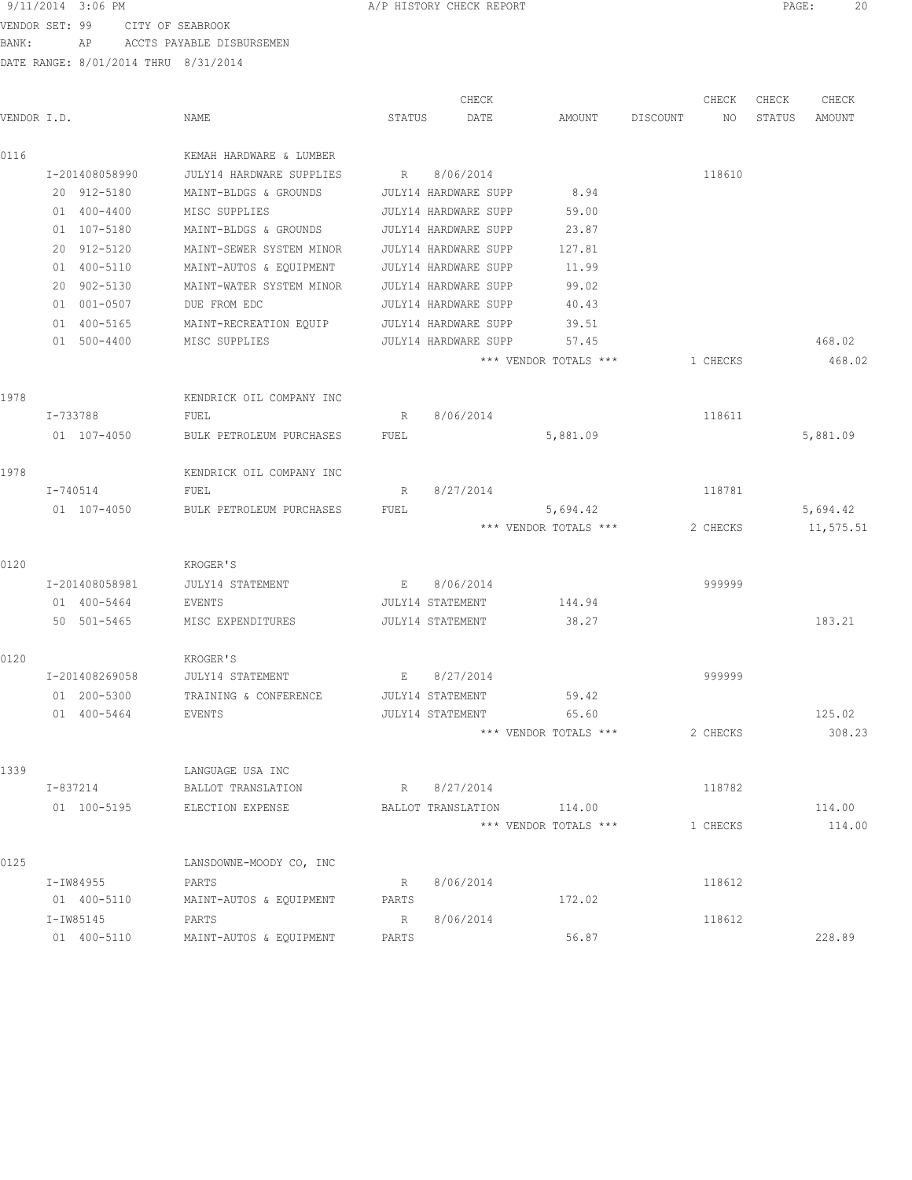9/11/2014 3:06 PM A/P HISTORY CHECK REPORT

VENDOR SET: 99 CITY OF SEABROOK
BANK: AP ACCTS PAYABLE DISBURSEMEN
DATE RANGE: 8/01/2014 THRU 8/31/2014

| VENDOR I.D. | NAME | STATUS | CHECK DATE | AMOUNT | DISCOUNT | CHECK NO | CHECK STATUS | CHECK AMOUNT |
|---|---|---|---|---|---|---|---|---|
| 0116 | KEMAH HARDWARE & LUMBER | | | | | | | |
| I-201408058990 | JULY14 HARDWARE SUPPLIES | R | 8/06/2014 | | | 118610 | | |
| 20 912-5180 | MAINT-BLDGS & GROUNDS | JULY14 HARDWARE SUPP | | 8.94 | | | | |
| 01 400-4400 | MISC SUPPLIES | JULY14 HARDWARE SUPP | | 59.00 | | | | |
| 01 107-5180 | MAINT-BLDGS & GROUNDS | JULY14 HARDWARE SUPP | | 23.87 | | | | |
| 20 912-5120 | MAINT-SEWER SYSTEM MINOR | JULY14 HARDWARE SUPP | | 127.81 | | | | |
| 01 400-5110 | MAINT-AUTOS & EQUIPMENT | JULY14 HARDWARE SUPP | | 11.99 | | | | |
| 20 902-5130 | MAINT-WATER SYSTEM MINOR | JULY14 HARDWARE SUPP | | 99.02 | | | | |
| 01 001-0507 | DUE FROM EDC | JULY14 HARDWARE SUPP | | 40.43 | | | | |
| 01 400-5165 | MAINT-RECREATION EQUIP | JULY14 HARDWARE SUPP | | 39.51 | | | | |
| 01 500-4400 | MISC SUPPLIES | JULY14 HARDWARE SUPP | | 57.45 | | | | 468.02 |
| | | | | *** VENDOR TOTALS *** | | 1 CHECKS | | 468.02 |
| 1978 | KENDRICK OIL COMPANY INC | | | | | | | |
| I-733788 | FUEL | R | 8/06/2014 | | | 118611 | | |
| 01 107-4050 | BULK PETROLEUM PURCHASES | FUEL | | 5,881.09 | | | | 5,881.09 |
| 1978 | KENDRICK OIL COMPANY INC | | | | | | | |
| I-740514 | FUEL | R | 8/27/2014 | | | 118781 | | |
| 01 107-4050 | BULK PETROLEUM PURCHASES | FUEL | | 5,694.42 | | | | 5,694.42 |
| | | | | *** VENDOR TOTALS *** | | 2 CHECKS | | 11,575.51 |
| 0120 | KROGER'S | | | | | | | |
| I-201408058981 | JULY14 STATEMENT | E | 8/06/2014 | | | 999999 | | |
| 01 400-5464 | EVENTS | JULY14 STATEMENT | | 144.94 | | | | |
| 50 501-5465 | MISC EXPENDITURES | JULY14 STATEMENT | | 38.27 | | | | 183.21 |
| 0120 | KROGER'S | | | | | | | |
| I-201408269058 | JULY14 STATEMENT | E | 8/27/2014 | | | 999999 | | |
| 01 200-5300 | TRAINING & CONFERENCE | JULY14 STATEMENT | | 59.42 | | | | |
| 01 400-5464 | EVENTS | JULY14 STATEMENT | | 65.60 | | | | 125.02 |
| | | | | *** VENDOR TOTALS *** | | 2 CHECKS | | 308.23 |
| 1339 | LANGUAGE USA INC | | | | | | | |
| I-837214 | BALLOT TRANSLATION | R | 8/27/2014 | | | 118782 | | |
| 01 100-5195 | ELECTION EXPENSE | BALLOT TRANSLATION | | 114.00 | | | | 114.00 |
| | | | | *** VENDOR TOTALS *** | | 1 CHECKS | | 114.00 |
| 0125 | LANSDOWNE-MOODY CO, INC | | | | | | | |
| I-IW84955 | PARTS | R | 8/06/2014 | | | 118612 | | |
| 01 400-5110 | MAINT-AUTOS & EQUIPMENT | PARTS | | 172.02 | | | | |
| I-IW85145 | PARTS | R | 8/06/2014 | | | 118612 | | |
| 01 400-5110 | MAINT-AUTOS & EQUIPMENT | PARTS | | 56.87 | | | | 228.89 |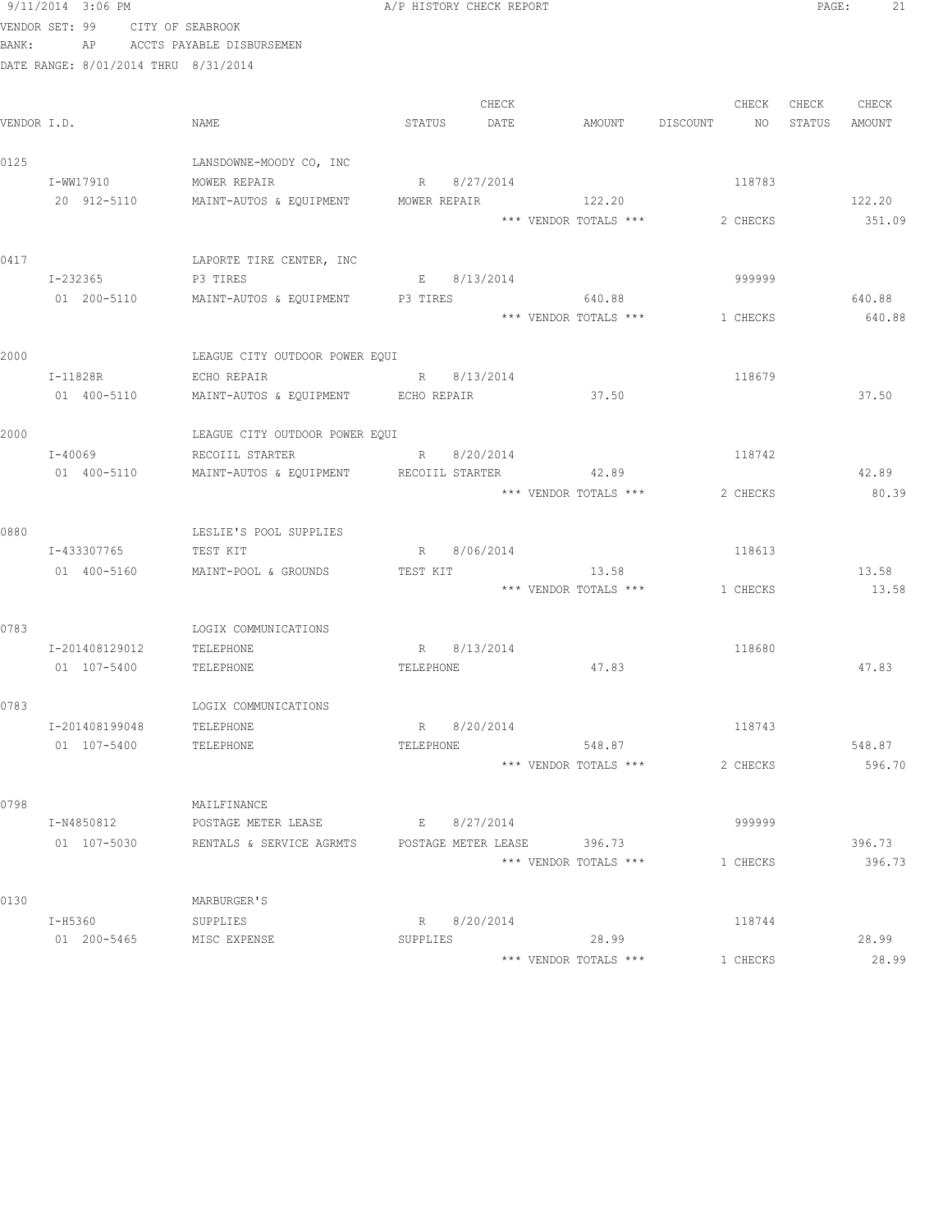9/11/2014 3:06 PM A/P HISTORY CHECK REPORT

VENDOR SET: 99 CITY OF SEABROOK
BANK: AP ACCTS PAYABLE DISBURSEMEN
DATE RANGE: 8/01/2014 THRU 8/31/2014

| VENDOR I.D. | NAME | STATUS | CHECK DATE | AMOUNT | DISCOUNT | CHECK NO | CHECK STATUS | CHECK AMOUNT |
|---|---|---|---|---|---|---|---|---|
| 0125 | LANSDOWNE-MOODY CO, INC | | | | | | | |
| I-WW17910 | MOWER REPAIR | R | 8/27/2014 | | | 118783 | | |
| 20 912-5110 | MAINT-AUTOS & EQUIPMENT | MOWER REPAIR | | 122.20 | | | | 122.20 |
| | | | | *** VENDOR TOTALS *** | | 2 CHECKS | | 351.09 |
| 0417 | LAPORTE TIRE CENTER, INC | | | | | | | |
| I-232365 | P3 TIRES | E | 8/13/2014 | | | 999999 | | |
| 01 200-5110 | MAINT-AUTOS & EQUIPMENT | P3 TIRES | | 640.88 | | | | 640.88 |
| | | | | *** VENDOR TOTALS *** | | 1 CHECKS | | 640.88 |
| 2000 | LEAGUE CITY OUTDOOR POWER EQUI | | | | | | | |
| I-11828R | ECHO REPAIR | R | 8/13/2014 | | | 118679 | | |
| 01 400-5110 | MAINT-AUTOS & EQUIPMENT | ECHO REPAIR | | 37.50 | | | | 37.50 |
| 2000 | LEAGUE CITY OUTDOOR POWER EQUI | | | | | | | |
| I-40069 | RECOIIL STARTER | R | 8/20/2014 | | | 118742 | | |
| 01 400-5110 | MAINT-AUTOS & EQUIPMENT | RECOIIL STARTER | | 42.89 | | | | 42.89 |
| | | | | *** VENDOR TOTALS *** | | 2 CHECKS | | 80.39 |
| 0880 | LESLIE'S POOL SUPPLIES | | | | | | | |
| I-433307765 | TEST KIT | R | 8/06/2014 | | | 118613 | | |
| 01 400-5160 | MAINT-POOL & GROUNDS | TEST KIT | | 13.58 | | | | 13.58 |
| | | | | *** VENDOR TOTALS *** | | 1 CHECKS | | 13.58 |
| 0783 | LOGIX COMMUNICATIONS | | | | | | | |
| I-201408129012 | TELEPHONE | R | 8/13/2014 | | | 118680 | | |
| 01 107-5400 | TELEPHONE | TELEPHONE | | 47.83 | | | | 47.83 |
| 0783 | LOGIX COMMUNICATIONS | | | | | | | |
| I-201408199048 | TELEPHONE | R | 8/20/2014 | | | 118743 | | |
| 01 107-5400 | TELEPHONE | TELEPHONE | | 548.87 | | | | 548.87 |
| | | | | *** VENDOR TOTALS *** | | 2 CHECKS | | 596.70 |
| 0798 | MAILFINANCE | | | | | | | |
| I-N4850812 | POSTAGE METER LEASE | E | 8/27/2014 | | | 999999 | | |
| 01 107-5030 | RENTALS & SERVICE AGRMTS | POSTAGE METER LEASE | | 396.73 | | | | 396.73 |
| | | | | *** VENDOR TOTALS *** | | 1 CHECKS | | 396.73 |
| 0130 | MARBURGER'S | | | | | | | |
| I-H5360 | SUPPLIES | R | 8/20/2014 | | | 118744 | | |
| 01 200-5465 | MISC EXPENSE | SUPPLIES | | 28.99 | | | | 28.99 |
| | | | | *** VENDOR TOTALS *** | | 1 CHECKS | | 28.99 |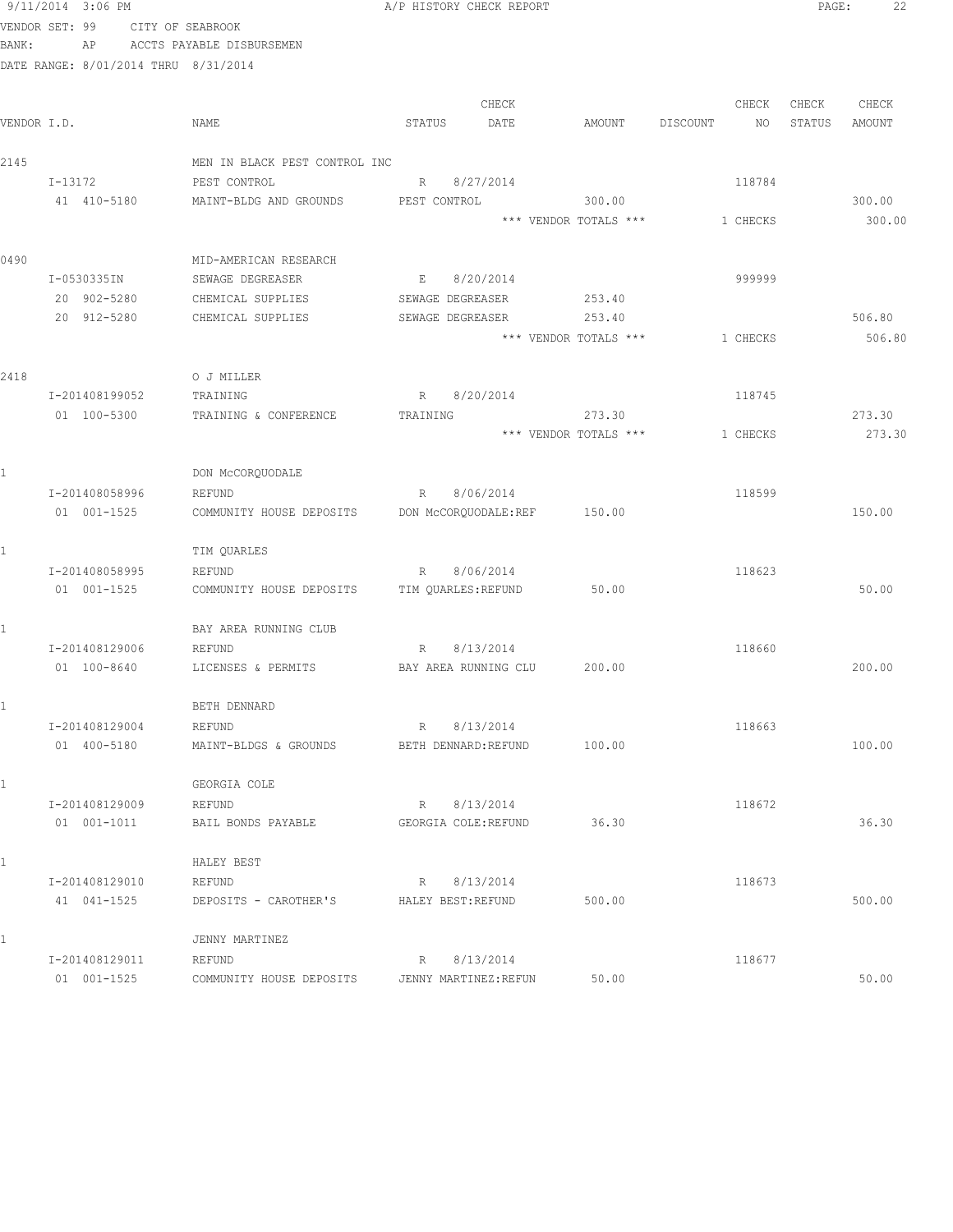9/11/2014 3:06 PM A/P HISTORY CHECK REPORT

VENDOR SET: 99 CITY OF SEABROOK
BANK: AP ACCTS PAYABLE DISBURSEMEN
DATE RANGE: 8/01/2014 THRU 8/31/2014

| VENDOR I.D. | NAME | STATUS | CHECK DATE | AMOUNT | DISCOUNT | CHECK NO | CHECK STATUS | CHECK AMOUNT |
|---|---|---|---|---|---|---|---|---|
| 2145 | MEN IN BLACK PEST CONTROL INC | | | | | | | |
| I-13172 | PEST CONTROL | R | 8/27/2014 | | | 118784 | | |
| 41 410-5180 | MAINT-BLDG AND GROUNDS | PEST CONTROL | | 300.00 | | | | 300.00 |
| | | | | *** VENDOR TOTALS *** | | 1 CHECKS | | 300.00 |
| 0490 | MID-AMERICAN RESEARCH | | | | | | | |
| I-0530335IN | SEWAGE DEGREASER | E | 8/20/2014 | | | 999999 | | |
| 20 902-5280 | CHEMICAL SUPPLIES | SEWAGE DEGREASER | | 253.40 | | | | |
| 20 912-5280 | CHEMICAL SUPPLIES | SEWAGE DEGREASER | | 253.40 | | | | 506.80 |
| | | | | *** VENDOR TOTALS *** | | 1 CHECKS | | 506.80 |
| 2418 | O J MILLER | | | | | | | |
| I-201408199052 | TRAINING | R | 8/20/2014 | | | 118745 | | |
| 01 100-5300 | TRAINING & CONFERENCE | TRAINING | | 273.30 | | | | 273.30 |
| | | | | *** VENDOR TOTALS *** | | 1 CHECKS | | 273.30 |
| 1 | DON McCORQUODALE | | | | | | | |
| I-201408058996 | REFUND | R | 8/06/2014 | | | 118599 | | |
| 01 001-1525 | COMMUNITY HOUSE DEPOSITS | DON McCORQUODALE:REF | | 150.00 | | | | 150.00 |
| 1 | TIM QUARLES | | | | | | | |
| I-201408058995 | REFUND | R | 8/06/2014 | | | 118623 | | |
| 01 001-1525 | COMMUNITY HOUSE DEPOSITS | TIM QUARLES:REFUND | | 50.00 | | | | 50.00 |
| 1 | BAY AREA RUNNING CLUB | | | | | | | |
| I-201408129006 | REFUND | R | 8/13/2014 | | | 118660 | | |
| 01 100-8640 | LICENSES & PERMITS | BAY AREA RUNNING CLU | | 200.00 | | | | 200.00 |
| 1 | BETH DENNARD | | | | | | | |
| I-201408129004 | REFUND | R | 8/13/2014 | | | 118663 | | |
| 01 400-5180 | MAINT-BLDGS & GROUNDS | BETH DENNARD:REFUND | | 100.00 | | | | 100.00 |
| 1 | GEORGIA COLE | | | | | | | |
| I-201408129009 | REFUND | R | 8/13/2014 | | | 118672 | | |
| 01 001-1011 | BAIL BONDS PAYABLE | GEORGIA COLE:REFUND | | 36.30 | | | | 36.30 |
| 1 | HALEY BEST | | | | | | | |
| I-201408129010 | REFUND | R | 8/13/2014 | | | 118673 | | |
| 41 041-1525 | DEPOSITS - CAROTHER'S | HALEY BEST:REFUND | | 500.00 | | | | 500.00 |
| 1 | JENNY MARTINEZ | | | | | | | |
| I-201408129011 | REFUND | R | 8/13/2014 | | | 118677 | | |
| 01 001-1525 | COMMUNITY HOUSE DEPOSITS | JENNY MARTINEZ:REFUN | | 50.00 | | | | 50.00 |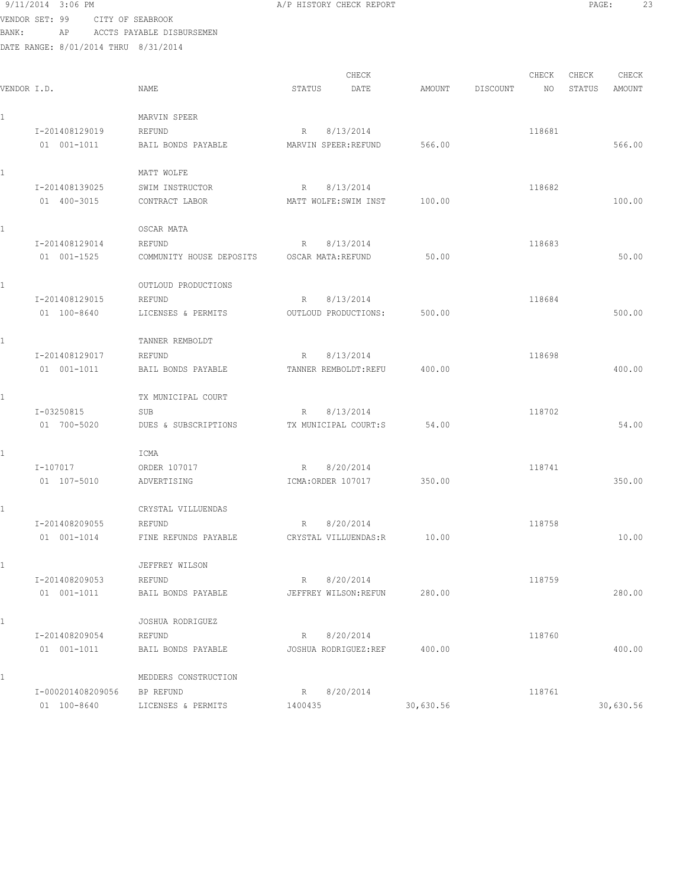9/11/2014 3:06 PM A/P HISTORY CHECK REPORT

VENDOR SET: 99 CITY OF SEABROOK
BANK: AP ACCTS PAYABLE DISBURSEMEN
DATE RANGE: 8/01/2014 THRU 8/31/2014

| VENDOR I.D. | NAME | STATUS | CHECK DATE | AMOUNT | DISCOUNT | CHECK NO | CHECK STATUS | CHECK AMOUNT |
|---|---|---|---|---|---|---|---|---|
| 1 | MARVIN SPEER | | | | | | | |
| I-201408129019 | REFUND | R | 8/13/2014 | | | 118681 | | |
| 01 001-1011 | BAIL BONDS PAYABLE | MARVIN SPEER:REFUND | | 566.00 | | | | 566.00 |
| 1 | MATT WOLFE | | | | | | | |
| I-201408139025 | SWIM INSTRUCTOR | R | 8/13/2014 | | | 118682 | | |
| 01 400-3015 | CONTRACT LABOR | MATT WOLFE:SWIM INST | | 100.00 | | | | 100.00 |
| 1 | OSCAR MATA | | | | | | | |
| I-201408129014 | REFUND | R | 8/13/2014 | | | 118683 | | |
| 01 001-1525 | COMMUNITY HOUSE DEPOSITS | OSCAR MATA:REFUND | | 50.00 | | | | 50.00 |
| 1 | OUTLOUD PRODUCTIONS | | | | | | | |
| I-201408129015 | REFUND | R | 8/13/2014 | | | 118684 | | |
| 01 100-8640 | LICENSES & PERMITS | OUTLOUD PRODUCTIONS: | | 500.00 | | | | 500.00 |
| 1 | TANNER REMBOLDT | | | | | | | |
| I-201408129017 | REFUND | R | 8/13/2014 | | | 118698 | | |
| 01 001-1011 | BAIL BONDS PAYABLE | TANNER REMBOLDT:REFU | | 400.00 | | | | 400.00 |
| 1 | TX MUNICIPAL COURT | | | | | | | |
| I-03250815 | SUB | R | 8/13/2014 | | | 118702 | | |
| 01 700-5020 | DUES & SUBSCRIPTIONS | TX MUNICIPAL COURT:S | | 54.00 | | | | 54.00 |
| 1 | ICMA | | | | | | | |
| I-107017 | ORDER 107017 | R | 8/20/2014 | | | 118741 | | |
| 01 107-5010 | ADVERTISING | ICMA:ORDER 107017 | | 350.00 | | | | 350.00 |
| 1 | CRYSTAL VILLUENDAS | | | | | | | |
| I-201408209055 | REFUND | R | 8/20/2014 | | | 118758 | | |
| 01 001-1014 | FINE REFUNDS PAYABLE | CRYSTAL VILLUENDAS:R | | 10.00 | | | | 10.00 |
| 1 | JEFFREY WILSON | | | | | | | |
| I-201408209053 | REFUND | R | 8/20/2014 | | | 118759 | | |
| 01 001-1011 | BAIL BONDS PAYABLE | JEFFREY WILSON:REFUN | | 280.00 | | | | 280.00 |
| 1 | JOSHUA RODRIGUEZ | | | | | | | |
| I-201408209054 | REFUND | R | 8/20/2014 | | | 118760 | | |
| 01 001-1011 | BAIL BONDS PAYABLE | JOSHUA RODRIGUEZ:REF | | 400.00 | | | | 400.00 |
| 1 | MEDDERS CONSTRUCTION | | | | | | | |
| I-000201408209056 | BP REFUND | R | 8/20/2014 | | | 118761 | | |
| 01 100-8640 | LICENSES & PERMITS | 1400435 | | 30,630.56 | | | | 30,630.56 |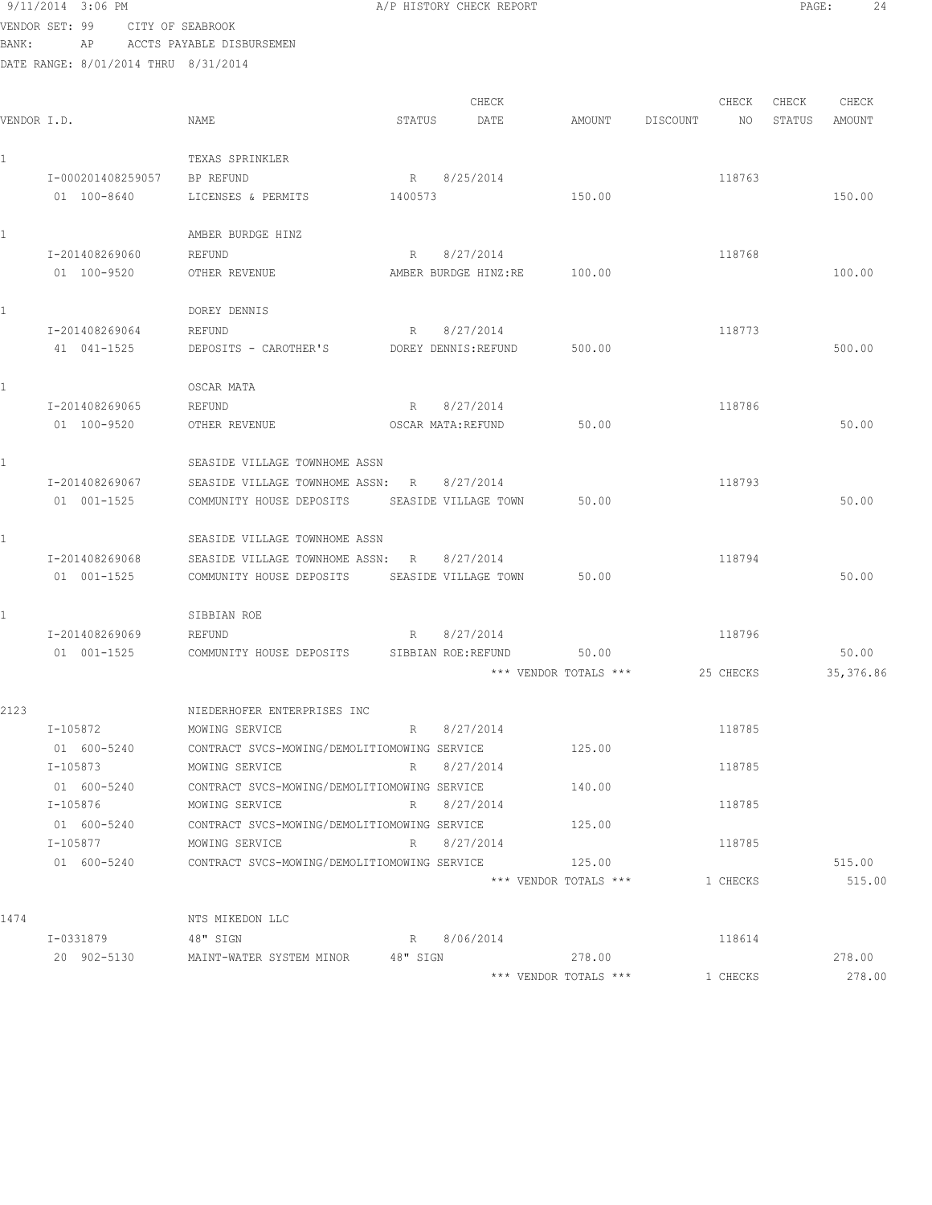9/11/2014 3:06 PM A/P HISTORY CHECK REPORT

VENDOR SET: 99 CITY OF SEABROOK
BANK: AP ACCTS PAYABLE DISBURSEMEN
DATE RANGE: 8/01/2014 THRU 8/31/2014

| VENDOR I.D. | NAME | STATUS | CHECK DATE | AMOUNT | DISCOUNT | CHECK NO | CHECK STATUS | CHECK AMOUNT |
|---|---|---|---|---|---|---|---|---|
| 1 | TEXAS SPRINKLER | | | | | | | |
| I-000201408259057 | BP REFUND | R | 8/25/2014 | | | 118763 | | |
| 01 100-8640 | LICENSES & PERMITS | 1400573 | | 150.00 | | | | 150.00 |
| 1 | AMBER BURDGE HINZ | | | | | | | |
| I-201408269060 | REFUND | R | 8/27/2014 | | | 118768 | | |
| 01 100-9520 | OTHER REVENUE | AMBER BURDGE HINZ:RE | | 100.00 | | | | 100.00 |
| 1 | DOREY DENNIS | | | | | | | |
| I-201408269064 | REFUND | R | 8/27/2014 | | | 118773 | | |
| 41 041-1525 | DEPOSITS - CAROTHER'S | DOREY DENNIS:REFUND | | 500.00 | | | | 500.00 |
| 1 | OSCAR MATA | | | | | | | |
| I-201408269065 | REFUND | R | 8/27/2014 | | | 118786 | | |
| 01 100-9520 | OTHER REVENUE | OSCAR MATA:REFUND | | 50.00 | | | | 50.00 |
| 1 | SEASIDE VILLAGE TOWNHOME ASSN | | | | | | | |
| I-201408269067 | SEASIDE VILLAGE TOWNHOME ASSN: | R | 8/27/2014 | | | 118793 | | |
| 01 001-1525 | COMMUNITY HOUSE DEPOSITS | SEASIDE VILLAGE TOWN | | 50.00 | | | | 50.00 |
| 1 | SEASIDE VILLAGE TOWNHOME ASSN | | | | | | | |
| I-201408269068 | SEASIDE VILLAGE TOWNHOME ASSN: | R | 8/27/2014 | | | 118794 | | |
| 01 001-1525 | COMMUNITY HOUSE DEPOSITS | SEASIDE VILLAGE TOWN | | 50.00 | | | | 50.00 |
| 1 | SIBBIAN ROE | | | | | | | |
| I-201408269069 | REFUND | R | 8/27/2014 | | | 118796 | | |
| 01 001-1525 | COMMUNITY HOUSE DEPOSITS | SIBBIAN ROE:REFUND | | 50.00 | | | | 50.00 |
| | | | | *** VENDOR TOTALS *** | | 25 CHECKS | | 35,376.86 |
| 2123 | NIEDERHOFER ENTERPRISES INC | | | | | | | |
| I-105872 | MOWING SERVICE | R | 8/27/2014 | | | 118785 | | |
| 01 600-5240 | CONTRACT SVCS-MOWING/DEMOLITIO | MOWING SERVICE | | 125.00 | | | | |
| I-105873 | MOWING SERVICE | R | 8/27/2014 | | | 118785 | | |
| 01 600-5240 | CONTRACT SVCS-MOWING/DEMOLITIO | MOWING SERVICE | | 140.00 | | | | |
| I-105876 | MOWING SERVICE | R | 8/27/2014 | | | 118785 | | |
| 01 600-5240 | CONTRACT SVCS-MOWING/DEMOLITIO | MOWING SERVICE | | 125.00 | | | | |
| I-105877 | MOWING SERVICE | R | 8/27/2014 | | | 118785 | | |
| 01 600-5240 | CONTRACT SVCS-MOWING/DEMOLITIO | MOWING SERVICE | | 125.00 | | | | 515.00 |
| | | | | *** VENDOR TOTALS *** | | 1 CHECKS | | 515.00 |
| 1474 | NTS MIKEDON LLC | | | | | | | |
| I-0331879 | 48" SIGN | R | 8/06/2014 | | | 118614 | | |
| 20 902-5130 | MAINT-WATER SYSTEM MINOR | 48" SIGN | | 278.00 | | | | 278.00 |
| | | | | *** VENDOR TOTALS *** | | 1 CHECKS | | 278.00 |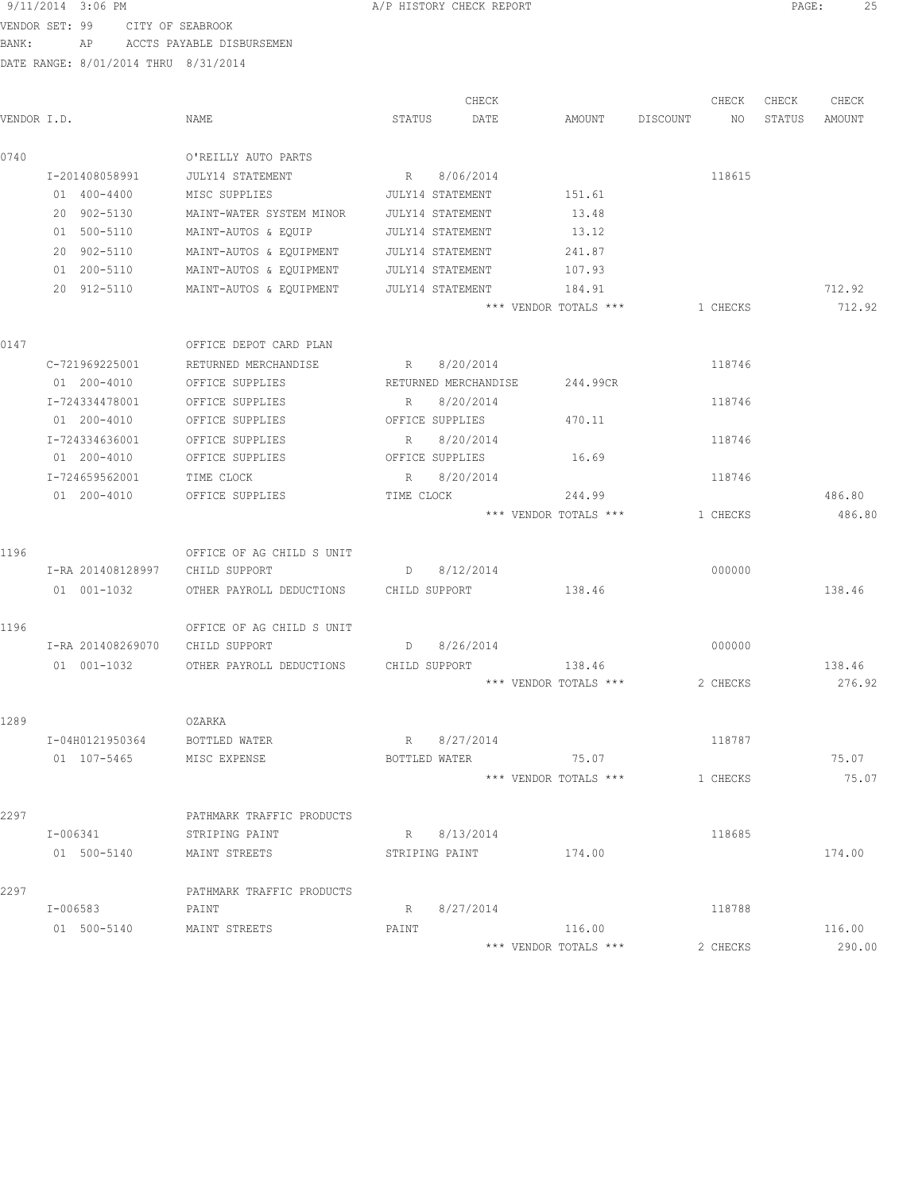9/11/2014 3:06 PM A/P HISTORY CHECK REPORT

VENDOR SET: 99 CITY OF SEABROOK
BANK: AP ACCTS PAYABLE DISBURSEMEN
DATE RANGE: 8/01/2014 THRU 8/31/2014

| VENDOR I.D. | NAME | STATUS | CHECK DATE | AMOUNT | DISCOUNT | CHECK NO | CHECK STATUS | CHECK AMOUNT |
|---|---|---|---|---|---|---|---|---|
| 0740 | O'REILLY AUTO PARTS | | | | | | | |
| I-201408058991 | JULY14 STATEMENT | R | 8/06/2014 | | | 118615 | | |
| 01 400-4400 | MISC SUPPLIES | JULY14 STATEMENT | | 151.61 | | | | |
| 20 902-5130 | MAINT-WATER SYSTEM MINOR | JULY14 STATEMENT | | 13.48 | | | | |
| 01 500-5110 | MAINT-AUTOS & EQUIP | JULY14 STATEMENT | | 13.12 | | | | |
| 20 902-5110 | MAINT-AUTOS & EQUIPMENT | JULY14 STATEMENT | | 241.87 | | | | |
| 01 200-5110 | MAINT-AUTOS & EQUIPMENT | JULY14 STATEMENT | | 107.93 | | | | |
| 20 912-5110 | MAINT-AUTOS & EQUIPMENT | JULY14 STATEMENT | | 184.91 | | | | 712.92 |
| | | | | *** VENDOR TOTALS *** | | 1 CHECKS | | 712.92 |
| 0147 | OFFICE DEPOT CARD PLAN | | | | | | | |
| C-721969225001 | RETURNED MERCHANDISE | R | 8/20/2014 | | | 118746 | | |
| 01 200-4010 | OFFICE SUPPLIES | RETURNED MERCHANDISE | | 244.99CR | | | | |
| I-724334478001 | OFFICE SUPPLIES | R | 8/20/2014 | | | 118746 | | |
| 01 200-4010 | OFFICE SUPPLIES | OFFICE SUPPLIES | | 470.11 | | | | |
| I-724334636001 | OFFICE SUPPLIES | R | 8/20/2014 | | | 118746 | | |
| 01 200-4010 | OFFICE SUPPLIES | OFFICE SUPPLIES | | 16.69 | | | | |
| I-724659562001 | TIME CLOCK | R | 8/20/2014 | | | 118746 | | |
| 01 200-4010 | OFFICE SUPPLIES | TIME CLOCK | | 244.99 | | | | 486.80 |
| | | | | *** VENDOR TOTALS *** | | 1 CHECKS | | 486.80 |
| 1196 | OFFICE OF AG CHILD S UNIT | | | | | | | |
| I-RA 201408128997 | CHILD SUPPORT | D | 8/12/2014 | | | 000000 | | |
| 01 001-1032 | OTHER PAYROLL DEDUCTIONS | CHILD SUPPORT | | 138.46 | | | | 138.46 |
| 1196 | OFFICE OF AG CHILD S UNIT | | | | | | | |
| I-RA 201408269070 | CHILD SUPPORT | D | 8/26/2014 | | | 000000 | | |
| 01 001-1032 | OTHER PAYROLL DEDUCTIONS | CHILD SUPPORT | | 138.46 | | | | 138.46 |
| | | | | *** VENDOR TOTALS *** | | 2 CHECKS | | 276.92 |
| 1289 | OZARKA | | | | | | | |
| I-04H0121950364 | BOTTLED WATER | R | 8/27/2014 | | | 118787 | | |
| 01 107-5465 | MISC EXPENSE | BOTTLED WATER | | 75.07 | | | | 75.07 |
| | | | | *** VENDOR TOTALS *** | | 1 CHECKS | | 75.07 |
| 2297 | PATHMARK TRAFFIC PRODUCTS | | | | | | | |
| I-006341 | STRIPING PAINT | R | 8/13/2014 | | | 118685 | | |
| 01 500-5140 | MAINT STREETS | STRIPING PAINT | | 174.00 | | | | 174.00 |
| 2297 | PATHMARK TRAFFIC PRODUCTS | | | | | | | |
| I-006583 | PAINT | R | 8/27/2014 | | | 118788 | | |
| 01 500-5140 | MAINT STREETS | PAINT | | 116.00 | | | | 116.00 |
| | | | | *** VENDOR TOTALS *** | | 2 CHECKS | | 290.00 |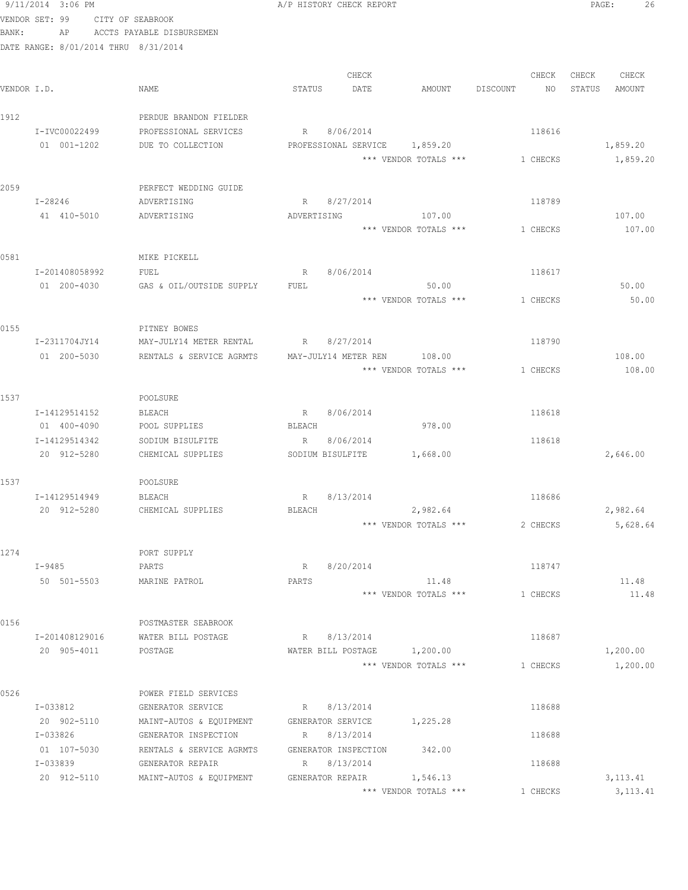9/11/2014 3:06 PM A/P HISTORY CHECK REPORT

VENDOR SET: 99 CITY OF SEABROOK
BANK: AP ACCTS PAYABLE DISBURSEMEN
DATE RANGE: 8/01/2014 THRU 8/31/2014

| VENDOR I.D. | NAME | STATUS | CHECK DATE | AMOUNT | DISCOUNT | CHECK NO | CHECK STATUS | CHECK AMOUNT |
|---|---|---|---|---|---|---|---|---|
| 1912 | PERDUE BRANDON FIELDER | | | | | | | |
| I-IVC00022499 | PROFESSIONAL SERVICES | R | 8/06/2014 | | | 118616 | | |
| 01 001-1202 | DUE TO COLLECTION | PROFESSIONAL SERVICE | | 1,859.20 | | | | 1,859.20 |
| | | | | *** VENDOR TOTALS *** | | 1 CHECKS | | 1,859.20 |
| 2059 | PERFECT WEDDING GUIDE | | | | | | | |
| I-28246 | ADVERTISING | R | 8/27/2014 | | | 118789 | | |
| 41 410-5010 | ADVERTISING | ADVERTISING | | 107.00 | | | | 107.00 |
| | | | | *** VENDOR TOTALS *** | | 1 CHECKS | | 107.00 |
| 0581 | MIKE PICKELL | | | | | | | |
| I-201408058992 | FUEL | R | 8/06/2014 | | | 118617 | | |
| 01 200-4030 | GAS & OIL/OUTSIDE SUPPLY | FUEL | | 50.00 | | | | 50.00 |
| | | | | *** VENDOR TOTALS *** | | 1 CHECKS | | 50.00 |
| 0155 | PITNEY BOWES | | | | | | | |
| I-2311704JY14 | MAY-JULY14 METER RENTAL | R | 8/27/2014 | | | 118790 | | |
| 01 200-5030 | RENTALS & SERVICE AGRMTS | MAY-JULY14 METER REN | | 108.00 | | | | 108.00 |
| | | | | *** VENDOR TOTALS *** | | 1 CHECKS | | 108.00 |
| 1537 | POOLSURE | | | | | | | |
| I-14129514152 | BLEACH | R | 8/06/2014 | | | 118618 | | |
| 01 400-4090 | POOL SUPPLIES | BLEACH | | 978.00 | | | | |
| I-14129514342 | SODIUM BISULFITE | R | 8/06/2014 | | | 118618 | | |
| 20 912-5280 | CHEMICAL SUPPLIES | SODIUM BISULFITE | | 1,668.00 | | | | 2,646.00 |
| 1537 | POOLSURE | | | | | | | |
| I-14129514949 | BLEACH | R | 8/13/2014 | | | 118686 | | |
| 20 912-5280 | CHEMICAL SUPPLIES | BLEACH | | 2,982.64 | | | | 2,982.64 |
| | | | | *** VENDOR TOTALS *** | | 2 CHECKS | | 5,628.64 |
| 1274 | PORT SUPPLY | | | | | | | |
| I-9485 | PARTS | R | 8/20/2014 | | | 118747 | | |
| 50 501-5503 | MARINE PATROL | PARTS | | 11.48 | | | | 11.48 |
| | | | | *** VENDOR TOTALS *** | | 1 CHECKS | | 11.48 |
| 0156 | POSTMASTER SEABROOK | | | | | | | |
| I-201408129016 | WATER BILL POSTAGE | R | 8/13/2014 | | | 118687 | | |
| 20 905-4011 | POSTAGE | WATER BILL POSTAGE | | 1,200.00 | | | | 1,200.00 |
| | | | | *** VENDOR TOTALS *** | | 1 CHECKS | | 1,200.00 |
| 0526 | POWER FIELD SERVICES | | | | | | | |
| I-033812 | GENERATOR SERVICE | R | 8/13/2014 | | | 118688 | | |
| 20 902-5110 | MAINT-AUTOS & EQUIPMENT | GENERATOR SERVICE | | 1,225.28 | | | | |
| I-033826 | GENERATOR INSPECTION | R | 8/13/2014 | | | 118688 | | |
| 01 107-5030 | RENTALS & SERVICE AGRMTS | GENERATOR INSPECTION | | 342.00 | | | | |
| I-033839 | GENERATOR REPAIR | R | 8/13/2014 | | | 118688 | | |
| 20 912-5110 | MAINT-AUTOS & EQUIPMENT | GENERATOR REPAIR | | 1,546.13 | | | | 3,113.41 |
| | | | | *** VENDOR TOTALS *** | | 1 CHECKS | | 3,113.41 |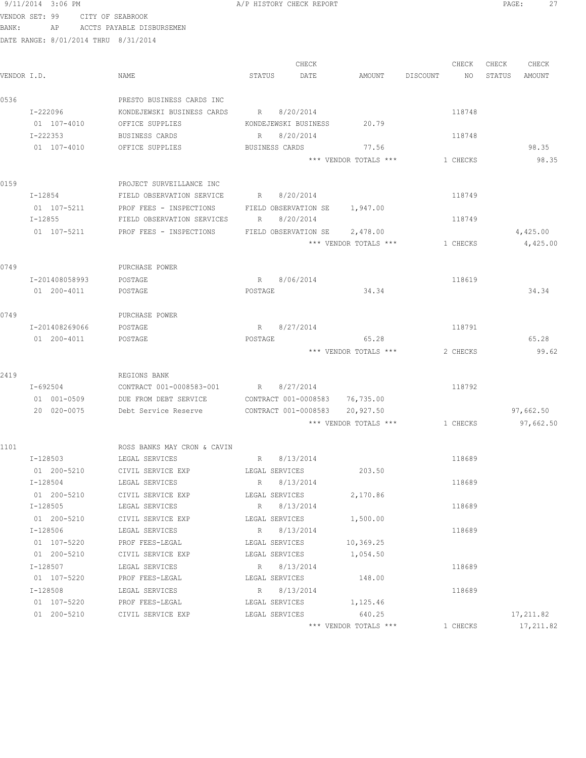9/11/2014 3:06 PM A/P HISTORY CHECK REPORT

VENDOR SET: 99 CITY OF SEABROOK
BANK: AP ACCTS PAYABLE DISBURSEMEN
DATE RANGE: 8/01/2014 THRU 8/31/2014

| VENDOR I.D. | NAME | STATUS | CHECK DATE | AMOUNT | DISCOUNT | CHECK NO | CHECK STATUS | CHECK AMOUNT |
|---|---|---|---|---|---|---|---|---|
| 0536 | PRESTO BUSINESS CARDS INC | | | | | | | |
| I-222096 | KONDEJEWSKI BUSINESS CARDS | R | 8/20/2014 | | | 118748 | | |
| 01 107-4010 | OFFICE SUPPLIES | KONDEJEWSKI BUSINESS | | 20.79 | | | | |
| I-222353 | BUSINESS CARDS | R | 8/20/2014 | | | 118748 | | |
| 01 107-4010 | OFFICE SUPPLIES | BUSINESS CARDS | | 77.56 | | | | 98.35 |
| | | | | *** VENDOR TOTALS *** | | 1 CHECKS | | 98.35 |
| 0159 | PROJECT SURVEILLANCE INC | | | | | | | |
| I-12854 | FIELD OBSERVATION SERVICE | R | 8/20/2014 | | | 118749 | | |
| 01 107-5211 | PROF FEES - INSPECTIONS | FIELD OBSERVATION SE | | 1,947.00 | | | | |
| I-12855 | FIELD OBSERVATION SERVICES | R | 8/20/2014 | | | 118749 | | |
| 01 107-5211 | PROF FEES - INSPECTIONS | FIELD OBSERVATION SE | | 2,478.00 | | | | 4,425.00 |
| | | | | *** VENDOR TOTALS *** | | 1 CHECKS | | 4,425.00 |
| 0749 | PURCHASE POWER | | | | | | | |
| I-201408058993 | POSTAGE | R | 8/06/2014 | | | 118619 | | |
| 01 200-4011 | POSTAGE | POSTAGE | | 34.34 | | | | 34.34 |
| 0749 | PURCHASE POWER | | | | | | | |
| I-201408269066 | POSTAGE | R | 8/27/2014 | | | 118791 | | |
| 01 200-4011 | POSTAGE | POSTAGE | | 65.28 | | | | 65.28 |
| | | | | *** VENDOR TOTALS *** | | 2 CHECKS | | 99.62 |
| 2419 | REGIONS BANK | | | | | | | |
| I-692504 | CONTRACT 001-0008583-001 | R | 8/27/2014 | | | 118792 | | |
| 01 001-0509 | DUE FROM DEBT SERVICE | CONTRACT 001-0008583 | | 76,735.00 | | | | |
| 20 020-0075 | Debt Service Reserve | CONTRACT 001-0008583 | | 20,927.50 | | | | 97,662.50 |
| | | | | *** VENDOR TOTALS *** | | 1 CHECKS | | 97,662.50 |
| 1101 | ROSS BANKS MAY CRON & CAVIN | | | | | | | |
| I-128503 | LEGAL SERVICES | R | 8/13/2014 | | | 118689 | | |
| 01 200-5210 | CIVIL SERVICE EXP | LEGAL SERVICES | | 203.50 | | | | |
| I-128504 | LEGAL SERVICES | R | 8/13/2014 | | | 118689 | | |
| 01 200-5210 | CIVIL SERVICE EXP | LEGAL SERVICES | | 2,170.86 | | | | |
| I-128505 | LEGAL SERVICES | R | 8/13/2014 | | | 118689 | | |
| 01 200-5210 | CIVIL SERVICE EXP | LEGAL SERVICES | | 1,500.00 | | | | |
| I-128506 | LEGAL SERVICES | R | 8/13/2014 | | | 118689 | | |
| 01 107-5220 | PROF FEES-LEGAL | LEGAL SERVICES | | 10,369.25 | | | | |
| 01 200-5210 | CIVIL SERVICE EXP | LEGAL SERVICES | | 1,054.50 | | | | |
| I-128507 | LEGAL SERVICES | R | 8/13/2014 | | | 118689 | | |
| 01 107-5220 | PROF FEES-LEGAL | LEGAL SERVICES | | 148.00 | | | | |
| I-128508 | LEGAL SERVICES | R | 8/13/2014 | | | 118689 | | |
| 01 107-5220 | PROF FEES-LEGAL | LEGAL SERVICES | | 1,125.46 | | | | |
| 01 200-5210 | CIVIL SERVICE EXP | LEGAL SERVICES | | 640.25 | | | | 17,211.82 |
| | | | | *** VENDOR TOTALS *** | | 1 CHECKS | | 17,211.82 |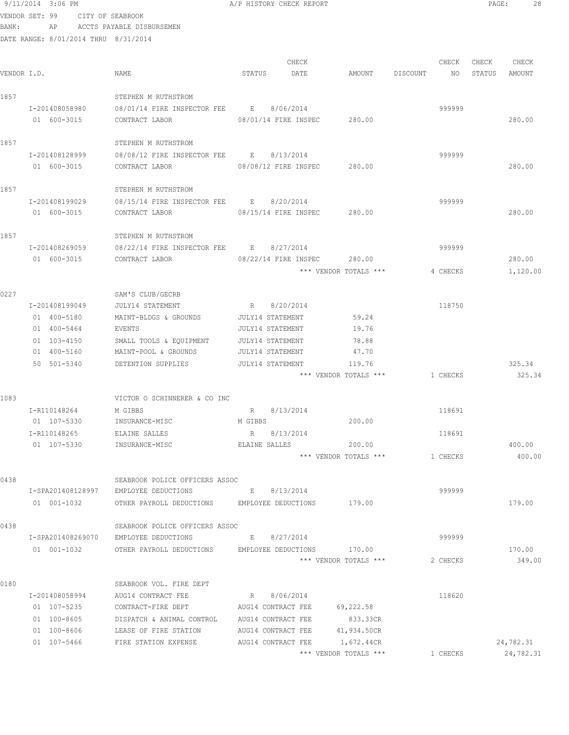9/11/2014 3:06 PM A/P HISTORY CHECK REPORT

VENDOR SET: 99 CITY OF SEABROOK
BANK: AP ACCTS PAYABLE DISBURSEMEN
DATE RANGE: 8/01/2014 THRU 8/31/2014

| VENDOR I.D. | NAME | STATUS | CHECK DATE | AMOUNT | DISCOUNT | CHECK NO | CHECK STATUS | CHECK AMOUNT |
|---|---|---|---|---|---|---|---|---|
| 1857 | STEPHEN M RUTHSTROM | | | | | | | |
| I-201408058980 | 08/01/14 FIRE INSPECTOR FEE | E | 8/06/2014 | | | 999999 | | |
| 01 600-3015 | CONTRACT LABOR | 08/01/14 FIRE INSPEC | | 280.00 | | | | 280.00 |
| 1857 | STEPHEN M RUTHSTROM | | | | | | | |
| I-201408128999 | 08/08/12 FIRE INSPECTOR FEE | E | 8/13/2014 | | | 999999 | | |
| 01 600-3015 | CONTRACT LABOR | 08/08/12 FIRE INSPEC | | 280.00 | | | | 280.00 |
| 1857 | STEPHEN M RUTHSTROM | | | | | | | |
| I-201408199029 | 08/15/14 FIRE INSPECTOR FEE | E | 8/20/2014 | | | 999999 | | |
| 01 600-3015 | CONTRACT LABOR | 08/15/14 FIRE INSPEC | | 280.00 | | | | 280.00 |
| 1857 | STEPHEN M RUTHSTROM | | | | | | | |
| I-201408269059 | 08/22/14 FIRE INSPECTOR FEE | E | 8/27/2014 | | | 999999 | | |
| 01 600-3015 | CONTRACT LABOR | 08/22/14 FIRE INSPEC | | 280.00 | | | | 280.00 |
| | | | | *** VENDOR TOTALS *** | | 4 CHECKS | | 1,120.00 |
| 0227 | SAM'S CLUB/GECRB | | | | | | | |
| I-201408199049 | JULY14 STATEMENT | R | 8/20/2014 | | | 118750 | | |
| 01 400-5180 | MAINT-BLDGS & GROUNDS | JULY14 STATEMENT | | 59.24 | | | | |
| 01 400-5464 | EVENTS | JULY14 STATEMENT | | 19.76 | | | | |
| 01 103-4150 | SMALL TOOLS & EQUIPMENT | JULY14 STATEMENT | | 78.88 | | | | |
| 01 400-5160 | MAINT-POOL & GROUNDS | JULY14 STATEMENT | | 47.70 | | | | |
| 50 501-5340 | DETENTION SUPPLIES | JULY14 STATEMENT | | 119.76 | | | | 325.34 |
| | | | | *** VENDOR TOTALS *** | | 1 CHECKS | | 325.34 |
| 1083 | VICTOR O SCHINNERER & CO INC | | | | | | | |
| I-R110148264 | M GIBBS | R | 8/13/2014 | | | 118691 | | |
| 01 107-5330 | INSURANCE-MISC | M GIBBS | | 200.00 | | | | |
| I-R110148265 | ELAINE SALLES | R | 8/13/2014 | | | 118691 | | |
| 01 107-5330 | INSURANCE-MISC | ELAINE SALLES | | 200.00 | | | | 400.00 |
| | | | | *** VENDOR TOTALS *** | | 1 CHECKS | | 400.00 |
| 0438 | SEABROOK POLICE OFFICERS ASSOC | | | | | | | |
| I-SPA201408128997 | EMPLOYEE DEDUCTIONS | E | 8/13/2014 | | | 999999 | | |
| 01 001-1032 | OTHER PAYROLL DEDUCTIONS | EMPLOYEE DEDUCTIONS | | 179.00 | | | | 179.00 |
| 0438 | SEABROOK POLICE OFFICERS ASSOC | | | | | | | |
| I-SPA201408269070 | EMPLOYEE DEDUCTIONS | E | 8/27/2014 | | | 999999 | | |
| 01 001-1032 | OTHER PAYROLL DEDUCTIONS | EMPLOYEE DEDUCTIONS | | 170.00 | | | | 170.00 |
| | | | | *** VENDOR TOTALS *** | | 2 CHECKS | | 349.00 |
| 0180 | SEABROOK VOL. FIRE DEPT | | | | | | | |
| I-201408058994 | AUG14 CONTRACT FEE | R | 8/06/2014 | | | 118620 | | |
| 01 107-5235 | CONTRACT-FIRE DEPT | AUG14 CONTRACT FEE | | 69,222.58 | | | | |
| 01 100-8605 | DISPATCH & ANIMAL CONTROL | AUG14 CONTRACT FEE | | 833.33CR | | | | |
| 01 100-8606 | LEASE OF FIRE STATION | AUG14 CONTRACT FEE | | 41,934.50CR | | | | |
| 01 107-5466 | FIRE STATION EXPENSE | AUG14 CONTRACT FEE | | 1,672.44CR | | | | 24,782.31 |
| | | | | *** VENDOR TOTALS *** | | 1 CHECKS | | 24,782.31 |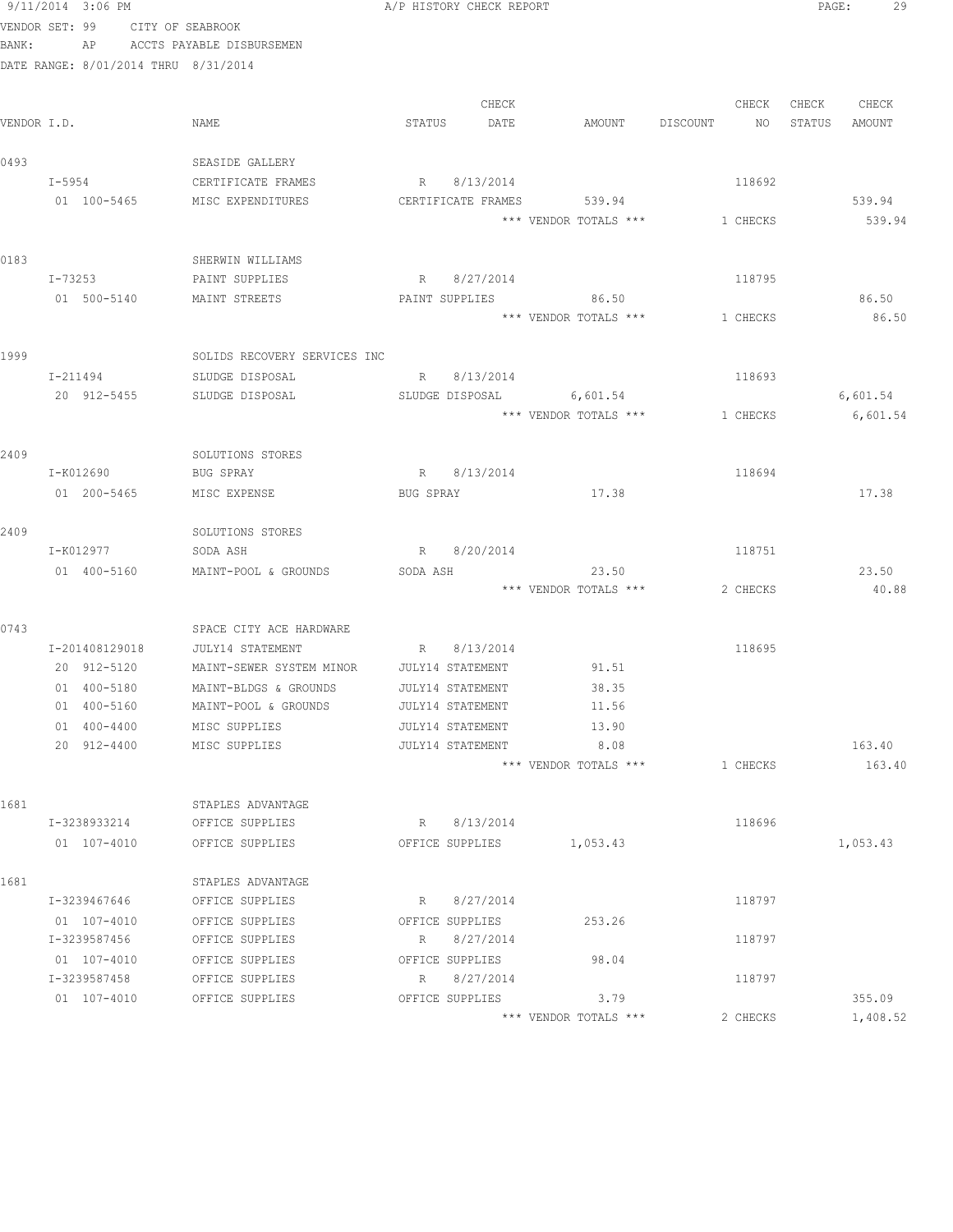9/11/2014 3:06 PM A/P HISTORY CHECK REPORT

VENDOR SET: 99 CITY OF SEABROOK
BANK: AP ACCTS PAYABLE DISBURSEMEN
DATE RANGE: 8/01/2014 THRU 8/31/2014

| VENDOR I.D. | NAME | STATUS | CHECK DATE | AMOUNT | DISCOUNT | CHECK NO | CHECK STATUS | CHECK AMOUNT |
|---|---|---|---|---|---|---|---|---|
| 0493 | SEASIDE GALLERY | | | | | | | |
| I-5954 | CERTIFICATE FRAMES | R | 8/13/2014 | | | 118692 | | |
| 01 100-5465 | MISC EXPENDITURES | CERTIFICATE FRAMES | | 539.94 | | | | 539.94 |
| | | | | *** VENDOR TOTALS *** | | 1 CHECKS | | 539.94 |
| 0183 | SHERWIN WILLIAMS | | | | | | | |
| I-73253 | PAINT SUPPLIES | R | 8/27/2014 | | | 118795 | | |
| 01 500-5140 | MAINT STREETS | PAINT SUPPLIES | | 86.50 | | | | 86.50 |
| | | | | *** VENDOR TOTALS *** | | 1 CHECKS | | 86.50 |
| 1999 | SOLIDS RECOVERY SERVICES INC | | | | | | | |
| I-211494 | SLUDGE DISPOSAL | R | 8/13/2014 | | | 118693 | | |
| 20 912-5455 | SLUDGE DISPOSAL | SLUDGE DISPOSAL | | 6,601.54 | | | | 6,601.54 |
| | | | | *** VENDOR TOTALS *** | | 1 CHECKS | | 6,601.54 |
| 2409 | SOLUTIONS STORES | | | | | | | |
| I-K012690 | BUG SPRAY | R | 8/13/2014 | | | 118694 | | |
| 01 200-5465 | MISC EXPENSE | BUG SPRAY | | 17.38 | | | | 17.38 |
| 2409 | SOLUTIONS STORES | | | | | | | |
| I-K012977 | SODA ASH | R | 8/20/2014 | | | 118751 | | |
| 01 400-5160 | MAINT-POOL & GROUNDS | SODA ASH | | 23.50 | | | | 23.50 |
| | | | | *** VENDOR TOTALS *** | | 2 CHECKS | | 40.88 |
| 0743 | SPACE CITY ACE HARDWARE | | | | | | | |
| I-201408129018 | JULY14 STATEMENT | R | 8/13/2014 | | | 118695 | | |
| 20 912-5120 | MAINT-SEWER SYSTEM MINOR | JULY14 STATEMENT | | 91.51 | | | | |
| 01 400-5180 | MAINT-BLDGS & GROUNDS | JULY14 STATEMENT | | 38.35 | | | | |
| 01 400-5160 | MAINT-POOL & GROUNDS | JULY14 STATEMENT | | 11.56 | | | | |
| 01 400-4400 | MISC SUPPLIES | JULY14 STATEMENT | | 13.90 | | | | |
| 20 912-4400 | MISC SUPPLIES | JULY14 STATEMENT | | 8.08 | | | | 163.40 |
| | | | | *** VENDOR TOTALS *** | | 1 CHECKS | | 163.40 |
| 1681 | STAPLES ADVANTAGE | | | | | | | |
| I-3238933214 | OFFICE SUPPLIES | R | 8/13/2014 | | | 118696 | | |
| 01 107-4010 | OFFICE SUPPLIES | OFFICE SUPPLIES | | 1,053.43 | | | | 1,053.43 |
| 1681 | STAPLES ADVANTAGE | | | | | | | |
| I-3239467646 | OFFICE SUPPLIES | R | 8/27/2014 | | | 118797 | | |
| 01 107-4010 | OFFICE SUPPLIES | OFFICE SUPPLIES | | 253.26 | | | | |
| I-3239587456 | OFFICE SUPPLIES | R | 8/27/2014 | | | 118797 | | |
| 01 107-4010 | OFFICE SUPPLIES | OFFICE SUPPLIES | | 98.04 | | | | |
| I-3239587458 | OFFICE SUPPLIES | R | 8/27/2014 | | | 118797 | | |
| 01 107-4010 | OFFICE SUPPLIES | OFFICE SUPPLIES | | 3.79 | | | | 355.09 |
| | | | | *** VENDOR TOTALS *** | | 2 CHECKS | | 1,408.52 |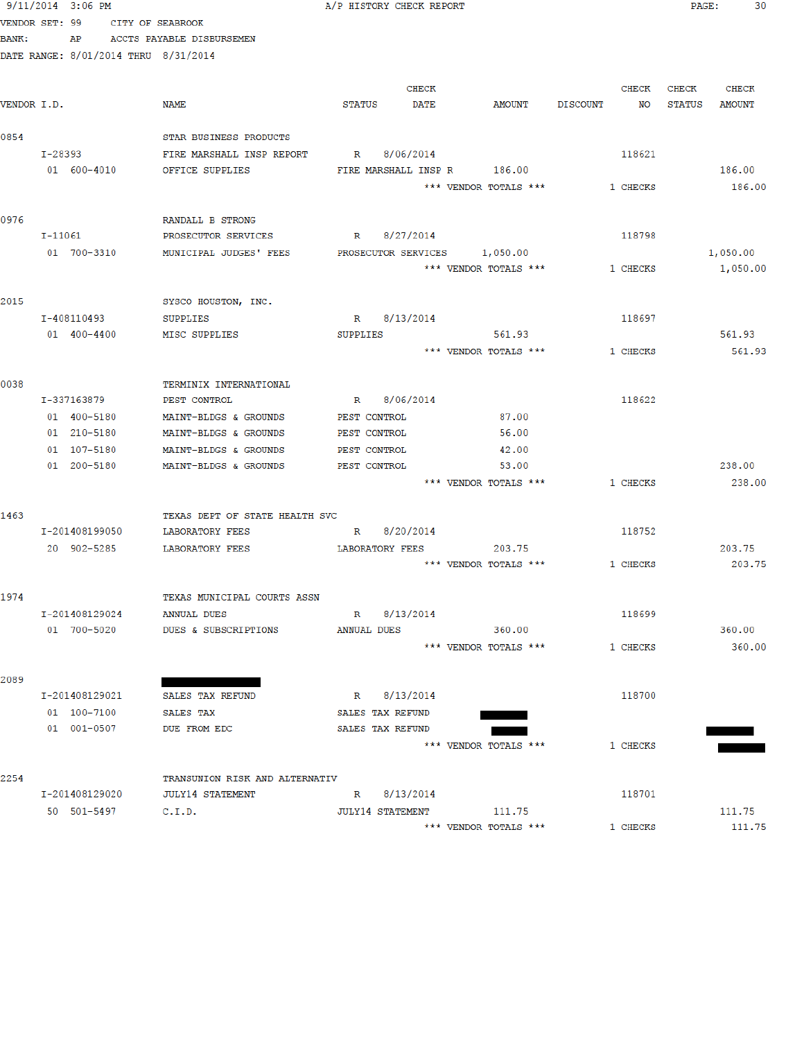9/11/2014 3:06 PM — A/P HISTORY CHECK REPORT

VENDOR SET: 99 CITY OF SEABROOK
BANK: AP ACCTS PAYABLE DISBURSEMEN
DATE RANGE: 8/01/2014 THRU 8/31/2014

| VENDOR I.D. | | NAME | STATUS | CHECK DATE | AMOUNT | DISCOUNT | CHECK NO | CHECK STATUS | CHECK AMOUNT |
|---|---|---|---|---|---|---|---|---|---|
| 0854 | | STAR BUSINESS PRODUCTS | | | | | | | |
| I-28393 | | FIRE MARSHALL INSP REPORT | R | 8/06/2014 | | | 118621 | | |
| 01 | 600-4010 | OFFICE SUPPLIES | FIRE MARSHALL INSP R | | 186.00 | | | | 186.00 |
| | | | *** VENDOR TOTALS *** | | | | 1 CHECKS | | 186.00 |
| 0976 | | RANDALL B STRONG | | | | | | | |
| I-11061 | | PROSECUTOR SERVICES | R | 8/27/2014 | | | 118798 | | |
| 01 | 700-3310 | MUNICIPAL JUDGES' FEES | PROSECUTOR SERVICES | | 1,050.00 | | | | 1,050.00 |
| | | | *** VENDOR TOTALS *** | | | | 1 CHECKS | | 1,050.00 |
| 2015 | | SYSCO HOUSTON, INC. | | | | | | | |
| I-408110493 | | SUPPLIES | R | 8/13/2014 | | | 118697 | | |
| 01 | 400-4400 | MISC SUPPLIES | SUPPLIES | | 561.93 | | | | 561.93 |
| | | | *** VENDOR TOTALS *** | | | | 1 CHECKS | | 561.93 |
| 0038 | | TERMINIX INTERNATIONAL | | | | | | | |
| I-337163879 | | PEST CONTROL | R | 8/06/2014 | | | 118622 | | |
| 01 | 400-5180 | MAINT-BLDGS & GROUNDS | PEST CONTROL | | 87.00 | | | | |
| 01 | 210-5180 | MAINT-BLDGS & GROUNDS | PEST CONTROL | | 56.00 | | | | |
| 01 | 107-5180 | MAINT-BLDGS & GROUNDS | PEST CONTROL | | 42.00 | | | | |
| 01 | 200-5180 | MAINT-BLDGS & GROUNDS | PEST CONTROL | | 53.00 | | | | 238.00 |
| | | | *** VENDOR TOTALS *** | | | | 1 CHECKS | | 238.00 |
| 1463 | | TEXAS DEPT OF STATE HEALTH SVC | | | | | | | |
| I-201408199050 | | LABORATORY FEES | R | 8/20/2014 | | | 118752 | | |
| 20 | 902-5285 | LABORATORY FEES | LABORATORY FEES | | 203.75 | | | | 203.75 |
| | | | *** VENDOR TOTALS *** | | | | 1 CHECKS | | 203.75 |
| 1974 | | TEXAS MUNICIPAL COURTS ASSN | | | | | | | |
| I-201408129024 | | ANNUAL DUES | R | 8/13/2014 | | | 118699 | | |
| 01 | 700-5020 | DUES & SUBSCRIPTIONS | ANNUAL DUES | | 360.00 | | | | 360.00 |
| | | | *** VENDOR TOTALS *** | | | | 1 CHECKS | | 360.00 |
| 2089 | | [REDACTED] | | | | | | | |
| I-201408129021 | | SALES TAX REFUND | R | 8/13/2014 | | | 118700 | | |
| 01 | 100-7100 | SALES TAX | SALES TAX REFUND | | [REDACTED] | | | | |
| 01 | 001-0507 | DUE FROM EDC | SALES TAX REFUND | | [REDACTED] | | | | [REDACTED] |
| | | | *** VENDOR TOTALS *** | | | | 1 CHECKS | | [REDACTED] |
| 2254 | | TRANSUNION RISK AND ALTERNATIV | | | | | | | |
| I-201408129020 | | JULY14 STATEMENT | R | 8/13/2014 | | | 118701 | | |
| 50 | 501-5497 | C.I.D. | JULY14 STATEMENT | | 111.75 | | | | 111.75 |
| | | | *** VENDOR TOTALS *** | | | | 1 CHECKS | | 111.75 |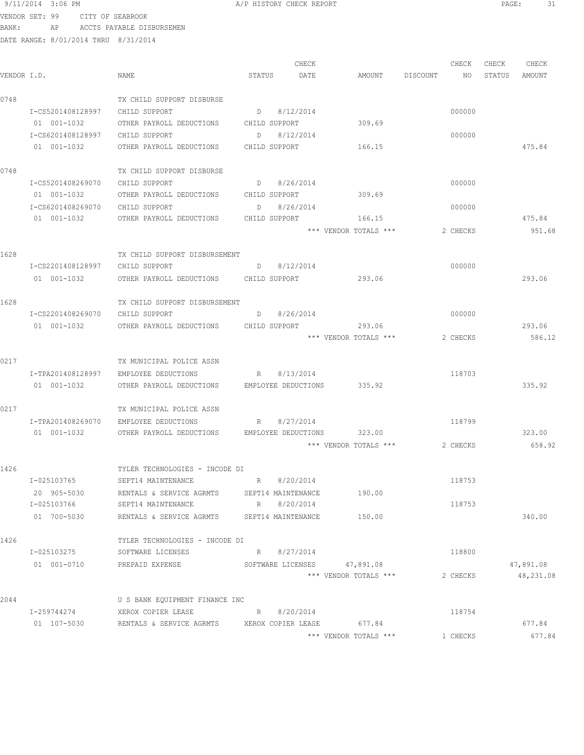9/11/2014 3:06 PM A/P HISTORY CHECK REPORT

VENDOR SET: 99 CITY OF SEABROOK
BANK: AP ACCTS PAYABLE DISBURSEMEN
DATE RANGE: 8/01/2014 THRU 8/31/2014

| VENDOR I.D. | NAME | STATUS | CHECK DATE | AMOUNT | DISCOUNT | CHECK NO | CHECK STATUS | CHECK AMOUNT |
|---|---|---|---|---|---|---|---|---|
| 0748 | TX CHILD SUPPORT DISBURSE | | | | | | | |
| I-CS5201408128997 | CHILD SUPPORT | D | 8/12/2014 | | | 000000 | | |
| 01 001-1032 | OTHER PAYROLL DEDUCTIONS | CHILD SUPPORT | | 309.69 | | | | |
| I-CS6201408128997 | CHILD SUPPORT | D | 8/12/2014 | | | 000000 | | |
| 01 001-1032 | OTHER PAYROLL DEDUCTIONS | CHILD SUPPORT | | 166.15 | | | | 475.84 |
| 0748 | TX CHILD SUPPORT DISBURSE | | | | | | | |
| I-CS5201408269070 | CHILD SUPPORT | D | 8/26/2014 | | | 000000 | | |
| 01 001-1032 | OTHER PAYROLL DEDUCTIONS | CHILD SUPPORT | | 309.69 | | | | |
| I-CS6201408269070 | CHILD SUPPORT | D | 8/26/2014 | | | 000000 | | |
| 01 001-1032 | OTHER PAYROLL DEDUCTIONS | CHILD SUPPORT | | 166.15 | | | | 475.84 |
| | | | | *** VENDOR TOTALS *** | | 2 CHECKS | | 951.68 |
| 1628 | TX CHILD SUPPORT DISBURSEMENT | | | | | | | |
| I-CS2201408128997 | CHILD SUPPORT | D | 8/12/2014 | | | 000000 | | |
| 01 001-1032 | OTHER PAYROLL DEDUCTIONS | CHILD SUPPORT | | 293.06 | | | | 293.06 |
| 1628 | TX CHILD SUPPORT DISBURSEMENT | | | | | | | |
| I-CS2201408269070 | CHILD SUPPORT | D | 8/26/2014 | | | 000000 | | |
| 01 001-1032 | OTHER PAYROLL DEDUCTIONS | CHILD SUPPORT | | 293.06 | | | | 293.06 |
| | | | | *** VENDOR TOTALS *** | | 2 CHECKS | | 586.12 |
| 0217 | TX MUNICIPAL POLICE ASSN | | | | | | | |
| I-TPA201408128997 | EMPLOYEE DEDUCTIONS | R | 8/13/2014 | | | 118703 | | |
| 01 001-1032 | OTHER PAYROLL DEDUCTIONS | EMPLOYEE DEDUCTIONS | | 335.92 | | | | 335.92 |
| 0217 | TX MUNICIPAL POLICE ASSN | | | | | | | |
| I-TPA201408269070 | EMPLOYEE DEDUCTIONS | R | 8/27/2014 | | | 118799 | | |
| 01 001-1032 | OTHER PAYROLL DEDUCTIONS | EMPLOYEE DEDUCTIONS | | 323.00 | | | | 323.00 |
| | | | | *** VENDOR TOTALS *** | | 2 CHECKS | | 658.92 |
| 1426 | TYLER TECHNOLOGIES - INCODE DI | | | | | | | |
| I-025103765 | SEPT14 MAINTENANCE | R | 8/20/2014 | | | 118753 | | |
| 20 905-5030 | RENTALS & SERVICE AGRMTS | SEPT14 MAINTENANCE | | 190.00 | | | | |
| I-025103766 | SEPT14 MAINTENANCE | R | 8/20/2014 | | | 118753 | | |
| 01 700-5030 | RENTALS & SERVICE AGRMTS | SEPT14 MAINTENANCE | | 150.00 | | | | 340.00 |
| 1426 | TYLER TECHNOLOGIES - INCODE DI | | | | | | | |
| I-025103275 | SOFTWARE LICENSES | R | 8/27/2014 | | | 118800 | | |
| 01 001-0710 | PREPAID EXPENSE | SOFTWARE LICENSES | | 47,891.08 | | | | 47,891.08 |
| | | | | *** VENDOR TOTALS *** | | 2 CHECKS | | 48,231.08 |
| 2044 | U S BANK EQUIPMENT FINANCE INC | | | | | | | |
| I-259744274 | XEROX COPIER LEASE | R | 8/20/2014 | | | 118754 | | |
| 01 107-5030 | RENTALS & SERVICE AGRMTS | XEROX COPIER LEASE | | 677.84 | | | | 677.84 |
| | | | | *** VENDOR TOTALS *** | | 1 CHECKS | | 677.84 |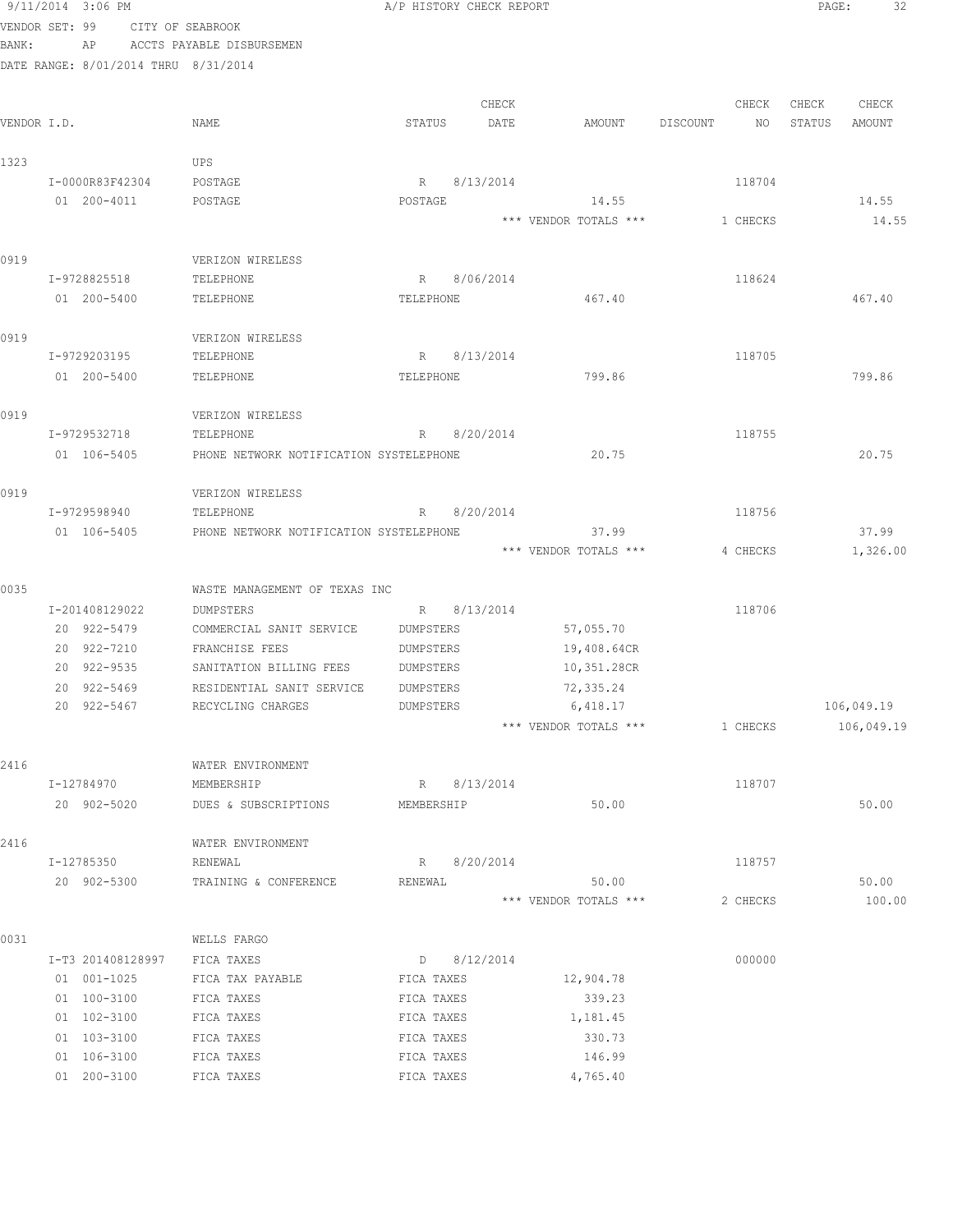9/11/2014 3:06 PM — A/P HISTORY CHECK REPORT

VENDOR SET: 99 CITY OF SEABROOK
BANK: AP ACCTS PAYABLE DISBURSEMEN
DATE RANGE: 8/01/2014 THRU 8/31/2014

| VENDOR I.D. | NAME | STATUS | CHECK DATE | AMOUNT | DISCOUNT | CHECK NO | CHECK STATUS | CHECK AMOUNT |
|---|---|---|---|---|---|---|---|---|
| 1323 | UPS | | | | | | | |
| I-0000R83F42304 | POSTAGE | R | 8/13/2014 | | | 118704 | | |
| 01 200-4011 | POSTAGE | POSTAGE | | 14.55 | | | | 14.55 |
| | | | | *** VENDOR TOTALS *** | | 1 CHECKS | | 14.55 |
| 0919 | VERIZON WIRELESS | | | | | | | |
| I-9728825518 | TELEPHONE | R | 8/06/2014 | | | 118624 | | |
| 01 200-5400 | TELEPHONE | TELEPHONE | | 467.40 | | | | 467.40 |
| 0919 | VERIZON WIRELESS | | | | | | | |
| I-9729203195 | TELEPHONE | R | 8/13/2014 | | | 118705 | | |
| 01 200-5400 | TELEPHONE | TELEPHONE | | 799.86 | | | | 799.86 |
| 0919 | VERIZON WIRELESS | | | | | | | |
| I-9729532718 | TELEPHONE | R | 8/20/2014 | | | 118755 | | |
| 01 106-5405 | PHONE NETWORK NOTIFICATION SYSTE | TELEPHONE | | 20.75 | | | | 20.75 |
| 0919 | VERIZON WIRELESS | | | | | | | |
| I-9729598940 | TELEPHONE | R | 8/20/2014 | | | 118756 | | |
| 01 106-5405 | PHONE NETWORK NOTIFICATION SYSTE | TELEPHONE | | 37.99 | | | | 37.99 |
| | | | | *** VENDOR TOTALS *** | | 4 CHECKS | | 1,326.00 |
| 0035 | WASTE MANAGEMENT OF TEXAS INC | | | | | | | |
| I-201408129022 | DUMPSTERS | R | 8/13/2014 | | | 118706 | | |
| 20 922-5479 | COMMERCIAL SANIT SERVICE | DUMPSTERS | | 57,055.70 | | | | |
| 20 922-7210 | FRANCHISE FEES | DUMPSTERS | | 19,408.64CR | | | | |
| 20 922-9535 | SANITATION BILLING FEES | DUMPSTERS | | 10,351.28CR | | | | |
| 20 922-5469 | RESIDENTIAL SANIT SERVICE | DUMPSTERS | | 72,335.24 | | | | |
| 20 922-5467 | RECYCLING CHARGES | DUMPSTERS | | 6,418.17 | | | | 106,049.19 |
| | | | | *** VENDOR TOTALS *** | | 1 CHECKS | | 106,049.19 |
| 2416 | WATER ENVIRONMENT | | | | | | | |
| I-12784970 | MEMBERSHIP | R | 8/13/2014 | | | 118707 | | |
| 20 902-5020 | DUES & SUBSCRIPTIONS | MEMBERSHIP | | 50.00 | | | | 50.00 |
| 2416 | WATER ENVIRONMENT | | | | | | | |
| I-12785350 | RENEWAL | R | 8/20/2014 | | | 118757 | | |
| 20 902-5300 | TRAINING & CONFERENCE | RENEWAL | | 50.00 | | | | 50.00 |
| | | | | *** VENDOR TOTALS *** | | 2 CHECKS | | 100.00 |
| 0031 | WELLS FARGO | | | | | | | |
| I-T3 201408128997 | FICA TAXES | D | 8/12/2014 | | | 000000 | | |
| 01 001-1025 | FICA TAX PAYABLE | FICA TAXES | | 12,904.78 | | | | |
| 01 100-3100 | FICA TAXES | FICA TAXES | | 339.23 | | | | |
| 01 102-3100 | FICA TAXES | FICA TAXES | | 1,181.45 | | | | |
| 01 103-3100 | FICA TAXES | FICA TAXES | | 330.73 | | | | |
| 01 106-3100 | FICA TAXES | FICA TAXES | | 146.99 | | | | |
| 01 200-3100 | FICA TAXES | FICA TAXES | | 4,765.40 | | | | |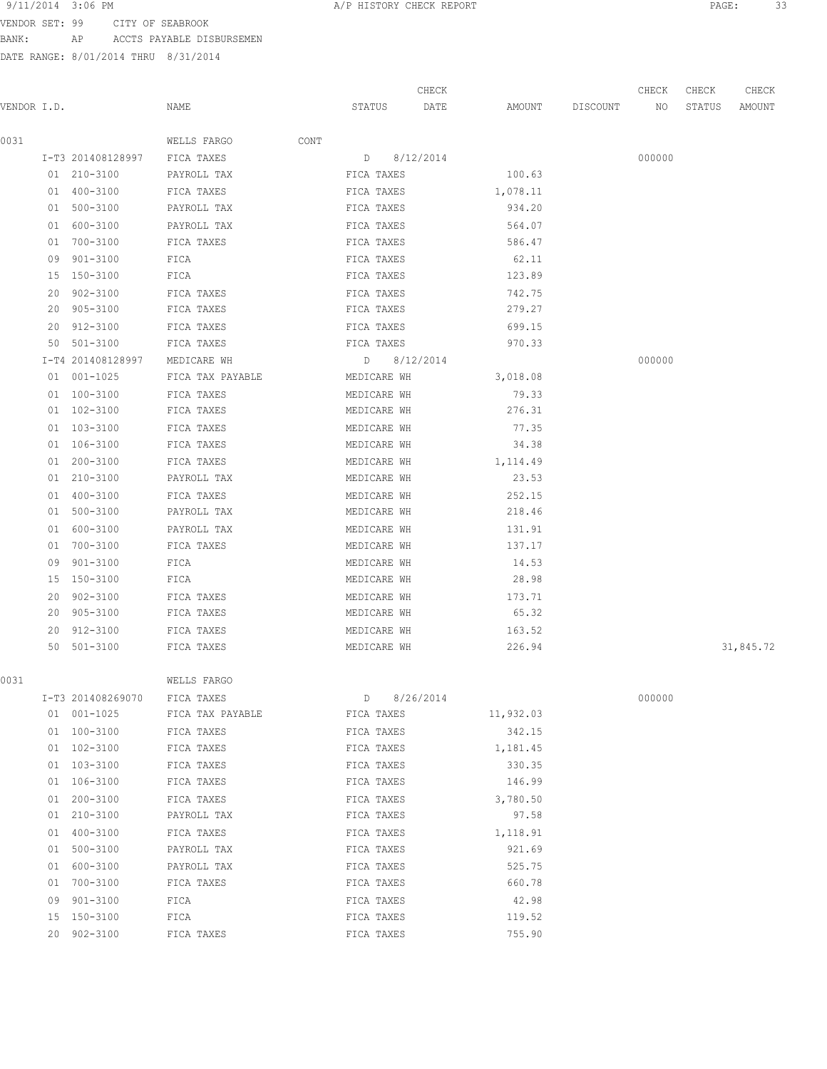VENDOR SET: 99 CITY OF SEABROOK
BANK: AP ACCTS PAYABLE DISBURSEMEN
DATE RANGE: 8/01/2014 THRU 8/31/2014

| VENDOR I.D. | NAME | STATUS | CHECK DATE | AMOUNT | DISCOUNT | CHECK NO | CHECK STATUS | CHECK AMOUNT |
|---|---|---|---|---|---|---|---|---|
| 0031 | WELLS FARGO CONT | | | | | | | |
| I-T3 201408128997 | FICA TAXES | D | 8/12/2014 | | | 000000 | | |
| 01 210-3100 | PAYROLL TAX | FICA TAXES | | 100.63 | | | | |
| 01 400-3100 | FICA TAXES | FICA TAXES | | 1,078.11 | | | | |
| 01 500-3100 | PAYROLL TAX | FICA TAXES | | 934.20 | | | | |
| 01 600-3100 | PAYROLL TAX | FICA TAXES | | 564.07 | | | | |
| 01 700-3100 | FICA TAXES | FICA TAXES | | 586.47 | | | | |
| 09 901-3100 | FICA | FICA TAXES | | 62.11 | | | | |
| 15 150-3100 | FICA | FICA TAXES | | 123.89 | | | | |
| 20 902-3100 | FICA TAXES | FICA TAXES | | 742.75 | | | | |
| 20 905-3100 | FICA TAXES | FICA TAXES | | 279.27 | | | | |
| 20 912-3100 | FICA TAXES | FICA TAXES | | 699.15 | | | | |
| 50 501-3100 | FICA TAXES | FICA TAXES | | 970.33 | | | | |
| I-T4 201408128997 | MEDICARE WH | D | 8/12/2014 | | | 000000 | | |
| 01 001-1025 | FICA TAX PAYABLE | MEDICARE WH | | 3,018.08 | | | | |
| 01 100-3100 | FICA TAXES | MEDICARE WH | | 79.33 | | | | |
| 01 102-3100 | FICA TAXES | MEDICARE WH | | 276.31 | | | | |
| 01 103-3100 | FICA TAXES | MEDICARE WH | | 77.35 | | | | |
| 01 106-3100 | FICA TAXES | MEDICARE WH | | 34.38 | | | | |
| 01 200-3100 | FICA TAXES | MEDICARE WH | | 1,114.49 | | | | |
| 01 210-3100 | PAYROLL TAX | MEDICARE WH | | 23.53 | | | | |
| 01 400-3100 | FICA TAXES | MEDICARE WH | | 252.15 | | | | |
| 01 500-3100 | PAYROLL TAX | MEDICARE WH | | 218.46 | | | | |
| 01 600-3100 | PAYROLL TAX | MEDICARE WH | | 131.91 | | | | |
| 01 700-3100 | FICA TAXES | MEDICARE WH | | 137.17 | | | | |
| 09 901-3100 | FICA | MEDICARE WH | | 14.53 | | | | |
| 15 150-3100 | FICA | MEDICARE WH | | 28.98 | | | | |
| 20 902-3100 | FICA TAXES | MEDICARE WH | | 173.71 | | | | |
| 20 905-3100 | FICA TAXES | MEDICARE WH | | 65.32 | | | | |
| 20 912-3100 | FICA TAXES | MEDICARE WH | | 163.52 | | | | |
| 50 501-3100 | FICA TAXES | MEDICARE WH | | 226.94 | | | | 31,845.72 |
| 0031 | WELLS FARGO | | | | | | | |
| I-T3 201408269070 | FICA TAXES | D | 8/26/2014 | | | 000000 | | |
| 01 001-1025 | FICA TAX PAYABLE | FICA TAXES | | 11,932.03 | | | | |
| 01 100-3100 | FICA TAXES | FICA TAXES | | 342.15 | | | | |
| 01 102-3100 | FICA TAXES | FICA TAXES | | 1,181.45 | | | | |
| 01 103-3100 | FICA TAXES | FICA TAXES | | 330.35 | | | | |
| 01 106-3100 | FICA TAXES | FICA TAXES | | 146.99 | | | | |
| 01 200-3100 | FICA TAXES | FICA TAXES | | 3,780.50 | | | | |
| 01 210-3100 | PAYROLL TAX | FICA TAXES | | 97.58 | | | | |
| 01 400-3100 | FICA TAXES | FICA TAXES | | 1,118.91 | | | | |
| 01 500-3100 | PAYROLL TAX | FICA TAXES | | 921.69 | | | | |
| 01 600-3100 | PAYROLL TAX | FICA TAXES | | 525.75 | | | | |
| 01 700-3100 | FICA TAXES | FICA TAXES | | 660.78 | | | | |
| 09 901-3100 | FICA | FICA TAXES | | 42.98 | | | | |
| 15 150-3100 | FICA | FICA TAXES | | 119.52 | | | | |
| 20 902-3100 | FICA TAXES | FICA TAXES | | 755.90 | | | | |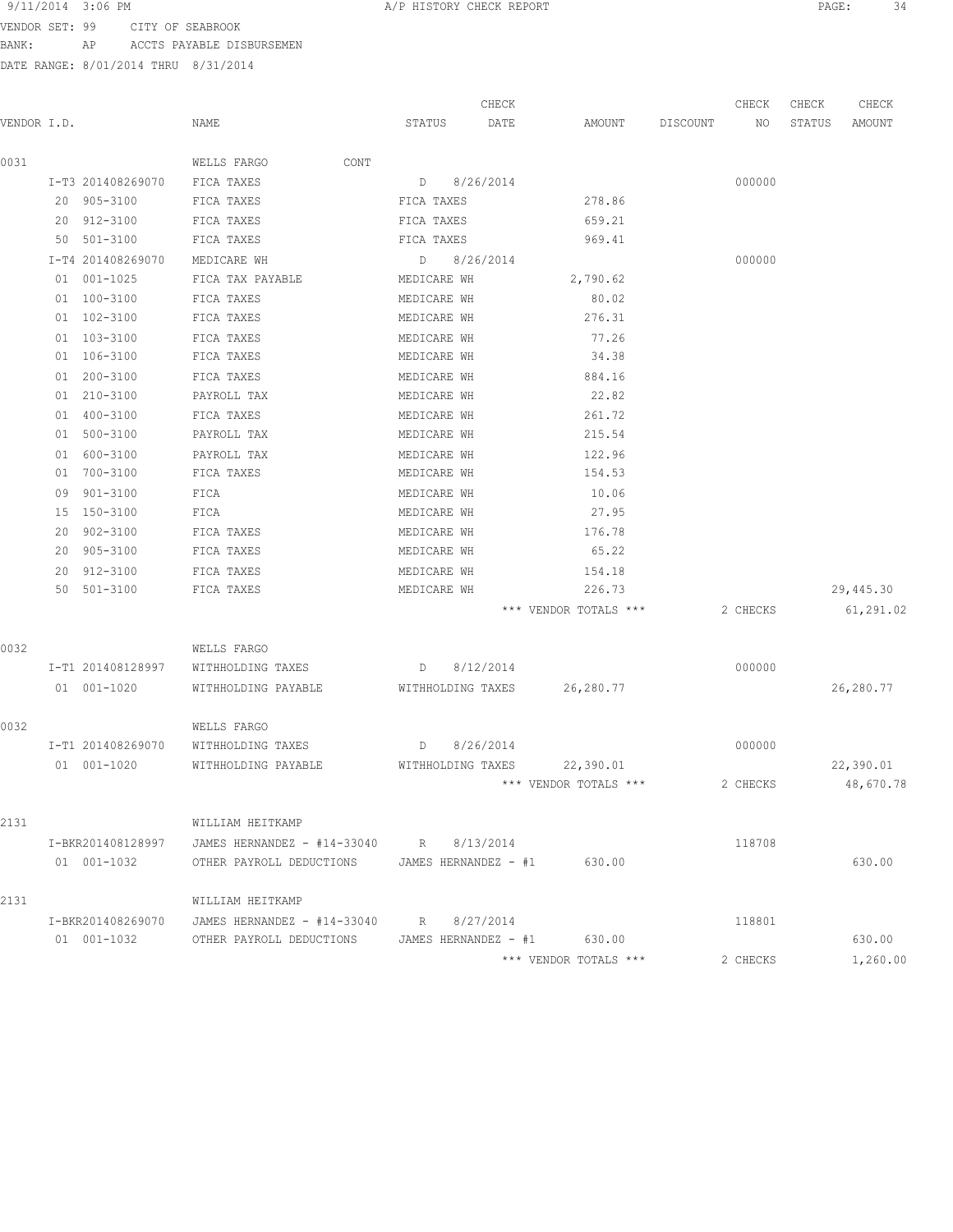9/11/2014 3:06 PM A/P HISTORY CHECK REPORT

VENDOR SET: 99 CITY OF SEABROOK
BANK: AP ACCTS PAYABLE DISBURSEMEN
DATE RANGE: 8/01/2014 THRU 8/31/2014

| VENDOR I.D. | NAME | STATUS | CHECK DATE | AMOUNT | DISCOUNT | CHECK NO | CHECK STATUS | CHECK AMOUNT |
|---|---|---|---|---|---|---|---|---|
| 0031 | WELLS FARGO CONT | | | | | | | |
| I-T3 201408269070 | FICA TAXES | D | 8/26/2014 | | | 000000 | | |
| 20 905-3100 | FICA TAXES | FICA TAXES | | 278.86 | | | | |
| 20 912-3100 | FICA TAXES | FICA TAXES | | 659.21 | | | | |
| 50 501-3100 | FICA TAXES | FICA TAXES | | 969.41 | | | | |
| I-T4 201408269070 | MEDICARE WH | D | 8/26/2014 | | | 000000 | | |
| 01 001-1025 | FICA TAX PAYABLE | MEDICARE WH | | 2,790.62 | | | | |
| 01 100-3100 | FICA TAXES | MEDICARE WH | | 80.02 | | | | |
| 01 102-3100 | FICA TAXES | MEDICARE WH | | 276.31 | | | | |
| 01 103-3100 | FICA TAXES | MEDICARE WH | | 77.26 | | | | |
| 01 106-3100 | FICA TAXES | MEDICARE WH | | 34.38 | | | | |
| 01 200-3100 | FICA TAXES | MEDICARE WH | | 884.16 | | | | |
| 01 210-3100 | PAYROLL TAX | MEDICARE WH | | 22.82 | | | | |
| 01 400-3100 | FICA TAXES | MEDICARE WH | | 261.72 | | | | |
| 01 500-3100 | PAYROLL TAX | MEDICARE WH | | 215.54 | | | | |
| 01 600-3100 | PAYROLL TAX | MEDICARE WH | | 122.96 | | | | |
| 01 700-3100 | FICA TAXES | MEDICARE WH | | 154.53 | | | | |
| 09 901-3100 | FICA | MEDICARE WH | | 10.06 | | | | |
| 15 150-3100 | FICA | MEDICARE WH | | 27.95 | | | | |
| 20 902-3100 | FICA TAXES | MEDICARE WH | | 176.78 | | | | |
| 20 905-3100 | FICA TAXES | MEDICARE WH | | 65.22 | | | | |
| 20 912-3100 | FICA TAXES | MEDICARE WH | | 154.18 | | | | |
| 50 501-3100 | FICA TAXES | MEDICARE WH | | 226.73 | | | | 29,445.30 |
| | | | | *** VENDOR TOTALS *** | | 2 CHECKS | | 61,291.02 |
| 0032 | WELLS FARGO | | | | | | | |
| I-T1 201408128997 | WITHHOLDING TAXES | D | 8/12/2014 | | | 000000 | | |
| 01 001-1020 | WITHHOLDING PAYABLE | WITHHOLDING TAXES | | 26,280.77 | | | | 26,280.77 |
| 0032 | WELLS FARGO | | | | | | | |
| I-T1 201408269070 | WITHHOLDING TAXES | D | 8/26/2014 | | | 000000 | | |
| 01 001-1020 | WITHHOLDING PAYABLE | WITHHOLDING TAXES | | 22,390.01 | | | | 22,390.01 |
| | | | | *** VENDOR TOTALS *** | | 2 CHECKS | | 48,670.78 |
| 2131 | WILLIAM HEITKAMP | | | | | | | |
| I-BKR201408128997 | JAMES HERNANDEZ - #14-33040 | R | 8/13/2014 | | | 118708 | | |
| 01 001-1032 | OTHER PAYROLL DEDUCTIONS | JAMES HERNANDEZ - #1 | | 630.00 | | | | 630.00 |
| 2131 | WILLIAM HEITKAMP | | | | | | | |
| I-BKR201408269070 | JAMES HERNANDEZ - #14-33040 | R | 8/27/2014 | | | 118801 | | |
| 01 001-1032 | OTHER PAYROLL DEDUCTIONS | JAMES HERNANDEZ - #1 | | 630.00 | | | | 630.00 |
| | | | | *** VENDOR TOTALS *** | | 2 CHECKS | | 1,260.00 |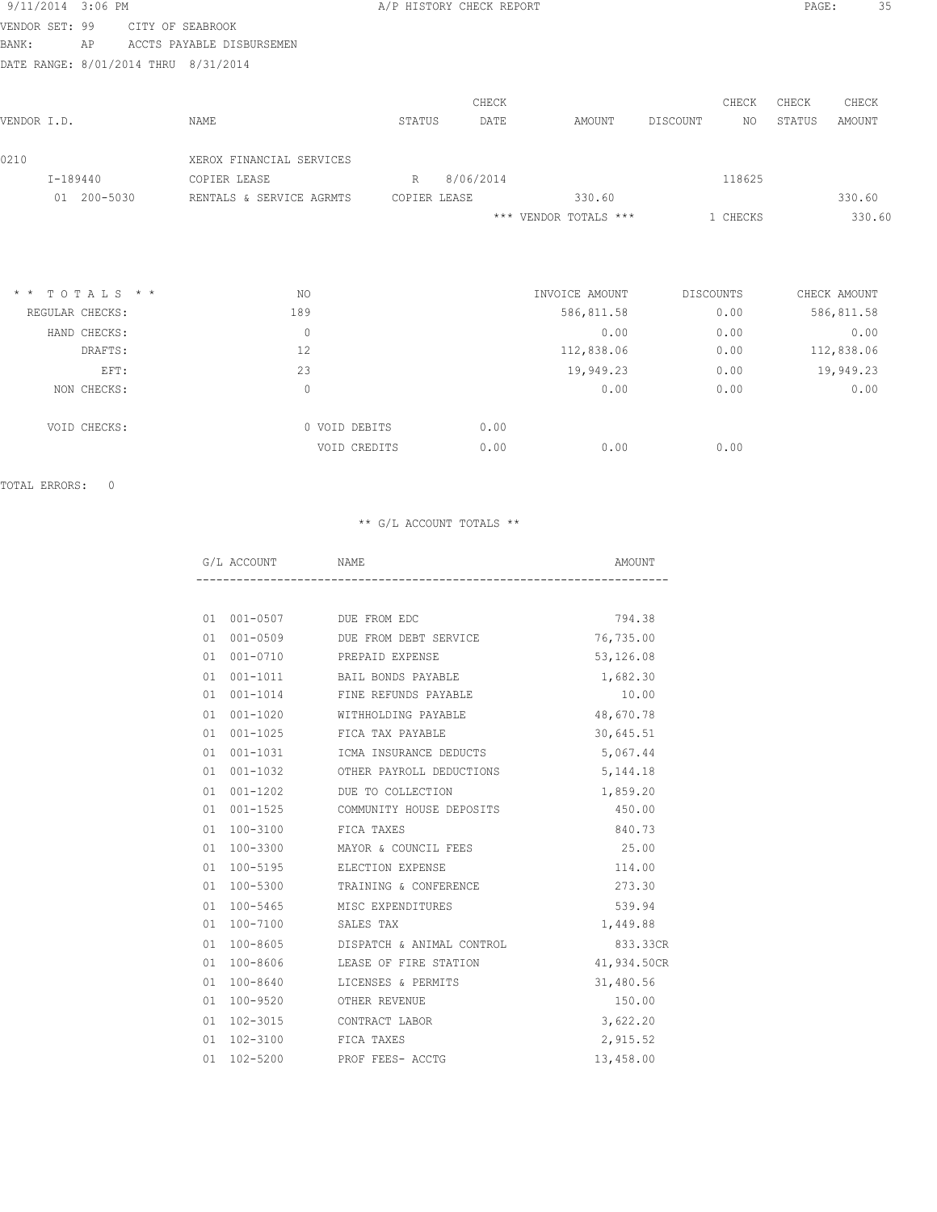9/11/2014 3:06 PM A/P HISTORY CHECK REPORT

VENDOR SET: 99 CITY OF SEABROOK
BANK: AP ACCTS PAYABLE DISBURSEMEN
DATE RANGE: 8/01/2014 THRU 8/31/2014

| VENDOR I.D. | NAME | STATUS | CHECK DATE | AMOUNT | DISCOUNT | CHECK NO | CHECK STATUS | CHECK AMOUNT |
|---|---|---|---|---|---|---|---|---|
| 0210 | XEROX FINANCIAL SERVICES | | | | | | | |
| I-189440 | COPIER LEASE | R | 8/06/2014 | | | 118625 | | |
| 01 200-5030 | RENTALS & SERVICE AGRMTS | COPIER LEASE | | 330.60 | | | | 330.60 |
| | | | | *** VENDOR TOTALS *** | | 1 CHECKS | | 330.60 |

| * * TOTALS * * | NO | | | INVOICE AMOUNT | DISCOUNTS | CHECK AMOUNT |
|---|---|---|---|---|---|---|
| REGULAR CHECKS: | 189 | | | 586,811.58 | 0.00 | 586,811.58 |
| HAND CHECKS: | 0 | | | 0.00 | 0.00 | 0.00 |
| DRAFTS: | 12 | | | 112,838.06 | 0.00 | 112,838.06 |
| EFT: | 23 | | | 19,949.23 | 0.00 | 19,949.23 |
| NON CHECKS: | 0 | | | 0.00 | 0.00 | 0.00 |
| VOID CHECKS: | 0 | VOID DEBITS | 0.00 | | | |
| | | VOID CREDITS | 0.00 | 0.00 | 0.00 | |

TOTAL ERRORS: 0

** G/L ACCOUNT TOTALS **

| G/L ACCOUNT | NAME | AMOUNT |
|---|---|---|
| 01 001-0507 | DUE FROM EDC | 794.38 |
| 01 001-0509 | DUE FROM DEBT SERVICE | 76,735.00 |
| 01 001-0710 | PREPAID EXPENSE | 53,126.08 |
| 01 001-1011 | BAIL BONDS PAYABLE | 1,682.30 |
| 01 001-1014 | FINE REFUNDS PAYABLE | 10.00 |
| 01 001-1020 | WITHHOLDING PAYABLE | 48,670.78 |
| 01 001-1025 | FICA TAX PAYABLE | 30,645.51 |
| 01 001-1031 | ICMA INSURANCE DEDUCTS | 5,067.44 |
| 01 001-1032 | OTHER PAYROLL DEDUCTIONS | 5,144.18 |
| 01 001-1202 | DUE TO COLLECTION | 1,859.20 |
| 01 001-1525 | COMMUNITY HOUSE DEPOSITS | 450.00 |
| 01 100-3100 | FICA TAXES | 840.73 |
| 01 100-3300 | MAYOR & COUNCIL FEES | 25.00 |
| 01 100-5195 | ELECTION EXPENSE | 114.00 |
| 01 100-5300 | TRAINING & CONFERENCE | 273.30 |
| 01 100-5465 | MISC EXPENDITURES | 539.94 |
| 01 100-7100 | SALES TAX | 1,449.88 |
| 01 100-8605 | DISPATCH & ANIMAL CONTROL | 833.33CR |
| 01 100-8606 | LEASE OF FIRE STATION | 41,934.50CR |
| 01 100-8640 | LICENSES & PERMITS | 31,480.56 |
| 01 100-9520 | OTHER REVENUE | 150.00 |
| 01 102-3015 | CONTRACT LABOR | 3,622.20 |
| 01 102-3100 | FICA TAXES | 2,915.52 |
| 01 102-5200 | PROF FEES- ACCTG | 13,458.00 |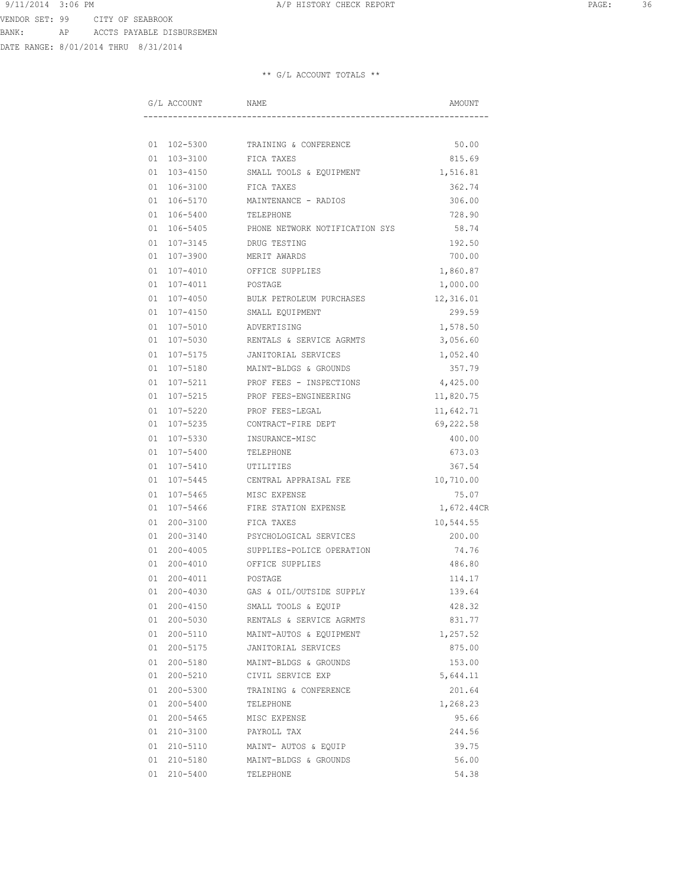VENDOR SET: 99 CITY OF SEABROOK
BANK: AP ACCTS PAYABLE DISBURSEMEN
DATE RANGE: 8/01/2014 THRU 8/31/2014

** G/L ACCOUNT TOTALS **

| G/L ACCOUNT | NAME | AMOUNT |
|---|---|---|
| 01 102-5300 | TRAINING & CONFERENCE | 50.00 |
| 01 103-3100 | FICA TAXES | 815.69 |
| 01 103-4150 | SMALL TOOLS & EQUIPMENT | 1,516.81 |
| 01 106-3100 | FICA TAXES | 362.74 |
| 01 106-5170 | MAINTENANCE - RADIOS | 306.00 |
| 01 106-5400 | TELEPHONE | 728.90 |
| 01 106-5405 | PHONE NETWORK NOTIFICATION SYS | 58.74 |
| 01 107-3145 | DRUG TESTING | 192.50 |
| 01 107-3900 | MERIT AWARDS | 700.00 |
| 01 107-4010 | OFFICE SUPPLIES | 1,860.87 |
| 01 107-4011 | POSTAGE | 1,000.00 |
| 01 107-4050 | BULK PETROLEUM PURCHASES | 12,316.01 |
| 01 107-4150 | SMALL EQUIPMENT | 299.59 |
| 01 107-5010 | ADVERTISING | 1,578.50 |
| 01 107-5030 | RENTALS & SERVICE AGRMTS | 3,056.60 |
| 01 107-5175 | JANITORIAL SERVICES | 1,052.40 |
| 01 107-5180 | MAINT-BLDGS & GROUNDS | 357.79 |
| 01 107-5211 | PROF FEES - INSPECTIONS | 4,425.00 |
| 01 107-5215 | PROF FEES-ENGINEERING | 11,820.75 |
| 01 107-5220 | PROF FEES-LEGAL | 11,642.71 |
| 01 107-5235 | CONTRACT-FIRE DEPT | 69,222.58 |
| 01 107-5330 | INSURANCE-MISC | 400.00 |
| 01 107-5400 | TELEPHONE | 673.03 |
| 01 107-5410 | UTILITIES | 367.54 |
| 01 107-5445 | CENTRAL APPRAISAL FEE | 10,710.00 |
| 01 107-5465 | MISC EXPENSE | 75.07 |
| 01 107-5466 | FIRE STATION EXPENSE | 1,672.44CR |
| 01 200-3100 | FICA TAXES | 10,544.55 |
| 01 200-3140 | PSYCHOLOGICAL SERVICES | 200.00 |
| 01 200-4005 | SUPPLIES-POLICE OPERATION | 74.76 |
| 01 200-4010 | OFFICE SUPPLIES | 486.80 |
| 01 200-4011 | POSTAGE | 114.17 |
| 01 200-4030 | GAS & OIL/OUTSIDE SUPPLY | 139.64 |
| 01 200-4150 | SMALL TOOLS & EQUIP | 428.32 |
| 01 200-5030 | RENTALS & SERVICE AGRMTS | 831.77 |
| 01 200-5110 | MAINT-AUTOS & EQUIPMENT | 1,257.52 |
| 01 200-5175 | JANITORIAL SERVICES | 875.00 |
| 01 200-5180 | MAINT-BLDGS & GROUNDS | 153.00 |
| 01 200-5210 | CIVIL SERVICE EXP | 5,644.11 |
| 01 200-5300 | TRAINING & CONFERENCE | 201.64 |
| 01 200-5400 | TELEPHONE | 1,268.23 |
| 01 200-5465 | MISC EXPENSE | 95.66 |
| 01 210-3100 | PAYROLL TAX | 244.56 |
| 01 210-5110 | MAINT- AUTOS & EQUIP | 39.75 |
| 01 210-5180 | MAINT-BLDGS & GROUNDS | 56.00 |
| 01 210-5400 | TELEPHONE | 54.38 |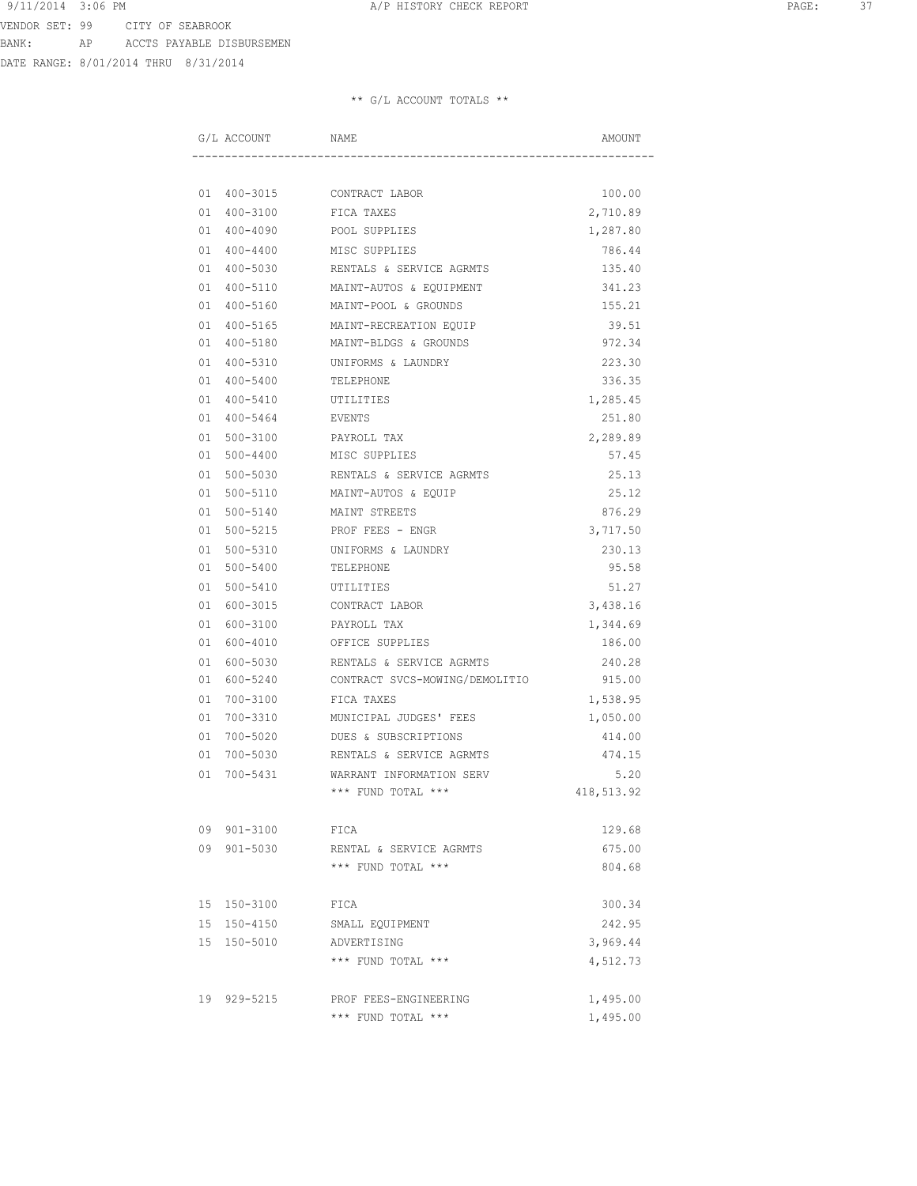VENDOR SET: 99 CITY OF SEABROOK
BANK: AP ACCTS PAYABLE DISBURSEMEN
DATE RANGE: 8/01/2014 THRU 8/31/2014

** G/L ACCOUNT TOTALS **

| G/L ACCOUNT | NAME | AMOUNT |
|---|---|---|
| 01 400-3015 | CONTRACT LABOR | 100.00 |
| 01 400-3100 | FICA TAXES | 2,710.89 |
| 01 400-4090 | POOL SUPPLIES | 1,287.80 |
| 01 400-4400 | MISC SUPPLIES | 786.44 |
| 01 400-5030 | RENTALS & SERVICE AGRMTS | 135.40 |
| 01 400-5110 | MAINT-AUTOS & EQUIPMENT | 341.23 |
| 01 400-5160 | MAINT-POOL & GROUNDS | 155.21 |
| 01 400-5165 | MAINT-RECREATION EQUIP | 39.51 |
| 01 400-5180 | MAINT-BLDGS & GROUNDS | 972.34 |
| 01 400-5310 | UNIFORMS & LAUNDRY | 223.30 |
| 01 400-5400 | TELEPHONE | 336.35 |
| 01 400-5410 | UTILITIES | 1,285.45 |
| 01 400-5464 | EVENTS | 251.80 |
| 01 500-3100 | PAYROLL TAX | 2,289.89 |
| 01 500-4400 | MISC SUPPLIES | 57.45 |
| 01 500-5030 | RENTALS & SERVICE AGRMTS | 25.13 |
| 01 500-5110 | MAINT-AUTOS & EQUIP | 25.12 |
| 01 500-5140 | MAINT STREETS | 876.29 |
| 01 500-5215 | PROF FEES - ENGR | 3,717.50 |
| 01 500-5310 | UNIFORMS & LAUNDRY | 230.13 |
| 01 500-5400 | TELEPHONE | 95.58 |
| 01 500-5410 | UTILITIES | 51.27 |
| 01 600-3015 | CONTRACT LABOR | 3,438.16 |
| 01 600-3100 | PAYROLL TAX | 1,344.69 |
| 01 600-4010 | OFFICE SUPPLIES | 186.00 |
| 01 600-5030 | RENTALS & SERVICE AGRMTS | 240.28 |
| 01 600-5240 | CONTRACT SVCS-MOWING/DEMOLITIO | 915.00 |
| 01 700-3100 | FICA TAXES | 1,538.95 |
| 01 700-3310 | MUNICIPAL JUDGES' FEES | 1,050.00 |
| 01 700-5020 | DUES & SUBSCRIPTIONS | 414.00 |
| 01 700-5030 | RENTALS & SERVICE AGRMTS | 474.15 |
| 01 700-5431 | WARRANT INFORMATION SERV | 5.20 |
| | *** FUND TOTAL *** | 418,513.92 |
| 09 901-3100 | FICA | 129.68 |
| 09 901-5030 | RENTAL & SERVICE AGRMTS | 675.00 |
| | *** FUND TOTAL *** | 804.68 |
| 15 150-3100 | FICA | 300.34 |
| 15 150-4150 | SMALL EQUIPMENT | 242.95 |
| 15 150-5010 | ADVERTISING | 3,969.44 |
| | *** FUND TOTAL *** | 4,512.73 |
| 19 929-5215 | PROF FEES-ENGINEERING | 1,495.00 |
| | *** FUND TOTAL *** | 1,495.00 |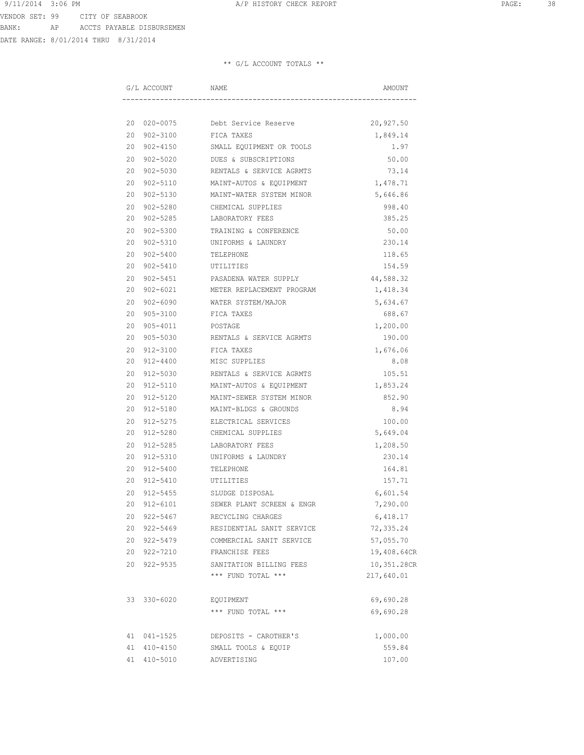VENDOR SET: 99 CITY OF SEABROOK
BANK: AP ACCTS PAYABLE DISBURSEMEN
DATE RANGE: 8/01/2014 THRU 8/31/2014

** G/L ACCOUNT TOTALS **

| G/L ACCOUNT | NAME | AMOUNT |
|---|---|---|
| 20 020-0075 | Debt Service Reserve | 20,927.50 |
| 20 902-3100 | FICA TAXES | 1,849.14 |
| 20 902-4150 | SMALL EQUIPMENT OR TOOLS | 1.97 |
| 20 902-5020 | DUES & SUBSCRIPTIONS | 50.00 |
| 20 902-5030 | RENTALS & SERVICE AGRMTS | 73.14 |
| 20 902-5110 | MAINT-AUTOS & EQUIPMENT | 1,478.71 |
| 20 902-5130 | MAINT-WATER SYSTEM MINOR | 5,646.86 |
| 20 902-5280 | CHEMICAL SUPPLIES | 998.40 |
| 20 902-5285 | LABORATORY FEES | 385.25 |
| 20 902-5300 | TRAINING & CONFERENCE | 50.00 |
| 20 902-5310 | UNIFORMS & LAUNDRY | 230.14 |
| 20 902-5400 | TELEPHONE | 118.65 |
| 20 902-5410 | UTILITIES | 154.59 |
| 20 902-5451 | PASADENA WATER SUPPLY | 44,588.32 |
| 20 902-6021 | METER REPLACEMENT PROGRAM | 1,418.34 |
| 20 902-6090 | WATER SYSTEM/MAJOR | 5,634.67 |
| 20 905-3100 | FICA TAXES | 688.67 |
| 20 905-4011 | POSTAGE | 1,200.00 |
| 20 905-5030 | RENTALS & SERVICE AGRMTS | 190.00 |
| 20 912-3100 | FICA TAXES | 1,676.06 |
| 20 912-4400 | MISC SUPPLIES | 8.08 |
| 20 912-5030 | RENTALS & SERVICE AGRMTS | 105.51 |
| 20 912-5110 | MAINT-AUTOS & EQUIPMENT | 1,853.24 |
| 20 912-5120 | MAINT-SEWER SYSTEM MINOR | 852.90 |
| 20 912-5180 | MAINT-BLDGS & GROUNDS | 8.94 |
| 20 912-5275 | ELECTRICAL SERVICES | 100.00 |
| 20 912-5280 | CHEMICAL SUPPLIES | 5,649.04 |
| 20 912-5285 | LABORATORY FEES | 1,208.50 |
| 20 912-5310 | UNIFORMS & LAUNDRY | 230.14 |
| 20 912-5400 | TELEPHONE | 164.81 |
| 20 912-5410 | UTILITIES | 157.71 |
| 20 912-5455 | SLUDGE DISPOSAL | 6,601.54 |
| 20 912-6101 | SEWER PLANT SCREEN & ENGR | 7,290.00 |
| 20 922-5467 | RECYCLING CHARGES | 6,418.17 |
| 20 922-5469 | RESIDENTIAL SANIT SERVICE | 72,335.24 |
| 20 922-5479 | COMMERCIAL SANIT SERVICE | 57,055.70 |
| 20 922-7210 | FRANCHISE FEES | 19,408.64CR |
| 20 922-9535 | SANITATION BILLING FEES | 10,351.28CR |
| | *** FUND TOTAL *** | 217,640.01 |
| 33 330-6020 | EQUIPMENT | 69,690.28 |
| | *** FUND TOTAL *** | 69,690.28 |
| 41 041-1525 | DEPOSITS - CAROTHER'S | 1,000.00 |
| 41 410-4150 | SMALL TOOLS & EQUIP | 559.84 |
| 41 410-5010 | ADVERTISING | 107.00 |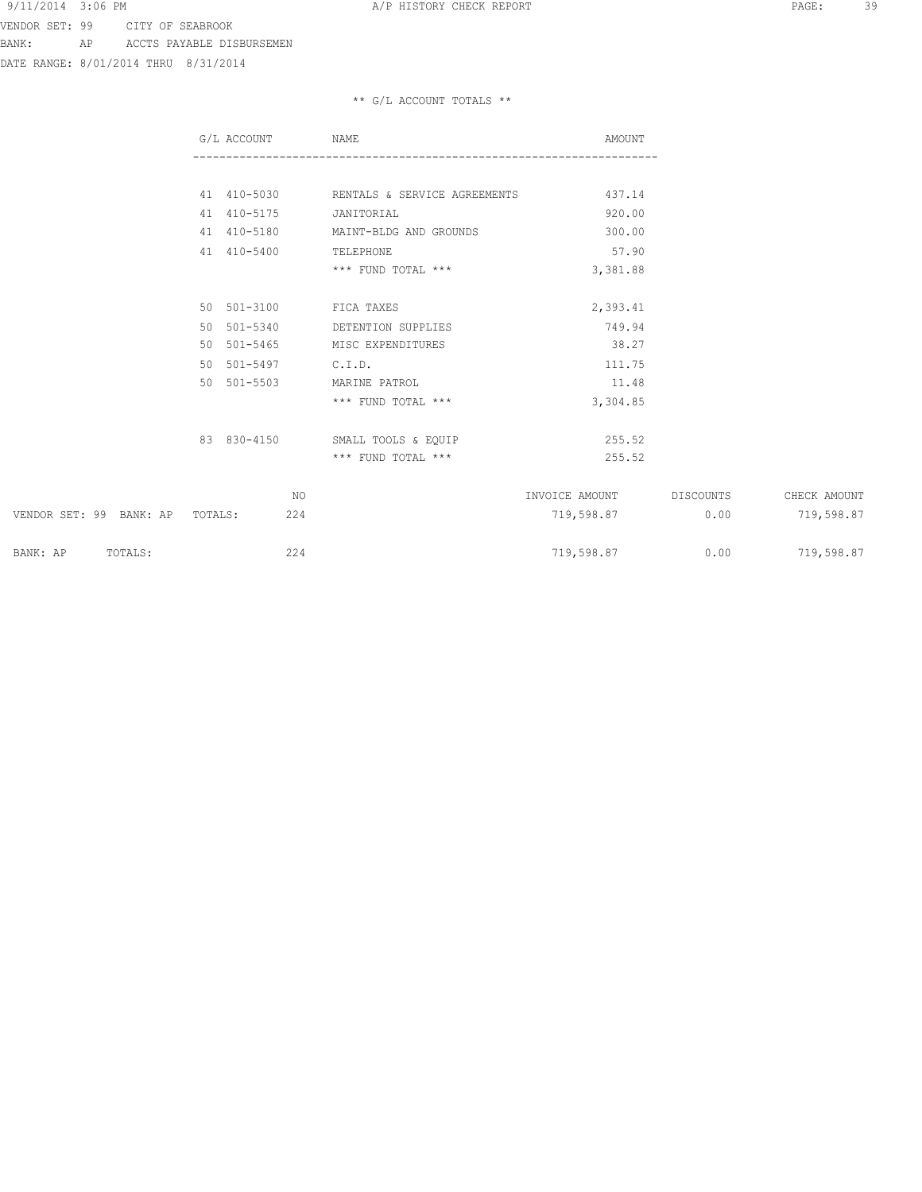VENDOR SET: 99 CITY OF SEABROOK
BANK: AP ACCTS PAYABLE DISBURSEMEN
DATE RANGE: 8/01/2014 THRU 8/31/2014

** G/L ACCOUNT TOTALS **

| G/L ACCOUNT | NAME | AMOUNT |
|---|---|---|
| 41 410-5030 | RENTALS & SERVICE AGREEMENTS | 437.14 |
| 41 410-5175 | JANITORIAL | 920.00 |
| 41 410-5180 | MAINT-BLDG AND GROUNDS | 300.00 |
| 41 410-5400 | TELEPHONE | 57.90 |
| | *** FUND TOTAL *** | 3,381.88 |
| 50 501-3100 | FICA TAXES | 2,393.41 |
| 50 501-5340 | DETENTION SUPPLIES | 749.94 |
| 50 501-5465 | MISC EXPENDITURES | 38.27 |
| 50 501-5497 | C.I.D. | 111.75 |
| 50 501-5503 | MARINE PATROL | 11.48 |
| | *** FUND TOTAL *** | 3,304.85 |
| 83 830-4150 | SMALL TOOLS & EQUIP | 255.52 |
| | *** FUND TOTAL *** | 255.52 |

| | NO | INVOICE AMOUNT | DISCOUNTS | CHECK AMOUNT |
|---|---|---|---|---|
| VENDOR SET: 99 BANK: AP TOTALS: | 224 | 719,598.87 | 0.00 | 719,598.87 |
| BANK: AP TOTALS: | 224 | 719,598.87 | 0.00 | 719,598.87 |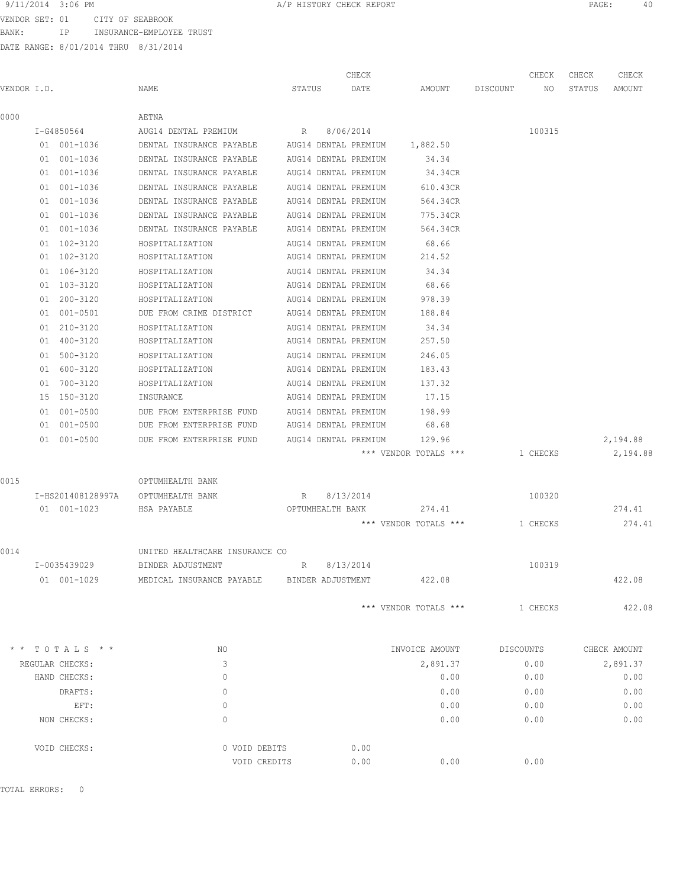9/11/2014 3:06 PM A/P HISTORY CHECK REPORT

VENDOR SET: 01 CITY OF SEABROOK
BANK: IP INSURANCE-EMPLOYEE TRUST
DATE RANGE: 8/01/2014 THRU 8/31/2014

| VENDOR I.D. | NAME | STATUS | CHECK DATE | AMOUNT | DISCOUNT | CHECK NO | CHECK STATUS | CHECK AMOUNT |
|---|---|---|---|---|---|---|---|---|
| 0000 | AETNA | | | | | | | |
| I-G4850564 | AUG14 DENTAL PREMIUM | R | 8/06/2014 | | | 100315 | | |
| 01 001-1036 | DENTAL INSURANCE PAYABLE | AUG14 DENTAL PREMIUM | | 1,882.50 | | | | |
| 01 001-1036 | DENTAL INSURANCE PAYABLE | AUG14 DENTAL PREMIUM | | 34.34 | | | | |
| 01 001-1036 | DENTAL INSURANCE PAYABLE | AUG14 DENTAL PREMIUM | | 34.34CR | | | | |
| 01 001-1036 | DENTAL INSURANCE PAYABLE | AUG14 DENTAL PREMIUM | | 610.43CR | | | | |
| 01 001-1036 | DENTAL INSURANCE PAYABLE | AUG14 DENTAL PREMIUM | | 564.34CR | | | | |
| 01 001-1036 | DENTAL INSURANCE PAYABLE | AUG14 DENTAL PREMIUM | | 775.34CR | | | | |
| 01 001-1036 | DENTAL INSURANCE PAYABLE | AUG14 DENTAL PREMIUM | | 564.34CR | | | | |
| 01 102-3120 | HOSPITALIZATION | AUG14 DENTAL PREMIUM | | 68.66 | | | | |
| 01 102-3120 | HOSPITALIZATION | AUG14 DENTAL PREMIUM | | 214.52 | | | | |
| 01 106-3120 | HOSPITALIZATION | AUG14 DENTAL PREMIUM | | 34.34 | | | | |
| 01 103-3120 | HOSPITALIZATION | AUG14 DENTAL PREMIUM | | 68.66 | | | | |
| 01 200-3120 | HOSPITALIZATION | AUG14 DENTAL PREMIUM | | 978.39 | | | | |
| 01 001-0501 | DUE FROM CRIME DISTRICT | AUG14 DENTAL PREMIUM | | 188.84 | | | | |
| 01 210-3120 | HOSPITALIZATION | AUG14 DENTAL PREMIUM | | 34.34 | | | | |
| 01 400-3120 | HOSPITALIZATION | AUG14 DENTAL PREMIUM | | 257.50 | | | | |
| 01 500-3120 | HOSPITALIZATION | AUG14 DENTAL PREMIUM | | 246.05 | | | | |
| 01 600-3120 | HOSPITALIZATION | AUG14 DENTAL PREMIUM | | 183.43 | | | | |
| 01 700-3120 | HOSPITALIZATION | AUG14 DENTAL PREMIUM | | 137.32 | | | | |
| 15 150-3120 | INSURANCE | AUG14 DENTAL PREMIUM | | 17.15 | | | | |
| 01 001-0500 | DUE FROM ENTERPRISE FUND | AUG14 DENTAL PREMIUM | | 198.99 | | | | |
| 01 001-0500 | DUE FROM ENTERPRISE FUND | AUG14 DENTAL PREMIUM | | 68.68 | | | | |
| 01 001-0500 | DUE FROM ENTERPRISE FUND | AUG14 DENTAL PREMIUM | | 129.96 | | | | 2,194.88 |
| | | | | *** VENDOR TOTALS *** | | 1 CHECKS | | 2,194.88 |
| 0015 | OPTUMHEALTH BANK | | | | | | | |
| I-HS201408128997A | OPTUMHEALTH BANK | R | 8/13/2014 | | | 100320 | | |
| 01 001-1023 | HSA PAYABLE | OPTUMHEALTH BANK | | 274.41 | | | | 274.41 |
| | | | | *** VENDOR TOTALS *** | | 1 CHECKS | | 274.41 |
| 0014 | UNITED HEALTHCARE INSURANCE CO | | | | | | | |
| I-0035439029 | BINDER ADJUSTMENT | R | 8/13/2014 | | | 100319 | | |
| 01 001-1029 | MEDICAL INSURANCE PAYABLE | BINDER ADJUSTMENT | | 422.08 | | | | 422.08 |
| | | | | *** VENDOR TOTALS *** | | 1 CHECKS | | 422.08 |

| ** TOTALS ** | NO | | INVOICE AMOUNT | DISCOUNTS | CHECK AMOUNT |
|---|---|---|---|---|---|
| REGULAR CHECKS: | 3 | | 2,891.37 | 0.00 | 2,891.37 |
| HAND CHECKS: | 0 | | 0.00 | 0.00 | 0.00 |
| DRAFTS: | 0 | | 0.00 | 0.00 | 0.00 |
| EFT: | 0 | | 0.00 | 0.00 | 0.00 |
| NON CHECKS: | 0 | | 0.00 | 0.00 | 0.00 |
| VOID CHECKS: | 0 VOID DEBITS | 0.00 | | | |
| | VOID CREDITS | 0.00 | 0.00 | 0.00 | |

TOTAL ERRORS: 0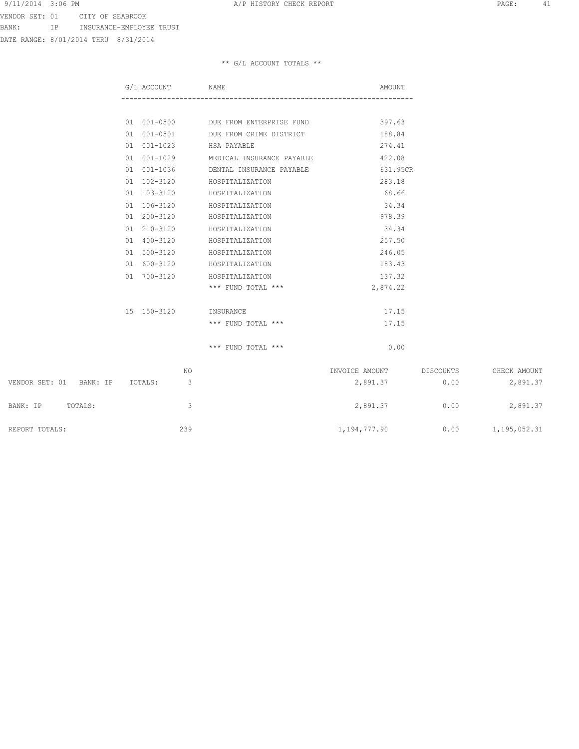VENDOR SET: 01 CITY OF SEABROOK
BANK: IP INSURANCE-EMPLOYEE TRUST
DATE RANGE: 8/01/2014 THRU 8/31/2014

## ** G/L ACCOUNT TOTALS **

| G/L ACCOUNT | NAME | AMOUNT |
|---|---|---|
| 01 001-0500 | DUE FROM ENTERPRISE FUND | 397.63 |
| 01 001-0501 | DUE FROM CRIME DISTRICT | 188.84 |
| 01 001-1023 | HSA PAYABLE | 274.41 |
| 01 001-1029 | MEDICAL INSURANCE PAYABLE | 422.08 |
| 01 001-1036 | DENTAL INSURANCE PAYABLE | 631.95CR |
| 01 102-3120 | HOSPITALIZATION | 283.18 |
| 01 103-3120 | HOSPITALIZATION | 68.66 |
| 01 106-3120 | HOSPITALIZATION | 34.34 |
| 01 200-3120 | HOSPITALIZATION | 978.39 |
| 01 210-3120 | HOSPITALIZATION | 34.34 |
| 01 400-3120 | HOSPITALIZATION | 257.50 |
| 01 500-3120 | HOSPITALIZATION | 246.05 |
| 01 600-3120 | HOSPITALIZATION | 183.43 |
| 01 700-3120 | HOSPITALIZATION | 137.32 |
| | *** FUND TOTAL *** | 2,874.22 |
| 15 150-3120 | INSURANCE | 17.15 |
| | *** FUND TOTAL *** | 17.15 |
| | *** FUND TOTAL *** | 0.00 |

| | NO | INVOICE AMOUNT | DISCOUNTS | CHECK AMOUNT |
|---|---|---|---|---|
| VENDOR SET: 01 BANK: IP TOTALS: | 3 | 2,891.37 | 0.00 | 2,891.37 |
| BANK: IP TOTALS: | 3 | 2,891.37 | 0.00 | 2,891.37 |
| REPORT TOTALS: | 239 | 1,194,777.90 | 0.00 | 1,195,052.31 |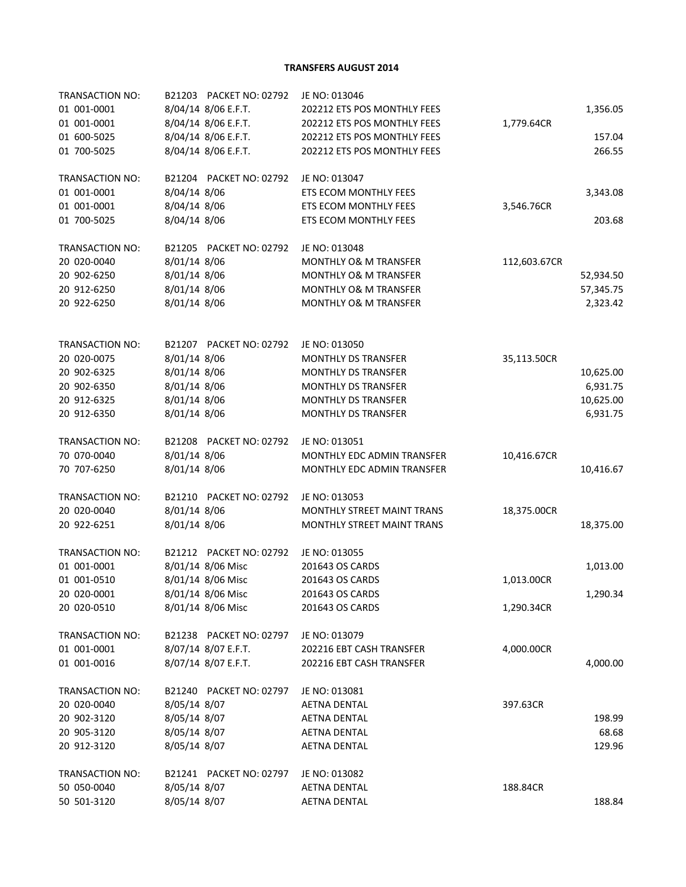# TRANSFERS AUGUST 2014

| | | | | |
|---|---|---|---|---|
| TRANSACTION NO: | B21203 PACKET NO: 02792 | JE NO: 013046 | | |
| 01 001-0001 | 8/04/14 8/06 E.F.T. | 202212 ETS POS MONTHLY FEES | | 1,356.05 |
| 01 001-0001 | 8/04/14 8/06 E.F.T. | 202212 ETS POS MONTHLY FEES | 1,779.64CR | |
| 01 600-5025 | 8/04/14 8/06 E.F.T. | 202212 ETS POS MONTHLY FEES | | 157.04 |
| 01 700-5025 | 8/04/14 8/06 E.F.T. | 202212 ETS POS MONTHLY FEES | | 266.55 |
| | | | | |
| TRANSACTION NO: | B21204 PACKET NO: 02792 | JE NO: 013047 | | |
| 01 001-0001 | 8/04/14 8/06 | ETS ECOM MONTHLY FEES | | 3,343.08 |
| 01 001-0001 | 8/04/14 8/06 | ETS ECOM MONTHLY FEES | 3,546.76CR | |
| 01 700-5025 | 8/04/14 8/06 | ETS ECOM MONTHLY FEES | | 203.68 |
| | | | | |
| TRANSACTION NO: | B21205 PACKET NO: 02792 | JE NO: 013048 | | |
| 20 020-0040 | 8/01/14 8/06 | MONTHLY O& M TRANSFER | 112,603.67CR | |
| 20 902-6250 | 8/01/14 8/06 | MONTHLY O& M TRANSFER | | 52,934.50 |
| 20 912-6250 | 8/01/14 8/06 | MONTHLY O& M TRANSFER | | 57,345.75 |
| 20 922-6250 | 8/01/14 8/06 | MONTHLY O& M TRANSFER | | 2,323.42 |
| | | | | |
| TRANSACTION NO: | B21207 PACKET NO: 02792 | JE NO: 013050 | | |
| 20 020-0075 | 8/01/14 8/06 | MONTHLY DS TRANSFER | 35,113.50CR | |
| 20 902-6325 | 8/01/14 8/06 | MONTHLY DS TRANSFER | | 10,625.00 |
| 20 902-6350 | 8/01/14 8/06 | MONTHLY DS TRANSFER | | 6,931.75 |
| 20 912-6325 | 8/01/14 8/06 | MONTHLY DS TRANSFER | | 10,625.00 |
| 20 912-6350 | 8/01/14 8/06 | MONTHLY DS TRANSFER | | 6,931.75 |
| | | | | |
| TRANSACTION NO: | B21208 PACKET NO: 02792 | JE NO: 013051 | | |
| 70 070-0040 | 8/01/14 8/06 | MONTHLY EDC ADMIN TRANSFER | 10,416.67CR | |
| 70 707-6250 | 8/01/14 8/06 | MONTHLY EDC ADMIN TRANSFER | | 10,416.67 |
| | | | | |
| TRANSACTION NO: | B21210 PACKET NO: 02792 | JE NO: 013053 | | |
| 20 020-0040 | 8/01/14 8/06 | MONTHLY STREET MAINT TRANS | 18,375.00CR | |
| 20 922-6251 | 8/01/14 8/06 | MONTHLY STREET MAINT TRANS | | 18,375.00 |
| | | | | |
| TRANSACTION NO: | B21212 PACKET NO: 02792 | JE NO: 013055 | | |
| 01 001-0001 | 8/01/14 8/06 Misc | 201643 OS CARDS | | 1,013.00 |
| 01 001-0510 | 8/01/14 8/06 Misc | 201643 OS CARDS | 1,013.00CR | |
| 20 020-0001 | 8/01/14 8/06 Misc | 201643 OS CARDS | | 1,290.34 |
| 20 020-0510 | 8/01/14 8/06 Misc | 201643 OS CARDS | 1,290.34CR | |
| | | | | |
| TRANSACTION NO: | B21238 PACKET NO: 02797 | JE NO: 013079 | | |
| 01 001-0001 | 8/07/14 8/07 E.F.T. | 202216 EBT CASH TRANSFER | 4,000.00CR | |
| 01 001-0016 | 8/07/14 8/07 E.F.T. | 202216 EBT CASH TRANSFER | | 4,000.00 |
| | | | | |
| TRANSACTION NO: | B21240 PACKET NO: 02797 | JE NO: 013081 | | |
| 20 020-0040 | 8/05/14 8/07 | AETNA DENTAL | 397.63CR | |
| 20 902-3120 | 8/05/14 8/07 | AETNA DENTAL | | 198.99 |
| 20 905-3120 | 8/05/14 8/07 | AETNA DENTAL | | 68.68 |
| 20 912-3120 | 8/05/14 8/07 | AETNA DENTAL | | 129.96 |
| | | | | |
| TRANSACTION NO: | B21241 PACKET NO: 02797 | JE NO: 013082 | | |
| 50 050-0040 | 8/05/14 8/07 | AETNA DENTAL | 188.84CR | |
| 50 501-3120 | 8/05/14 8/07 | AETNA DENTAL | | 188.84 |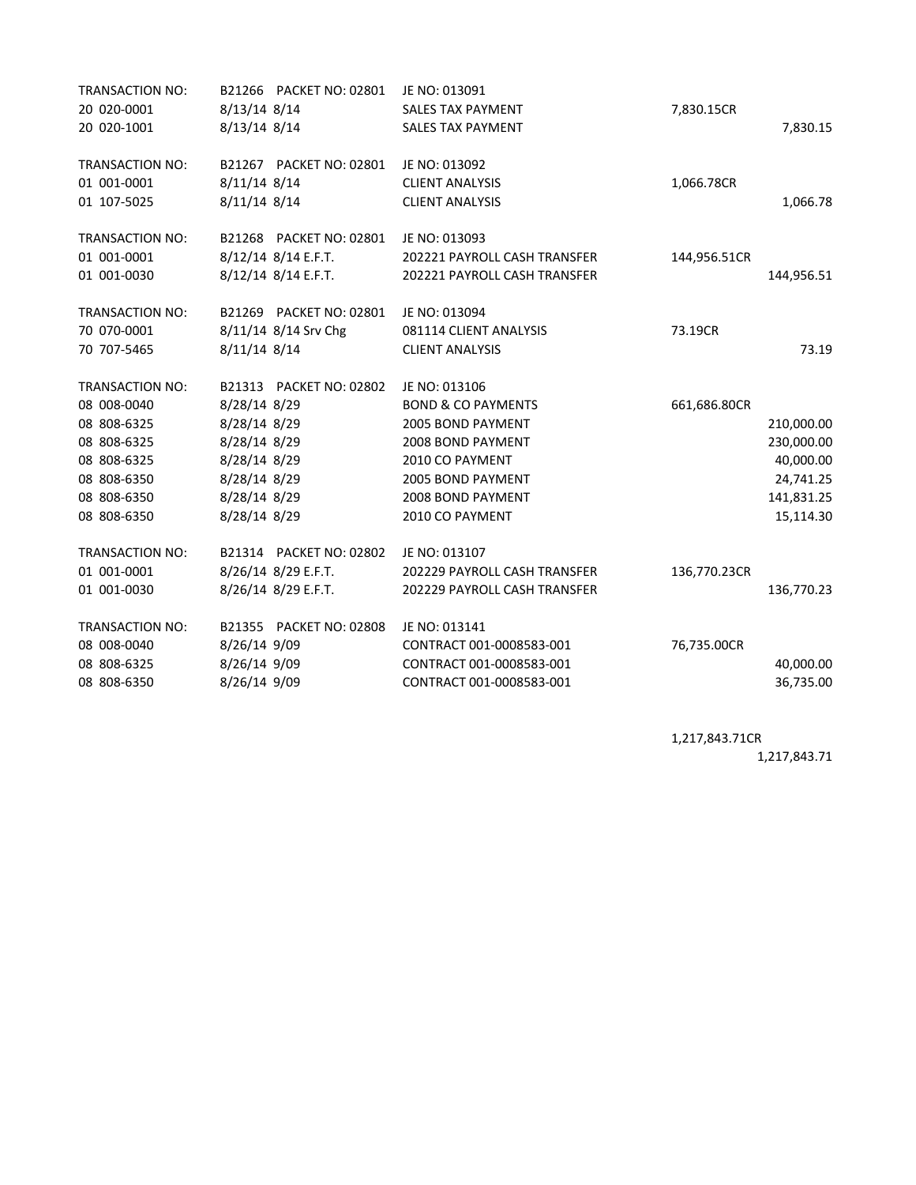| | | | | |
|---|---|---|---|---|
| TRANSACTION NO: | B21266 PACKET NO: 02801 | JE NO: 013091 | | |
| 20 020-0001 | 8/13/14 8/14 | SALES TAX PAYMENT | 7,830.15CR | |
| 20 020-1001 | 8/13/14 8/14 | SALES TAX PAYMENT | | 7,830.15 |
| | | | | |
| TRANSACTION NO: | B21267 PACKET NO: 02801 | JE NO: 013092 | | |
| 01 001-0001 | 8/11/14 8/14 | CLIENT ANALYSIS | 1,066.78CR | |
| 01 107-5025 | 8/11/14 8/14 | CLIENT ANALYSIS | | 1,066.78 |
| | | | | |
| TRANSACTION NO: | B21268 PACKET NO: 02801 | JE NO: 013093 | | |
| 01 001-0001 | 8/12/14 8/14 E.F.T. | 202221 PAYROLL CASH TRANSFER | 144,956.51CR | |
| 01 001-0030 | 8/12/14 8/14 E.F.T. | 202221 PAYROLL CASH TRANSFER | | 144,956.51 |
| | | | | |
| TRANSACTION NO: | B21269 PACKET NO: 02801 | JE NO: 013094 | | |
| 70 070-0001 | 8/11/14 8/14 Srv Chg | 081114 CLIENT ANALYSIS | 73.19CR | |
| 70 707-5465 | 8/11/14 8/14 | CLIENT ANALYSIS | | 73.19 |
| | | | | |
| TRANSACTION NO: | B21313 PACKET NO: 02802 | JE NO: 013106 | | |
| 08 008-0040 | 8/28/14 8/29 | BOND & CO PAYMENTS | 661,686.80CR | |
| 08 808-6325 | 8/28/14 8/29 | 2005 BOND PAYMENT | | 210,000.00 |
| 08 808-6325 | 8/28/14 8/29 | 2008 BOND PAYMENT | | 230,000.00 |
| 08 808-6325 | 8/28/14 8/29 | 2010 CO PAYMENT | | 40,000.00 |
| 08 808-6350 | 8/28/14 8/29 | 2005 BOND PAYMENT | | 24,741.25 |
| 08 808-6350 | 8/28/14 8/29 | 2008 BOND PAYMENT | | 141,831.25 |
| 08 808-6350 | 8/28/14 8/29 | 2010 CO PAYMENT | | 15,114.30 |
| | | | | |
| TRANSACTION NO: | B21314 PACKET NO: 02802 | JE NO: 013107 | | |
| 01 001-0001 | 8/26/14 8/29 E.F.T. | 202229 PAYROLL CASH TRANSFER | 136,770.23CR | |
| 01 001-0030 | 8/26/14 8/29 E.F.T. | 202229 PAYROLL CASH TRANSFER | | 136,770.23 |
| | | | | |
| TRANSACTION NO: | B21355 PACKET NO: 02808 | JE NO: 013141 | | |
| 08 008-0040 | 8/26/14 9/09 | CONTRACT 001-0008583-001 | 76,735.00CR | |
| 08 808-6325 | 8/26/14 9/09 | CONTRACT 001-0008583-001 | | 40,000.00 |
| 08 808-6350 | 8/26/14 9/09 | CONTRACT 001-0008583-001 | | 36,735.00 |
| | | | | |
| | | | 1,217,843.71CR | |
| | | | | 1,217,843.71 |